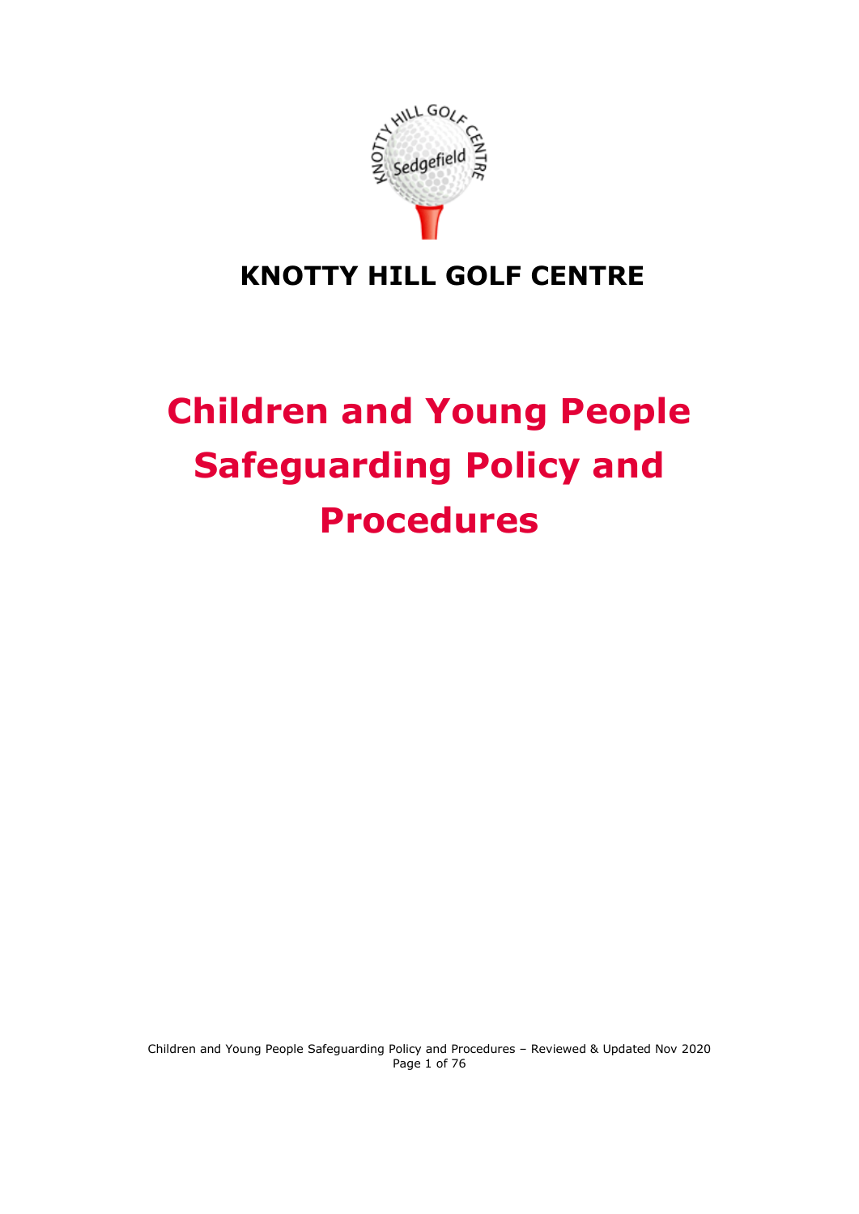# KNOTTY HILL GOLF CENTRE

# Children and Young People Safeguarding Policy and Procedures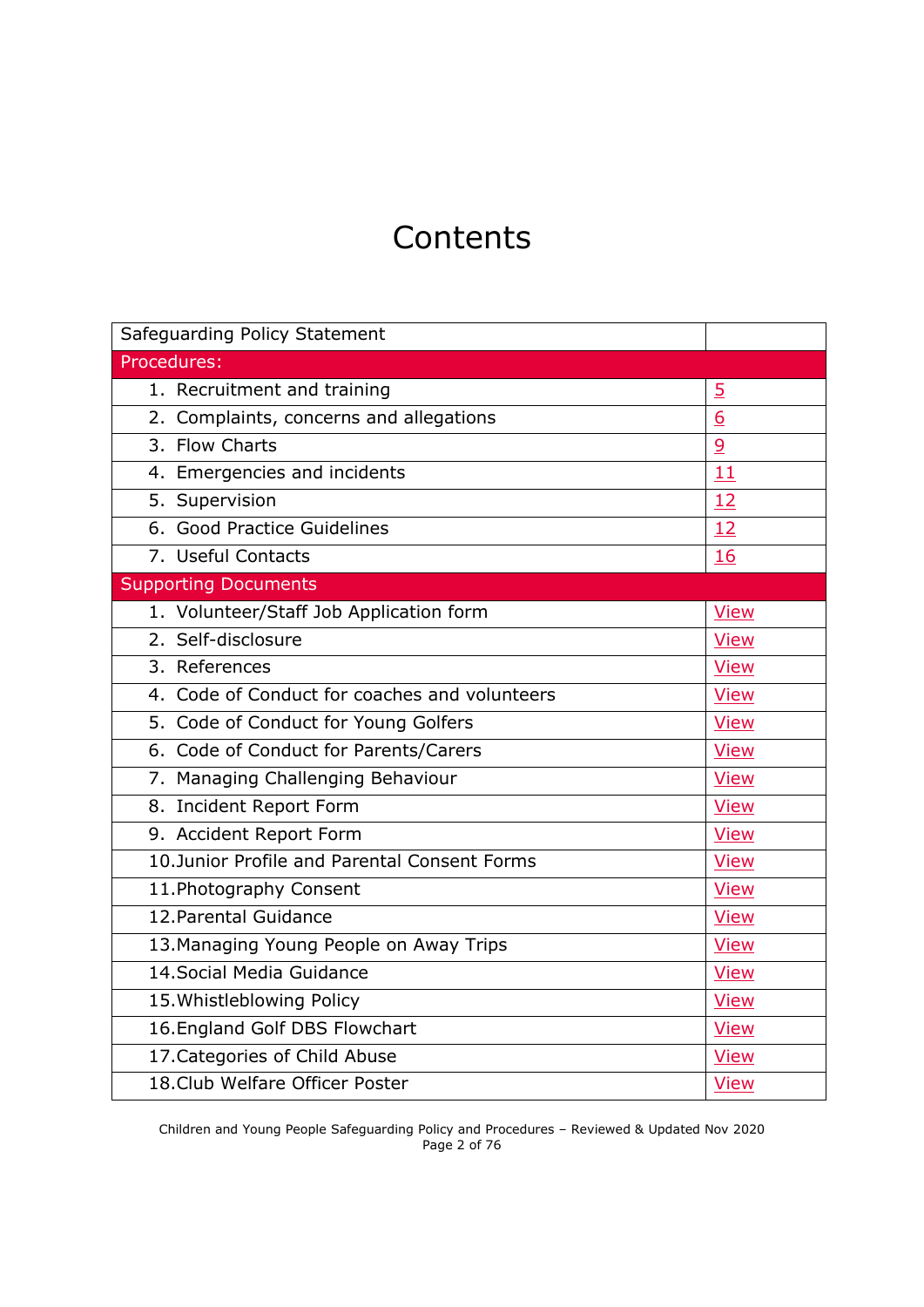# Contents

| Safeguarding Policy Statement | |
|---|---|
| Procedures: | |
| 1. Recruitment and training | 5 |
| 2. Complaints, concerns and allegations | 6 |
| 3. Flow Charts | 9 |
| 4. Emergencies and incidents | 11 |
| 5. Supervision | 12 |
| 6. Good Practice Guidelines | 12 |
| 7. Useful Contacts | 16 |
| Supporting Documents | |
| 1. Volunteer/Staff Job Application form | View |
| 2. Self-disclosure | View |
| 3. References | View |
| 4. Code of Conduct for coaches and volunteers | View |
| 5. Code of Conduct for Young Golfers | View |
| 6. Code of Conduct for Parents/Carers | View |
| 7. Managing Challenging Behaviour | View |
| 8. Incident Report Form | View |
| 9. Accident Report Form | View |
| 10. Junior Profile and Parental Consent Forms | View |
| 11. Photography Consent | View |
| 12. Parental Guidance | View |
| 13. Managing Young People on Away Trips | View |
| 14. Social Media Guidance | View |
| 15. Whistleblowing Policy | View |
| 16. England Golf DBS Flowchart | View |
| 17. Categories of Child Abuse | View |
| 18. Club Welfare Officer Poster | View |

Children and Young People Safeguarding Policy and Procedures – Reviewed & Updated Nov 2020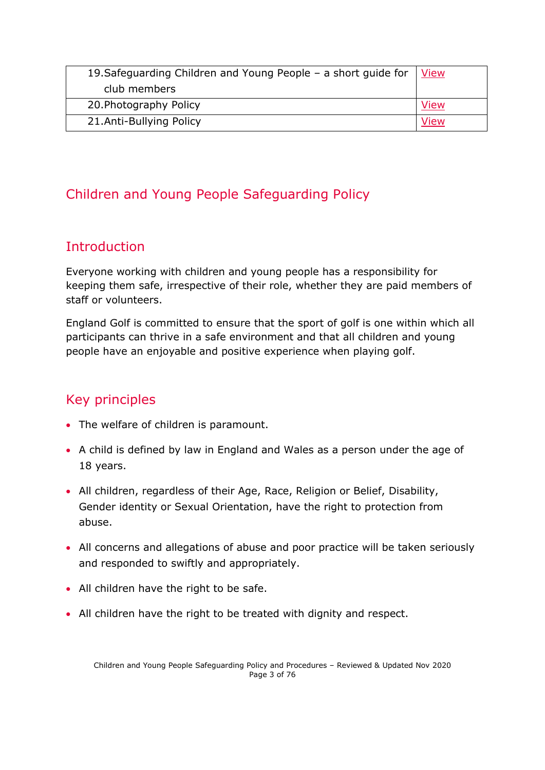| | |
|---|---|
| 19.Safeguarding Children and Young People – a short guide for club members | View |
| 20.Photography Policy | View |
| 21.Anti-Bullying Policy | View |

# Children and Young People Safeguarding Policy

## Introduction

Everyone working with children and young people has a responsibility for keeping them safe, irrespective of their role, whether they are paid members of staff or volunteers.

England Golf is committed to ensure that the sport of golf is one within which all participants can thrive in a safe environment and that all children and young people have an enjoyable and positive experience when playing golf.

## Key principles

- The welfare of children is paramount.
- A child is defined by law in England and Wales as a person under the age of 18 years.
- All children, regardless of their Age, Race, Religion or Belief, Disability, Gender identity or Sexual Orientation, have the right to protection from abuse.
- All concerns and allegations of abuse and poor practice will be taken seriously and responded to swiftly and appropriately.
- All children have the right to be safe.
- All children have the right to be treated with dignity and respect.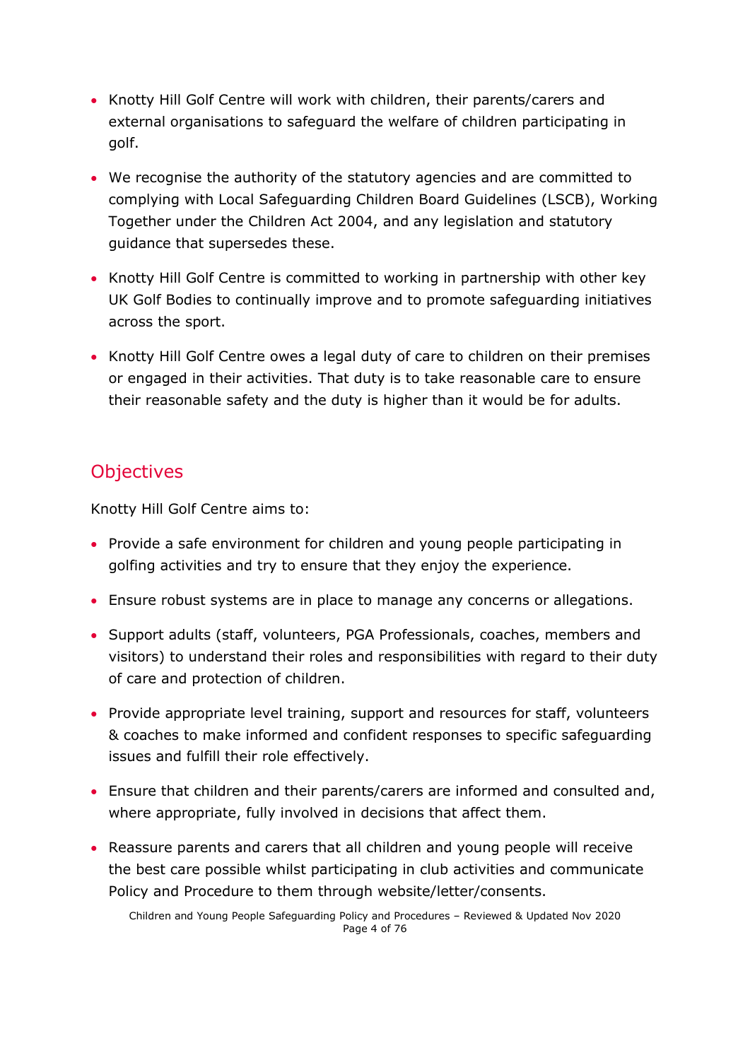- Knotty Hill Golf Centre will work with children, their parents/carers and external organisations to safeguard the welfare of children participating in golf.
- We recognise the authority of the statutory agencies and are committed to complying with Local Safeguarding Children Board Guidelines (LSCB), Working Together under the Children Act 2004, and any legislation and statutory guidance that supersedes these.
- Knotty Hill Golf Centre is committed to working in partnership with other key UK Golf Bodies to continually improve and to promote safeguarding initiatives across the sport.
- Knotty Hill Golf Centre owes a legal duty of care to children on their premises or engaged in their activities. That duty is to take reasonable care to ensure their reasonable safety and the duty is higher than it would be for adults.

## Objectives

Knotty Hill Golf Centre aims to:

- Provide a safe environment for children and young people participating in golfing activities and try to ensure that they enjoy the experience.
- Ensure robust systems are in place to manage any concerns or allegations.
- Support adults (staff, volunteers, PGA Professionals, coaches, members and visitors) to understand their roles and responsibilities with regard to their duty of care and protection of children.
- Provide appropriate level training, support and resources for staff, volunteers & coaches to make informed and confident responses to specific safeguarding issues and fulfill their role effectively.
- Ensure that children and their parents/carers are informed and consulted and, where appropriate, fully involved in decisions that affect them.
- Reassure parents and carers that all children and young people will receive the best care possible whilst participating in club activities and communicate Policy and Procedure to them through website/letter/consents.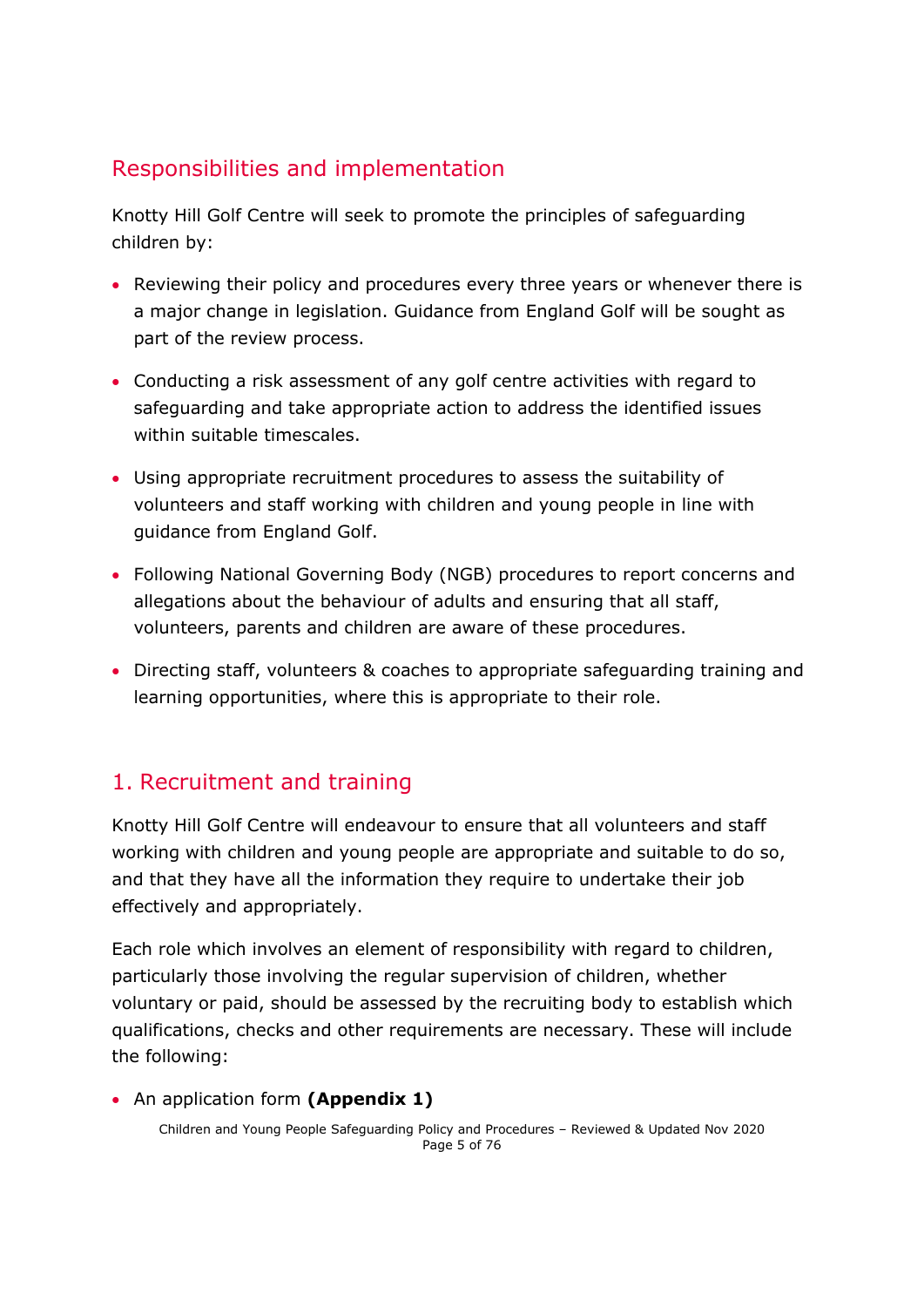## Responsibilities and implementation

Knotty Hill Golf Centre will seek to promote the principles of safeguarding children by:

- Reviewing their policy and procedures every three years or whenever there is a major change in legislation. Guidance from England Golf will be sought as part of the review process.
- Conducting a risk assessment of any golf centre activities with regard to safeguarding and take appropriate action to address the identified issues within suitable timescales.
- Using appropriate recruitment procedures to assess the suitability of volunteers and staff working with children and young people in line with guidance from England Golf.
- Following National Governing Body (NGB) procedures to report concerns and allegations about the behaviour of adults and ensuring that all staff, volunteers, parents and children are aware of these procedures.
- Directing staff, volunteers & coaches to appropriate safeguarding training and learning opportunities, where this is appropriate to their role.

## 1. Recruitment and training

Knotty Hill Golf Centre will endeavour to ensure that all volunteers and staff working with children and young people are appropriate and suitable to do so, and that they have all the information they require to undertake their job effectively and appropriately.

Each role which involves an element of responsibility with regard to children, particularly those involving the regular supervision of children, whether voluntary or paid, should be assessed by the recruiting body to establish which qualifications, checks and other requirements are necessary. These will include the following:

- An application form **(Appendix 1)**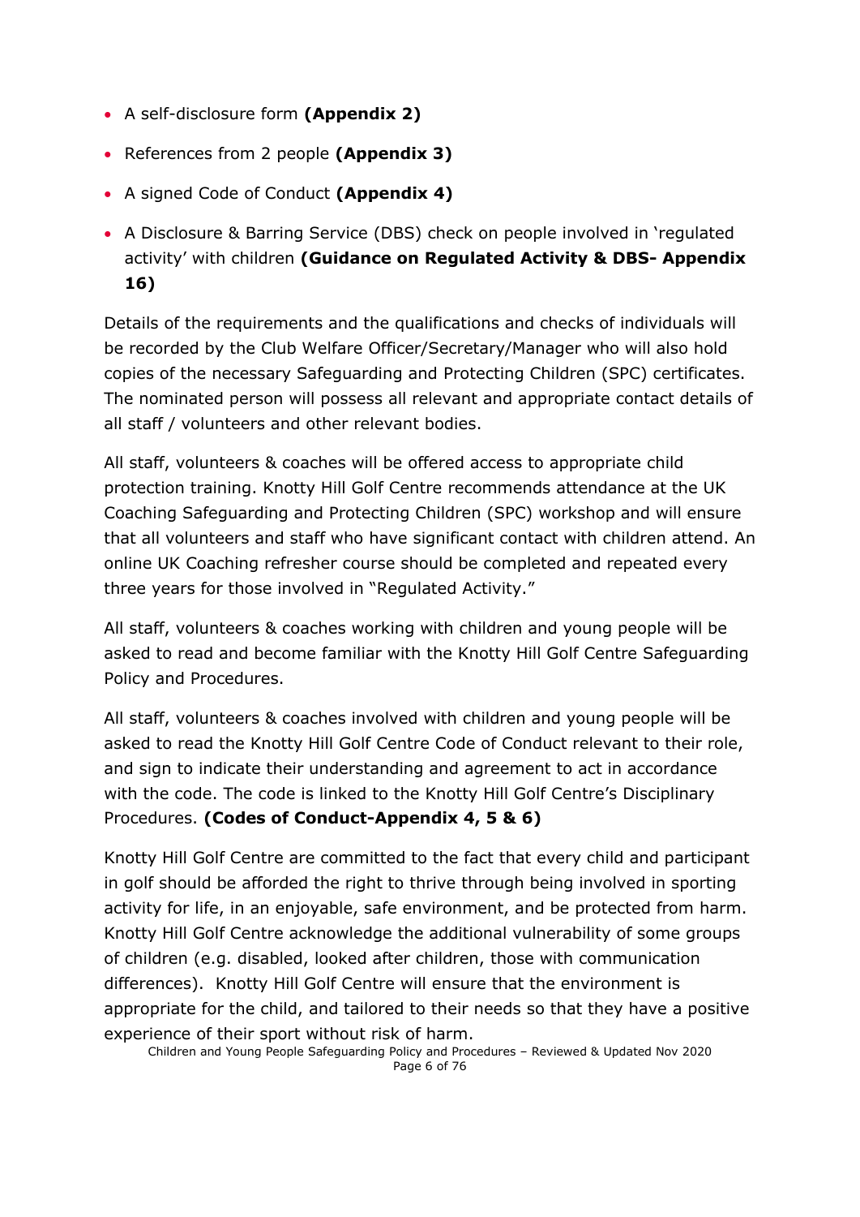- A self-disclosure form **(Appendix 2)**
- References from 2 people **(Appendix 3)**
- A signed Code of Conduct **(Appendix 4)**
- A Disclosure & Barring Service (DBS) check on people involved in 'regulated activity' with children **(Guidance on Regulated Activity & DBS- Appendix 16)**

Details of the requirements and the qualifications and checks of individuals will be recorded by the Club Welfare Officer/Secretary/Manager who will also hold copies of the necessary Safeguarding and Protecting Children (SPC) certificates. The nominated person will possess all relevant and appropriate contact details of all staff / volunteers and other relevant bodies.

All staff, volunteers & coaches will be offered access to appropriate child protection training. Knotty Hill Golf Centre recommends attendance at the UK Coaching Safeguarding and Protecting Children (SPC) workshop and will ensure that all volunteers and staff who have significant contact with children attend. An online UK Coaching refresher course should be completed and repeated every three years for those involved in "Regulated Activity."

All staff, volunteers & coaches working with children and young people will be asked to read and become familiar with the Knotty Hill Golf Centre Safeguarding Policy and Procedures.

All staff, volunteers & coaches involved with children and young people will be asked to read the Knotty Hill Golf Centre Code of Conduct relevant to their role, and sign to indicate their understanding and agreement to act in accordance with the code. The code is linked to the Knotty Hill Golf Centre's Disciplinary Procedures. **(Codes of Conduct-Appendix 4, 5 & 6)**

Knotty Hill Golf Centre are committed to the fact that every child and participant in golf should be afforded the right to thrive through being involved in sporting activity for life, in an enjoyable, safe environment, and be protected from harm. Knotty Hill Golf Centre acknowledge the additional vulnerability of some groups of children (e.g. disabled, looked after children, those with communication differences). Knotty Hill Golf Centre will ensure that the environment is appropriate for the child, and tailored to their needs so that they have a positive experience of their sport without risk of harm.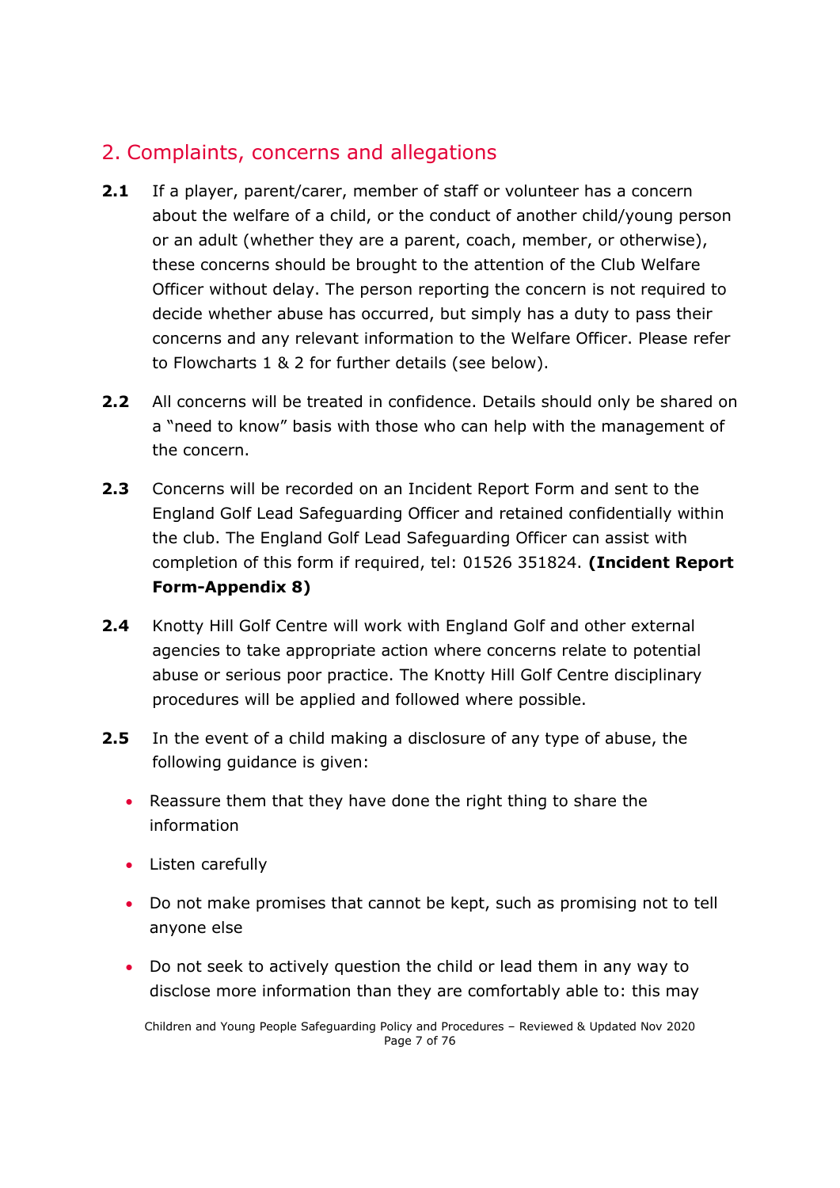## 2. Complaints, concerns and allegations

**2.1** If a player, parent/carer, member of staff or volunteer has a concern about the welfare of a child, or the conduct of another child/young person or an adult (whether they are a parent, coach, member, or otherwise), these concerns should be brought to the attention of the Club Welfare Officer without delay. The person reporting the concern is not required to decide whether abuse has occurred, but simply has a duty to pass their concerns and any relevant information to the Welfare Officer. Please refer to Flowcharts 1 & 2 for further details (see below).

**2.2** All concerns will be treated in confidence. Details should only be shared on a "need to know" basis with those who can help with the management of the concern.

**2.3** Concerns will be recorded on an Incident Report Form and sent to the England Golf Lead Safeguarding Officer and retained confidentially within the club. The England Golf Lead Safeguarding Officer can assist with completion of this form if required, tel: 01526 351824. **(Incident Report Form-Appendix 8)**

**2.4** Knotty Hill Golf Centre will work with England Golf and other external agencies to take appropriate action where concerns relate to potential abuse or serious poor practice. The Knotty Hill Golf Centre disciplinary procedures will be applied and followed where possible.

**2.5** In the event of a child making a disclosure of any type of abuse, the following guidance is given:

- Reassure them that they have done the right thing to share the information
- Listen carefully
- Do not make promises that cannot be kept, such as promising not to tell anyone else
- Do not seek to actively question the child or lead them in any way to disclose more information than they are comfortably able to: this may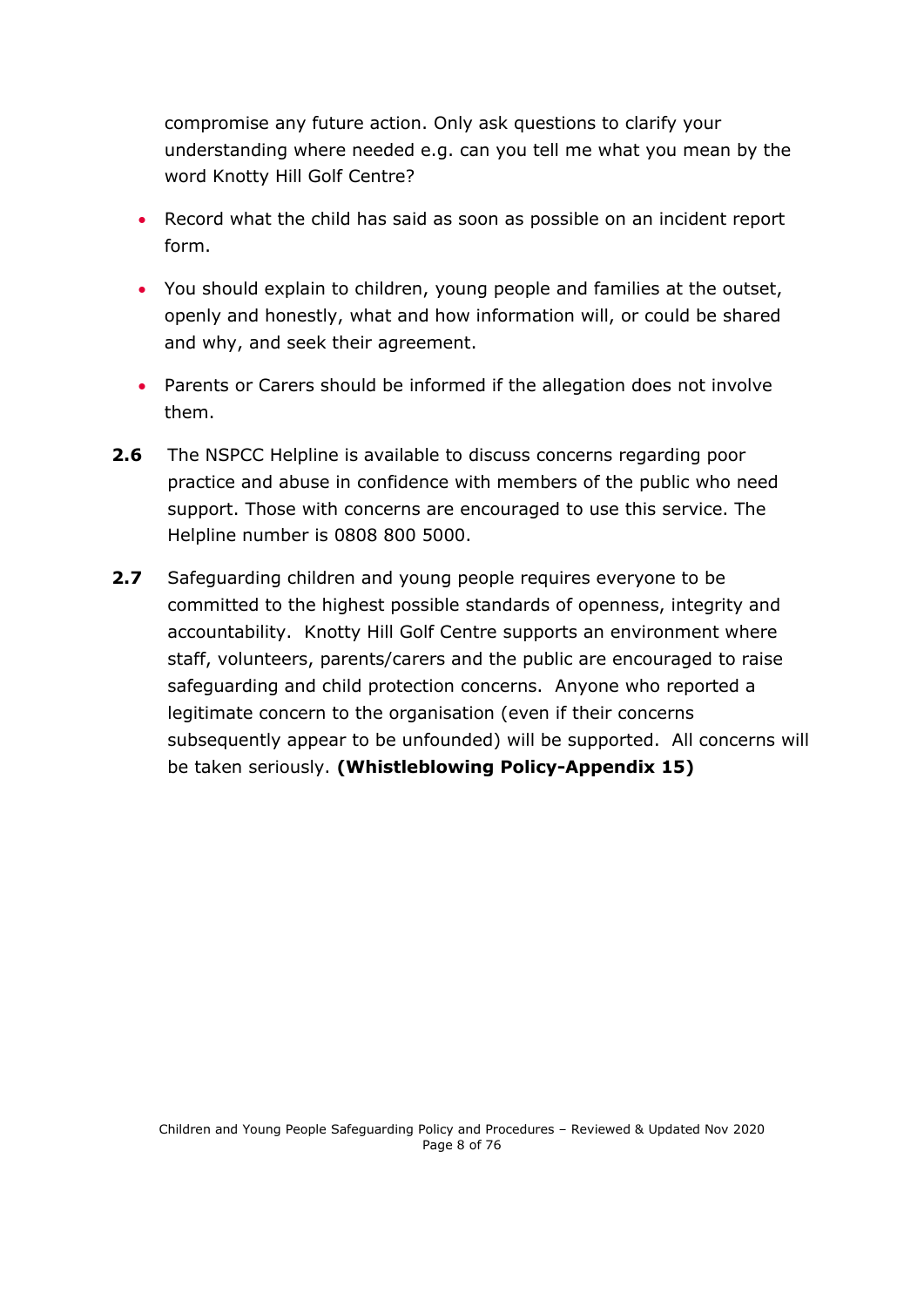compromise any future action. Only ask questions to clarify your understanding where needed e.g. can you tell me what you mean by the word Knotty Hill Golf Centre?

- Record what the child has said as soon as possible on an incident report form.
- You should explain to children, young people and families at the outset, openly and honestly, what and how information will, or could be shared and why, and seek their agreement.
- Parents or Carers should be informed if the allegation does not involve them.

**2.6** The NSPCC Helpline is available to discuss concerns regarding poor practice and abuse in confidence with members of the public who need support. Those with concerns are encouraged to use this service. The Helpline number is 0808 800 5000.

**2.7** Safeguarding children and young people requires everyone to be committed to the highest possible standards of openness, integrity and accountability. Knotty Hill Golf Centre supports an environment where staff, volunteers, parents/carers and the public are encouraged to raise safeguarding and child protection concerns. Anyone who reported a legitimate concern to the organisation (even if their concerns subsequently appear to be unfounded) will be supported. All concerns will be taken seriously. **(Whistleblowing Policy-Appendix 15)**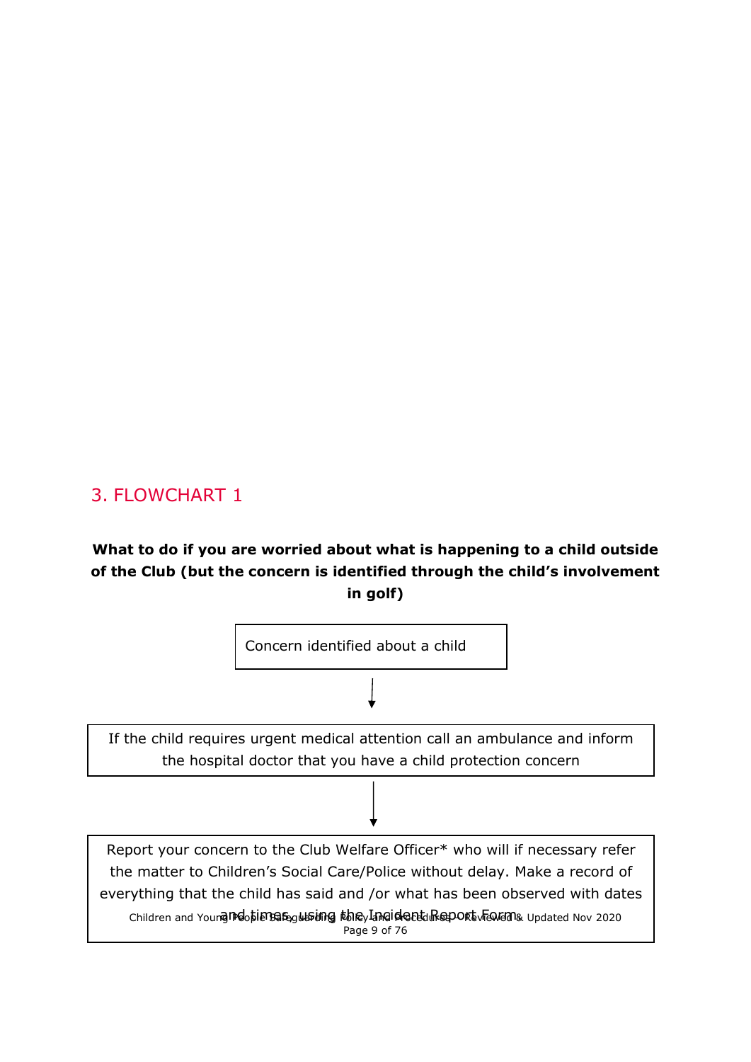## 3. FLOWCHART 1

**What to do if you are worried about what is happening to a child outside of the Club (but the concern is identified through the child's involvement in golf)**

Concern identified about a child

↓

If the child requires urgent medical attention call an ambulance and inform the hospital doctor that you have a child protection concern

↓

Report your concern to the Club Welfare Officer* who will if necessary refer the matter to Children's Social Care/Police without delay. Make a record of everything that the child has said and /or what has been observed with dates and times, using the Incident Report Form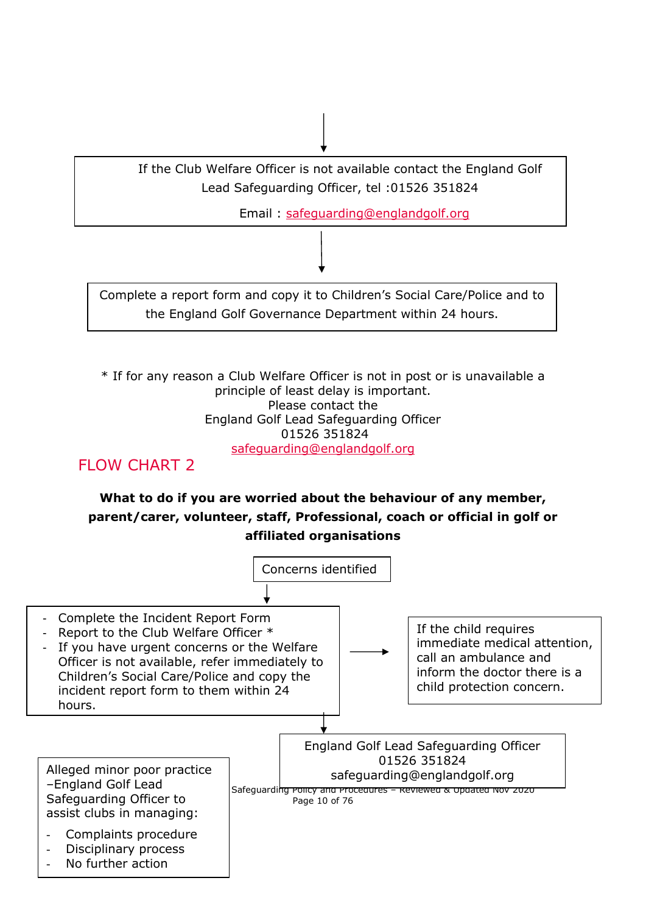If the Club Welfare Officer is not available contact the England Golf Lead Safeguarding Officer, tel :01526 351824

Email : safeguarding@englandgolf.org

Complete a report form and copy it to Children's Social Care/Police and to the England Golf Governance Department within 24 hours.

\* If for any reason a Club Welfare Officer is not in post or is unavailable a principle of least delay is important.
Please contact the
England Golf Lead Safeguarding Officer
01526 351824
safeguarding@englandgolf.org

## FLOW CHART 2

**What to do if you are worried about the behaviour of any member, parent/carer, volunteer, staff, Professional, coach or official in golf or affiliated organisations**

Concerns identified

- Complete the Incident Report Form
- Report to the Club Welfare Officer *
- If you have urgent concerns or the Welfare Officer is not available, refer immediately to Children's Social Care/Police and copy the incident report form to them within 24 hours.

If the child requires immediate medical attention, call an ambulance and inform the doctor there is a child protection concern.

England Golf Lead Safeguarding Officer
01526 351824
safeguarding@englandgolf.org

Alleged minor poor practice –England Golf Lead Safeguarding Officer to assist clubs in managing:

- Complaints procedure
- Disciplinary process
- No further action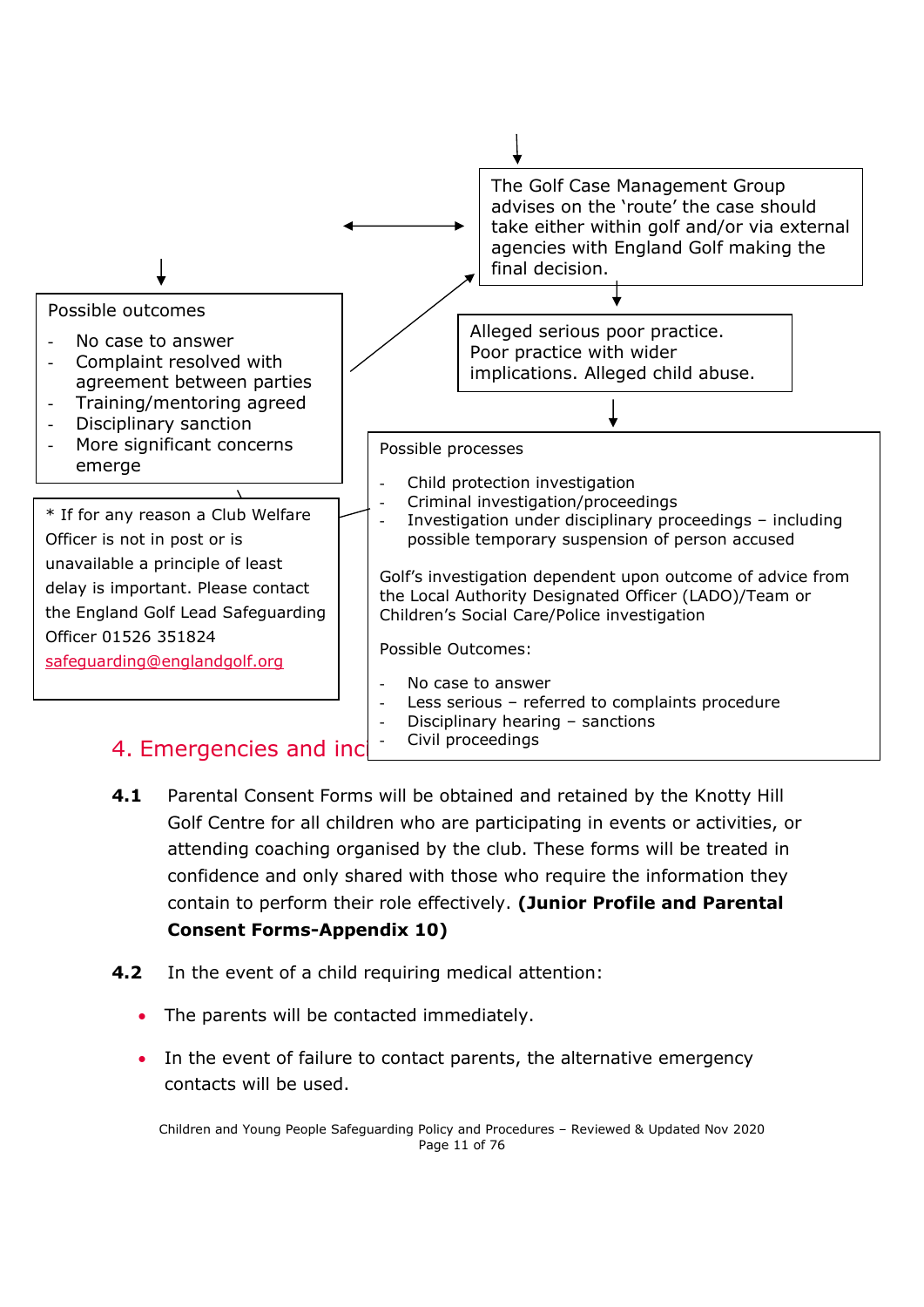The Golf Case Management Group advises on the 'route' the case should take either within golf and/or via external agencies with England Golf making the final decision.

Alleged serious poor practice. Poor practice with wider implications. Alleged child abuse.

Possible outcomes

- No case to answer
- Complaint resolved with agreement between parties
- Training/mentoring agreed
- Disciplinary sanction
- More significant concerns emerge

Possible processes

- Child protection investigation
- Criminal investigation/proceedings
- Investigation under disciplinary proceedings – including possible temporary suspension of person accused

Golf's investigation dependent upon outcome of advice from the Local Authority Designated Officer (LADO)/Team or Children's Social Care/Police investigation

Possible Outcomes:

- No case to answer
- Less serious – referred to complaints procedure
- Disciplinary hearing – sanctions
- Civil proceedings

* If for any reason a Club Welfare Officer is not in post or is unavailable a principle of least delay is important. Please contact the England Golf Lead Safeguarding Officer 01526 351824 safeguarding@englandgolf.org

## 4. Emergencies and inc

**4.1** Parental Consent Forms will be obtained and retained by the Knotty Hill Golf Centre for all children who are participating in events or activities, or attending coaching organised by the club. These forms will be treated in confidence and only shared with those who require the information they contain to perform their role effectively. **(Junior Profile and Parental Consent Forms-Appendix 10)**

**4.2** In the event of a child requiring medical attention:

- The parents will be contacted immediately.
- In the event of failure to contact parents, the alternative emergency contacts will be used.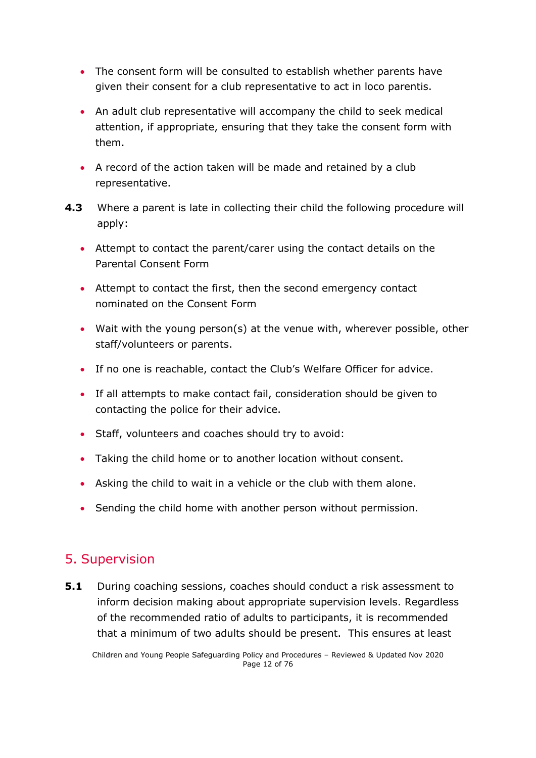- The consent form will be consulted to establish whether parents have given their consent for a club representative to act in loco parentis.
- An adult club representative will accompany the child to seek medical attention, if appropriate, ensuring that they take the consent form with them.
- A record of the action taken will be made and retained by a club representative.

**4.3** Where a parent is late in collecting their child the following procedure will apply:

- Attempt to contact the parent/carer using the contact details on the Parental Consent Form
- Attempt to contact the first, then the second emergency contact nominated on the Consent Form
- Wait with the young person(s) at the venue with, wherever possible, other staff/volunteers or parents.
- If no one is reachable, contact the Club's Welfare Officer for advice.
- If all attempts to make contact fail, consideration should be given to contacting the police for their advice.
- Staff, volunteers and coaches should try to avoid:
- Taking the child home or to another location without consent.
- Asking the child to wait in a vehicle or the club with them alone.
- Sending the child home with another person without permission.

## 5. Supervision

**5.1** During coaching sessions, coaches should conduct a risk assessment to inform decision making about appropriate supervision levels. Regardless of the recommended ratio of adults to participants, it is recommended that a minimum of two adults should be present. This ensures at least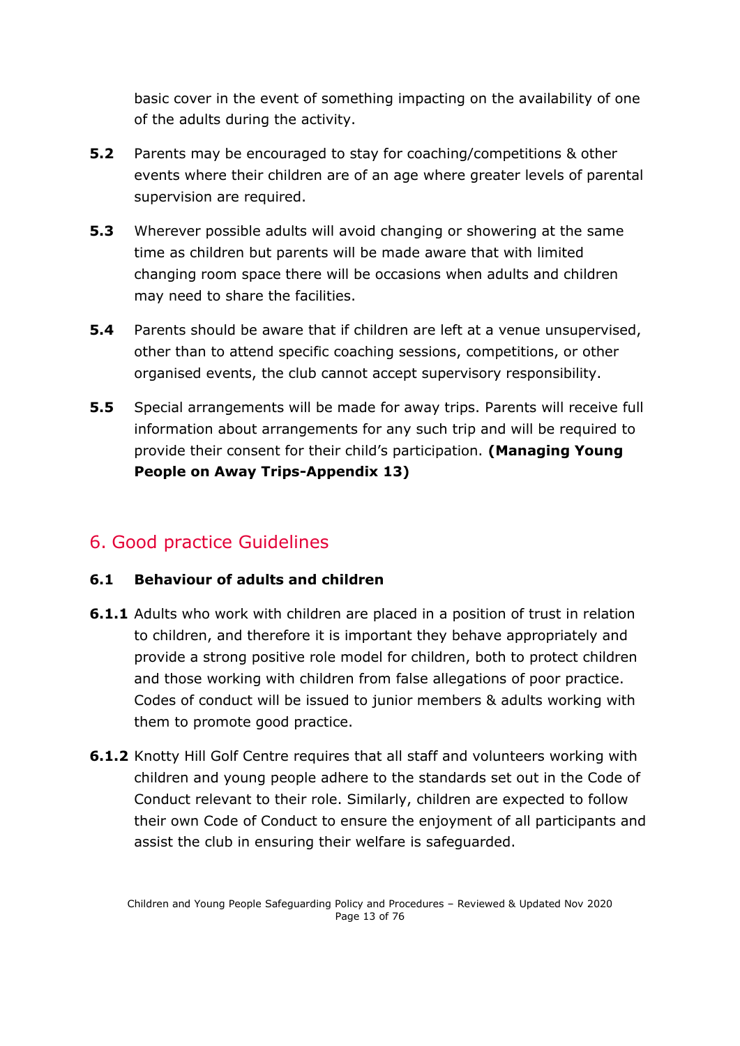basic cover in the event of something impacting on the availability of one of the adults during the activity.

**5.2** Parents may be encouraged to stay for coaching/competitions & other events where their children are of an age where greater levels of parental supervision are required.

**5.3** Wherever possible adults will avoid changing or showering at the same time as children but parents will be made aware that with limited changing room space there will be occasions when adults and children may need to share the facilities.

**5.4** Parents should be aware that if children are left at a venue unsupervised, other than to attend specific coaching sessions, competitions, or other organised events, the club cannot accept supervisory responsibility.

**5.5** Special arrangements will be made for away trips. Parents will receive full information about arrangements for any such trip and will be required to provide their consent for their child's participation. **(Managing Young People on Away Trips-Appendix 13)**

## 6. Good practice Guidelines

### 6.1 Behaviour of adults and children

**6.1.1** Adults who work with children are placed in a position of trust in relation to children, and therefore it is important they behave appropriately and provide a strong positive role model for children, both to protect children and those working with children from false allegations of poor practice. Codes of conduct will be issued to junior members & adults working with them to promote good practice.

**6.1.2** Knotty Hill Golf Centre requires that all staff and volunteers working with children and young people adhere to the standards set out in the Code of Conduct relevant to their role. Similarly, children are expected to follow their own Code of Conduct to ensure the enjoyment of all participants and assist the club in ensuring their welfare is safeguarded.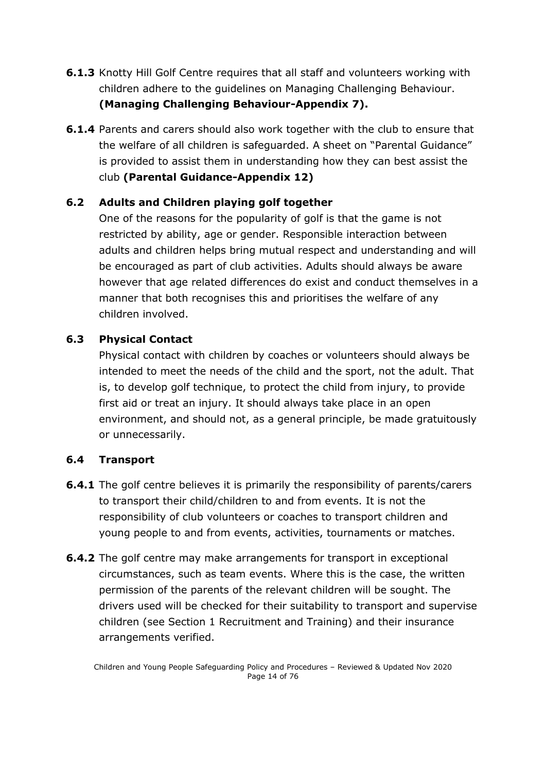**6.1.3** Knotty Hill Golf Centre requires that all staff and volunteers working with children adhere to the guidelines on Managing Challenging Behaviour. **(Managing Challenging Behaviour-Appendix 7).**

**6.1.4** Parents and carers should also work together with the club to ensure that the welfare of all children is safeguarded. A sheet on "Parental Guidance" is provided to assist them in understanding how they can best assist the club **(Parental Guidance-Appendix 12)**

### 6.2 Adults and Children playing golf together

One of the reasons for the popularity of golf is that the game is not restricted by ability, age or gender. Responsible interaction between adults and children helps bring mutual respect and understanding and will be encouraged as part of club activities. Adults should always be aware however that age related differences do exist and conduct themselves in a manner that both recognises this and prioritises the welfare of any children involved.

### 6.3 Physical Contact

Physical contact with children by coaches or volunteers should always be intended to meet the needs of the child and the sport, not the adult. That is, to develop golf technique, to protect the child from injury, to provide first aid or treat an injury. It should always take place in an open environment, and should not, as a general principle, be made gratuitously or unnecessarily.

### 6.4 Transport

**6.4.1** The golf centre believes it is primarily the responsibility of parents/carers to transport their child/children to and from events. It is not the responsibility of club volunteers or coaches to transport children and young people to and from events, activities, tournaments or matches.

**6.4.2** The golf centre may make arrangements for transport in exceptional circumstances, such as team events. Where this is the case, the written permission of the parents of the relevant children will be sought. The drivers used will be checked for their suitability to transport and supervise children (see Section 1 Recruitment and Training) and their insurance arrangements verified.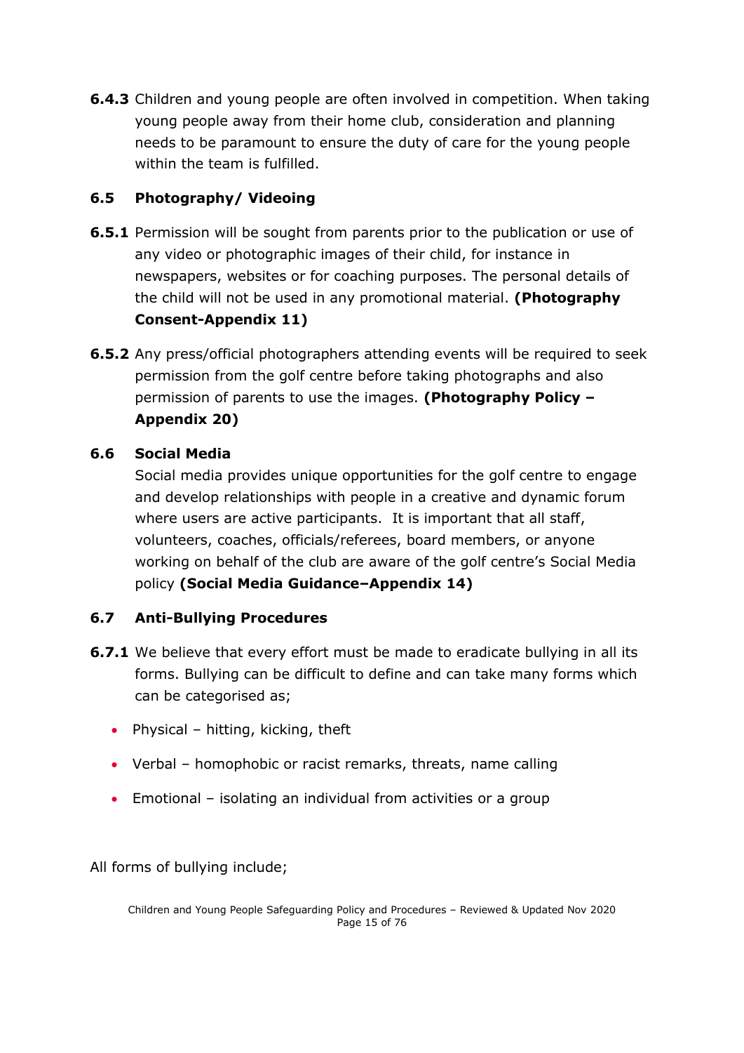**6.4.3** Children and young people are often involved in competition. When taking young people away from their home club, consideration and planning needs to be paramount to ensure the duty of care for the young people within the team is fulfilled.

### 6.5 Photography/ Videoing

**6.5.1** Permission will be sought from parents prior to the publication or use of any video or photographic images of their child, for instance in newspapers, websites or for coaching purposes. The personal details of the child will not be used in any promotional material. **(Photography Consent-Appendix 11)**

**6.5.2** Any press/official photographers attending events will be required to seek permission from the golf centre before taking photographs and also permission of parents to use the images. **(Photography Policy – Appendix 20)**

### 6.6 Social Media

Social media provides unique opportunities for the golf centre to engage and develop relationships with people in a creative and dynamic forum where users are active participants. It is important that all staff, volunteers, coaches, officials/referees, board members, or anyone working on behalf of the club are aware of the golf centre's Social Media policy **(Social Media Guidance–Appendix 14)**

### 6.7 Anti-Bullying Procedures

**6.7.1** We believe that every effort must be made to eradicate bullying in all its forms. Bullying can be difficult to define and can take many forms which can be categorised as;

- Physical – hitting, kicking, theft
- Verbal – homophobic or racist remarks, threats, name calling
- Emotional – isolating an individual from activities or a group

All forms of bullying include;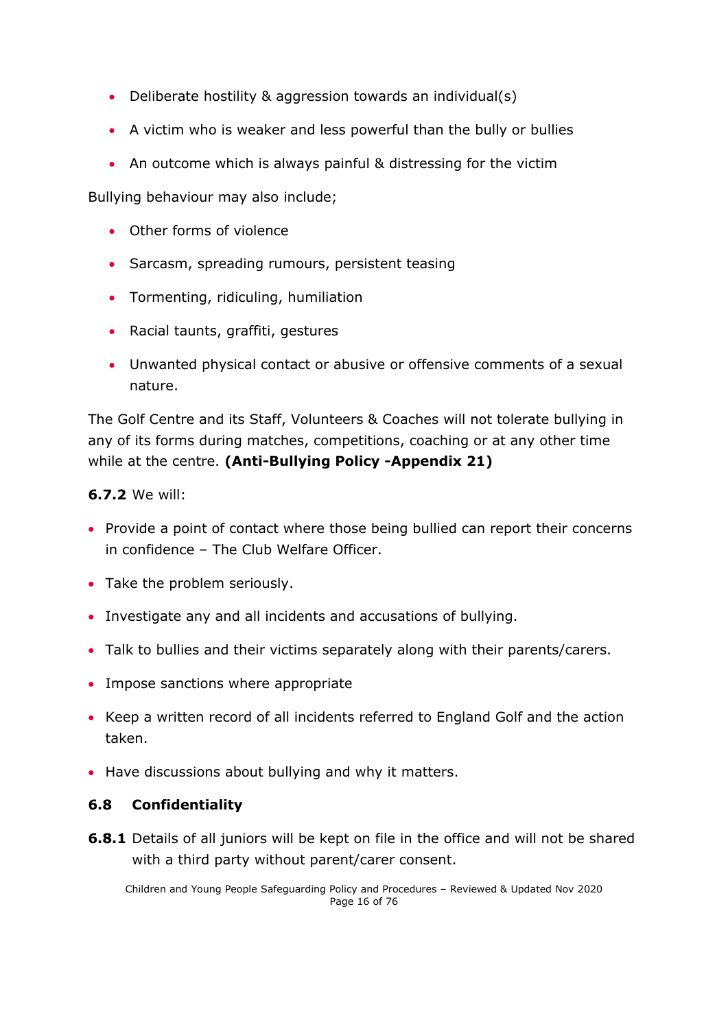- Deliberate hostility & aggression towards an individual(s)
- A victim who is weaker and less powerful than the bully or bullies
- An outcome which is always painful & distressing for the victim

Bullying behaviour may also include;

- Other forms of violence
- Sarcasm, spreading rumours, persistent teasing
- Tormenting, ridiculing, humiliation
- Racial taunts, graffiti, gestures
- Unwanted physical contact or abusive or offensive comments of a sexual nature.

The Golf Centre and its Staff, Volunteers & Coaches will not tolerate bullying in any of its forms during matches, competitions, coaching or at any other time while at the centre. **(Anti-Bullying Policy -Appendix 21)**

**6.7.2** We will:

- Provide a point of contact where those being bullied can report their concerns in confidence – The Club Welfare Officer.
- Take the problem seriously.
- Investigate any and all incidents and accusations of bullying.
- Talk to bullies and their victims separately along with their parents/carers.
- Impose sanctions where appropriate
- Keep a written record of all incidents referred to England Golf and the action taken.
- Have discussions about bullying and why it matters.

### 6.8 Confidentiality

**6.8.1** Details of all juniors will be kept on file in the office and will not be shared with a third party without parent/carer consent.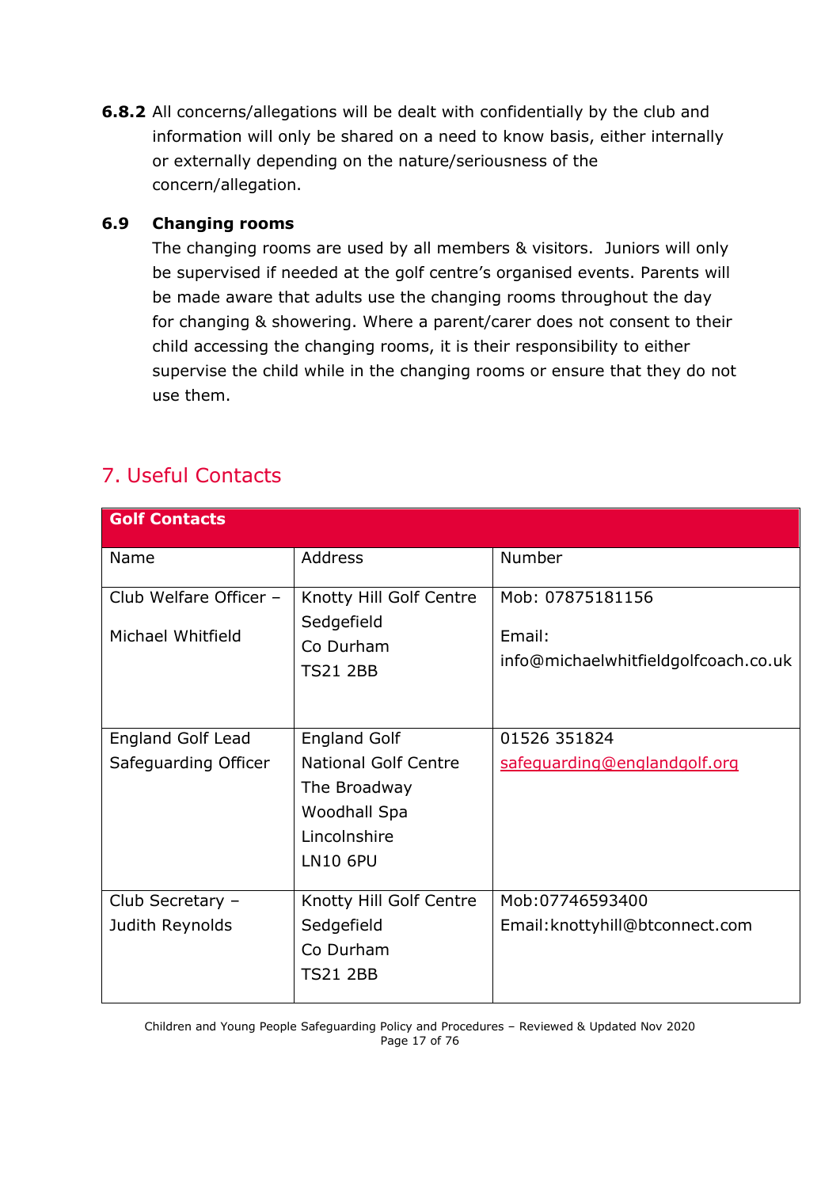**6.8.2** All concerns/allegations will be dealt with confidentially by the club and information will only be shared on a need to know basis, either internally or externally depending on the nature/seriousness of the concern/allegation.

### 6.9 Changing rooms

The changing rooms are used by all members & visitors. Juniors will only be supervised if needed at the golf centre's organised events. Parents will be made aware that adults use the changing rooms throughout the day for changing & showering. Where a parent/carer does not consent to their child accessing the changing rooms, it is their responsibility to either supervise the child while in the changing rooms or ensure that they do not use them.

## 7. Useful Contacts

| **Golf Contacts** | | |
|---|---|---|
| Name | Address | Number |
| Club Welfare Officer – Michael Whitfield | Knotty Hill Golf Centre<br>Sedgefield<br>Co Durham<br>TS21 2BB | Mob: 07875181156<br>Email: info@michaelwhitfieldgolfcoach.co.uk |
| England Golf Lead Safeguarding Officer | England Golf<br>National Golf Centre<br>The Broadway<br>Woodhall Spa<br>Lincolnshire<br>LN10 6PU | 01526 351824<br>safeguarding@englandgolf.org |
| Club Secretary – Judith Reynolds | Knotty Hill Golf Centre<br>Sedgefield<br>Co Durham<br>TS21 2BB | Mob:07746593400<br>Email:knottyhill@btconnect.com |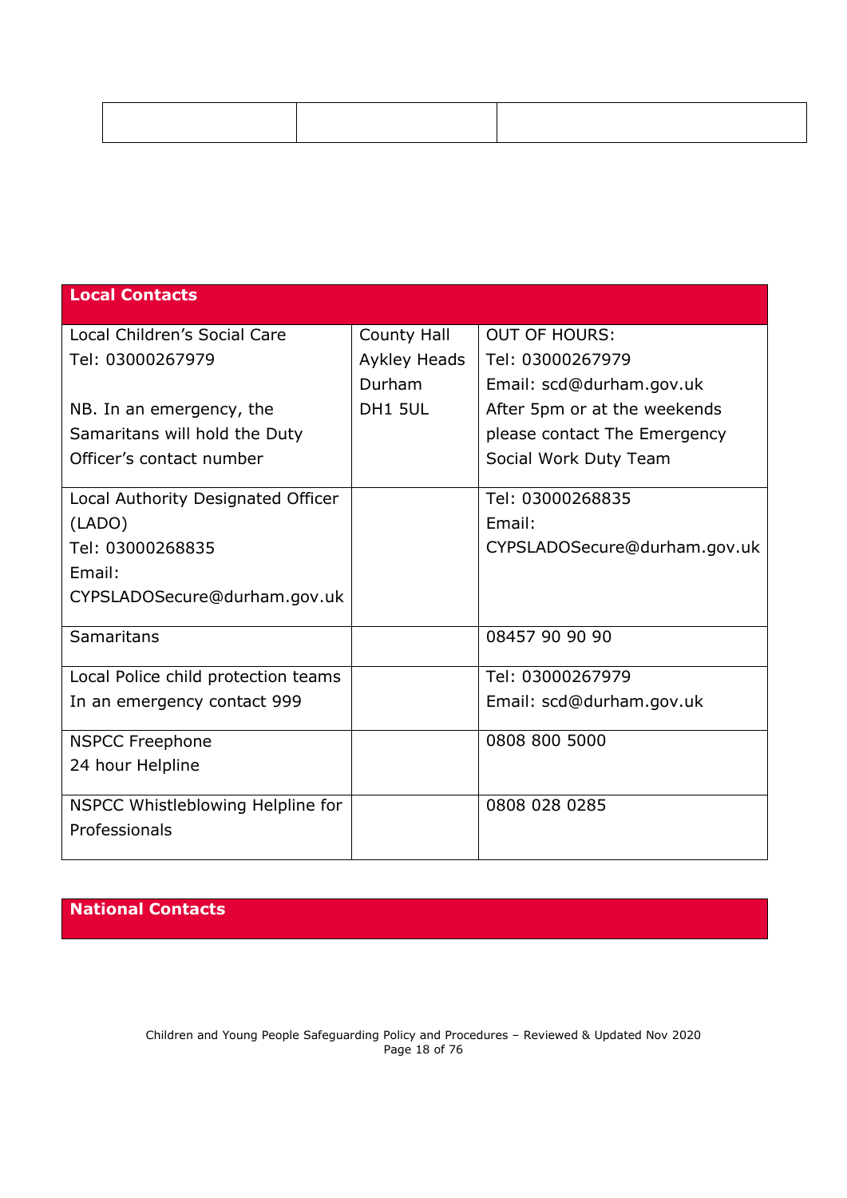| | | |
|---|---|---|
| | | |

| Local Contacts | | |
|---|---|---|
| Local Children's Social Care<br>Tel: 03000267979<br><br>NB. In an emergency, the Samaritans will hold the Duty Officer's contact number | County Hall<br>Aykley Heads<br>Durham<br>DH1 5UL | OUT OF HOURS:<br>Tel: 03000267979<br>Email: scd@durham.gov.uk<br>After 5pm or at the weekends please contact The Emergency Social Work Duty Team |
| Local Authority Designated Officer (LADO)<br>Tel: 03000268835<br>Email:<br>CYPSLADOSecure@durham.gov.uk | | Tel: 03000268835<br>Email:<br>CYPSLADOSecure@durham.gov.uk |
| Samaritans | | 08457 90 90 90 |
| Local Police child protection teams<br>In an emergency contact 999 | | Tel: 03000267979<br>Email: scd@durham.gov.uk |
| NSPCC Freephone<br>24 hour Helpline | | 0808 800 5000 |
| NSPCC Whistleblowing Helpline for Professionals | | 0808 028 0285 |

| National Contacts |
|---|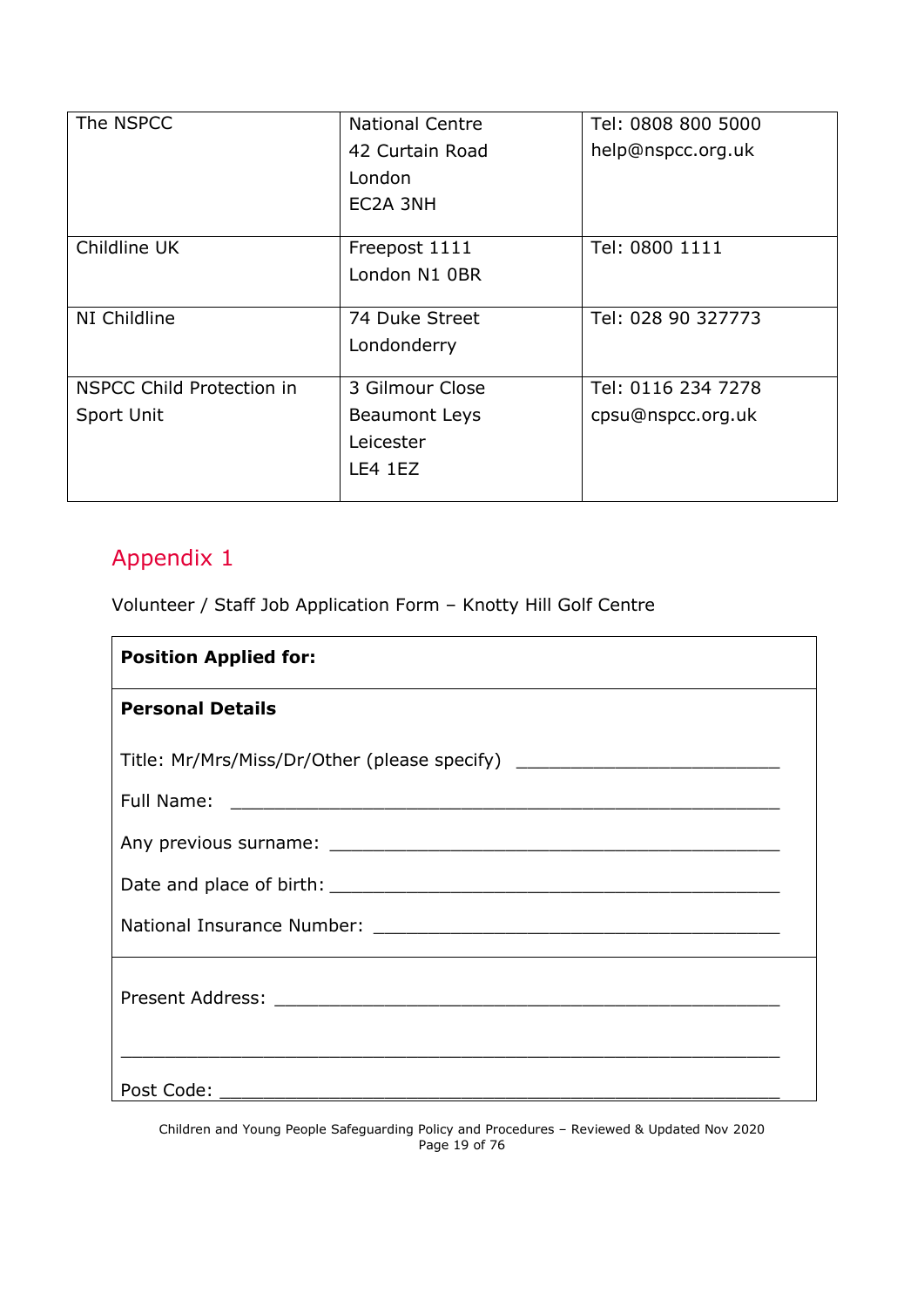| | | |
|---|---|---|
| The NSPCC | National Centre<br>42 Curtain Road<br>London<br>EC2A 3NH | Tel: 0808 800 5000<br>help@nspcc.org.uk |
| Childline UK | Freepost 1111<br>London N1 0BR | Tel: 0800 1111 |
| NI Childline | 74 Duke Street<br>Londonderry | Tel: 028 90 327773 |
| NSPCC Child Protection in Sport Unit | 3 Gilmour Close<br>Beaumont Leys<br>Leicester<br>LE4 1EZ | Tel: 0116 234 7278<br>cpsu@nspcc.org.uk |

## Appendix 1

Volunteer / Staff Job Application Form – Knotty Hill Golf Centre

**Position Applied for:**

**Personal Details**

Title: Mr/Mrs/Miss/Dr/Other (please specify) _________________________

Full Name: _____________________________________________________

Any previous surname: ____________________________________________

Date and place of birth: ____________________________________________

National Insurance Number: _______________________________________

Present Address: ________________________________________________

_______________________________________________________________

Post Code: ______________________________________________________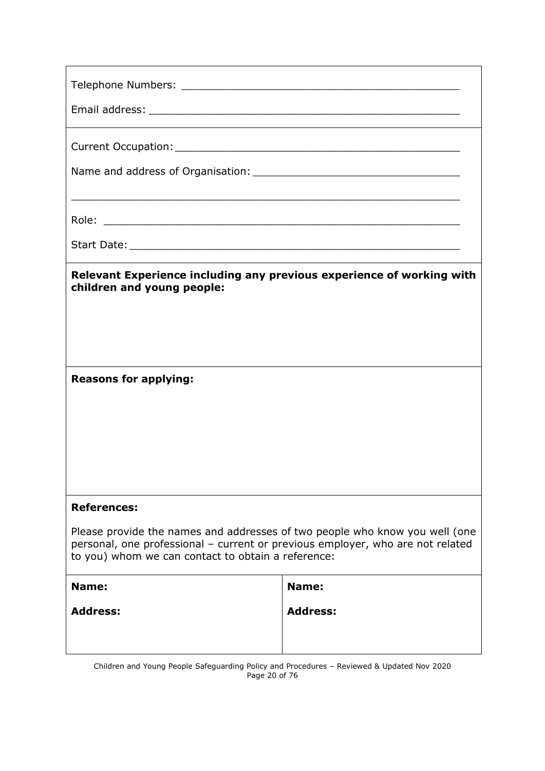Telephone Numbers: ___________________________________________

Email address: _______________________________________________

Current Occupation: ___________________________________________

Name and address of Organisation: ______________________________

______________________________________________________________

Role: ________________________________________________________

Start Date: ___________________________________________________

**Relevant Experience including any previous experience of working with children and young people:**

**Reasons for applying:**

**References:**

Please provide the names and addresses of two people who know you well (one personal, one professional – current or previous employer, who are not related to you) whom we can contact to obtain a reference:

| **Name:** | **Name:** |
|---|---|
| **Address:** | **Address:** |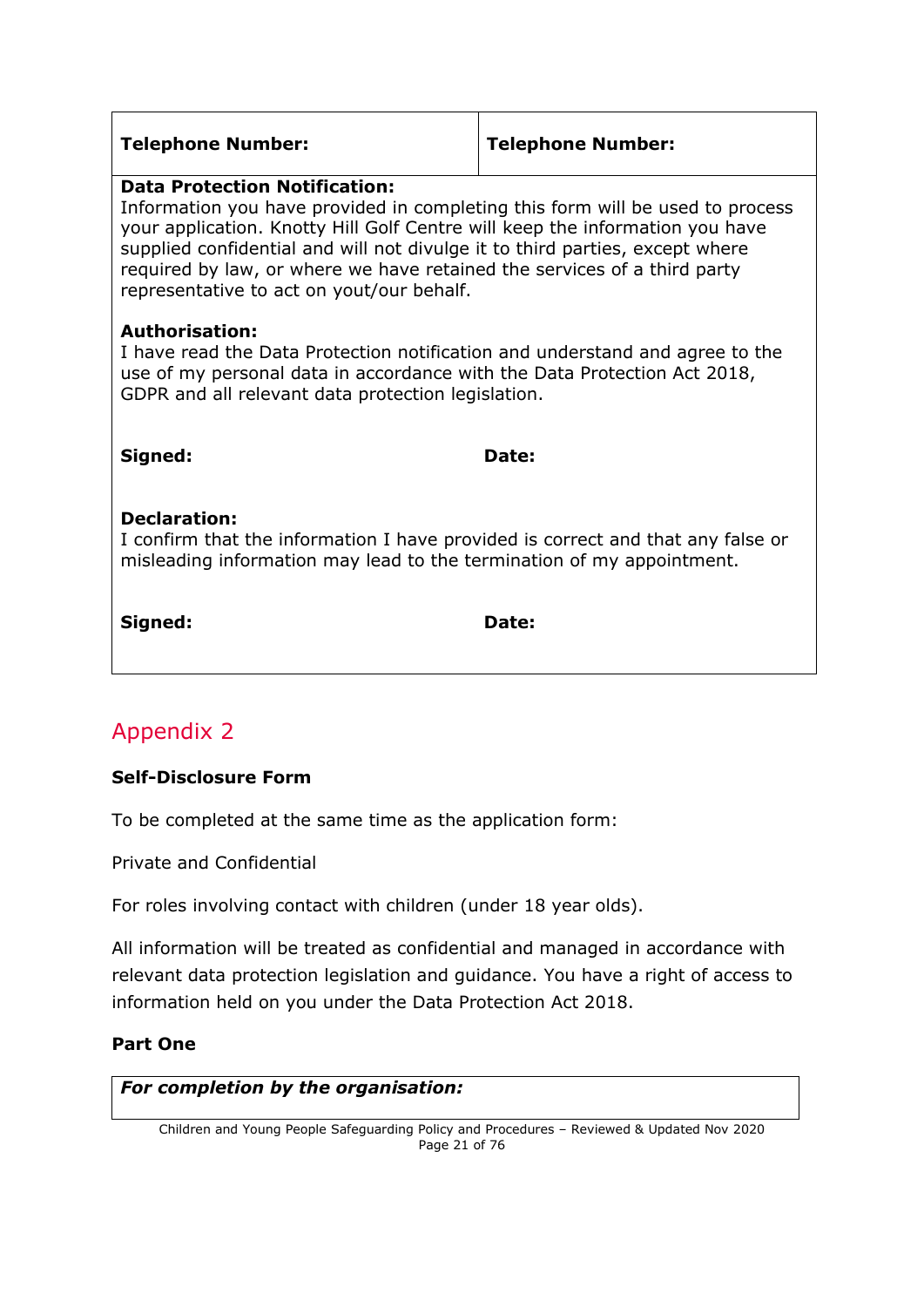| **Telephone Number:** | **Telephone Number:** |
|---|---|
| **Data Protection Notification:**<br>Information you have provided in completing this form will be used to process your application. Knotty Hill Golf Centre will keep the information you have supplied confidential and will not divulge it to third parties, except where required by law, or where we have retained the services of a third party representative to act on yout/our behalf.<br><br>**Authorisation:**<br>I have read the Data Protection notification and understand and agree to the use of my personal data in accordance with the Data Protection Act 2018, GDPR and all relevant data protection legislation.<br><br>**Signed:** **Date:**<br><br>**Declaration:**<br>I confirm that the information I have provided is correct and that any false or misleading information may lead to the termination of my appointment.<br><br>**Signed:** **Date:** | |

## Appendix 2

**Self-Disclosure Form**

To be completed at the same time as the application form:

Private and Confidential

For roles involving contact with children (under 18 year olds).

All information will be treated as confidential and managed in accordance with relevant data protection legislation and guidance. You have a right of access to information held on you under the Data Protection Act 2018.

**Part One**

| ***For completion by the organisation:*** |
|---|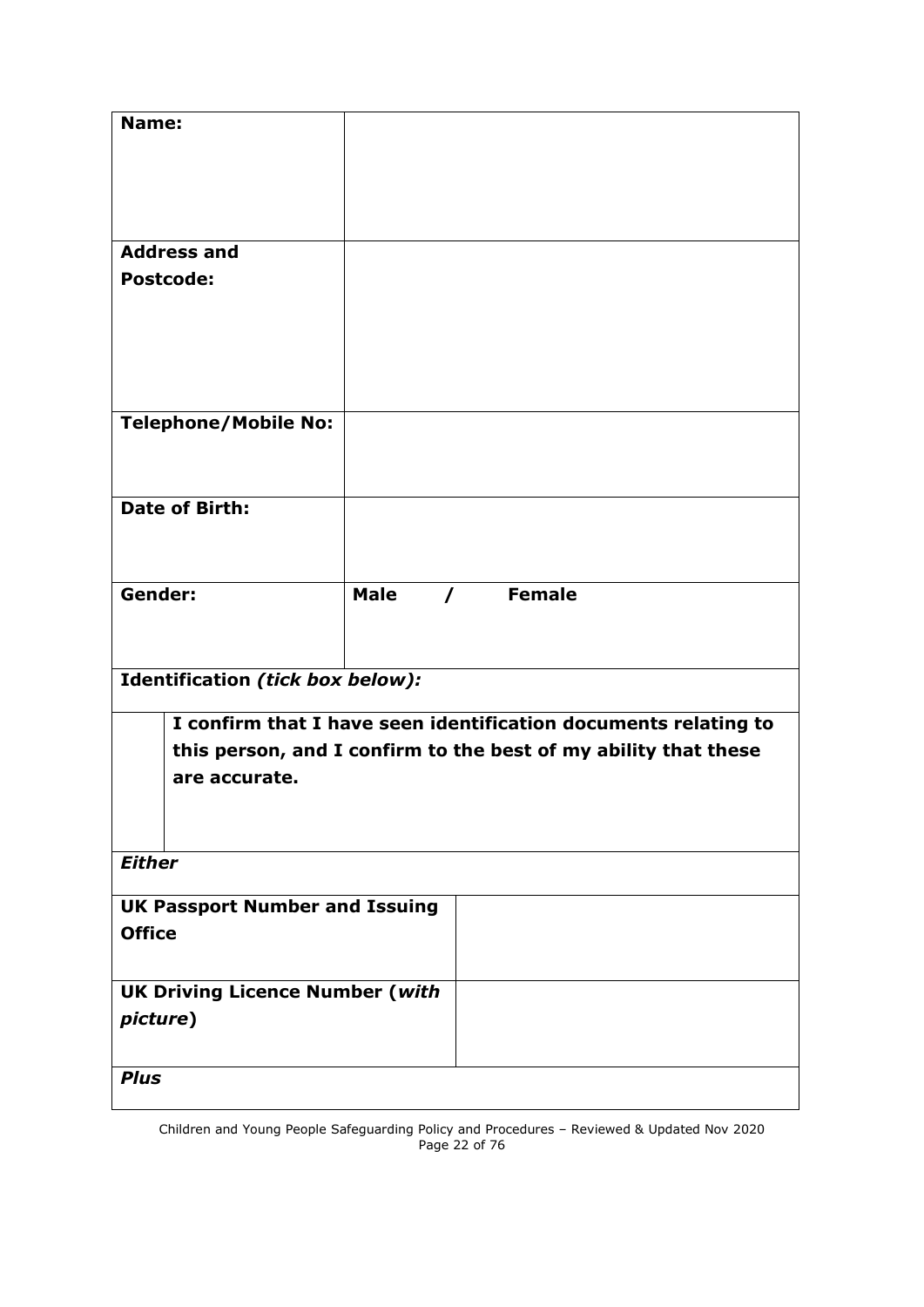| **Name:** | |
|---|---|
| **Address and Postcode:** | |
| **Telephone/Mobile No:** | |
| **Date of Birth:** | |
| **Gender:** | **Male / Female** |

**Identification *(tick box below):***

| | **I confirm that I have seen identification documents relating to this person, and I confirm to the best of my ability that these are accurate.** |
|---|---|

***Either***

| **UK Passport Number and Issuing Office** | |
|---|---|
| **UK Driving Licence Number (*with picture*)** | |

***Plus***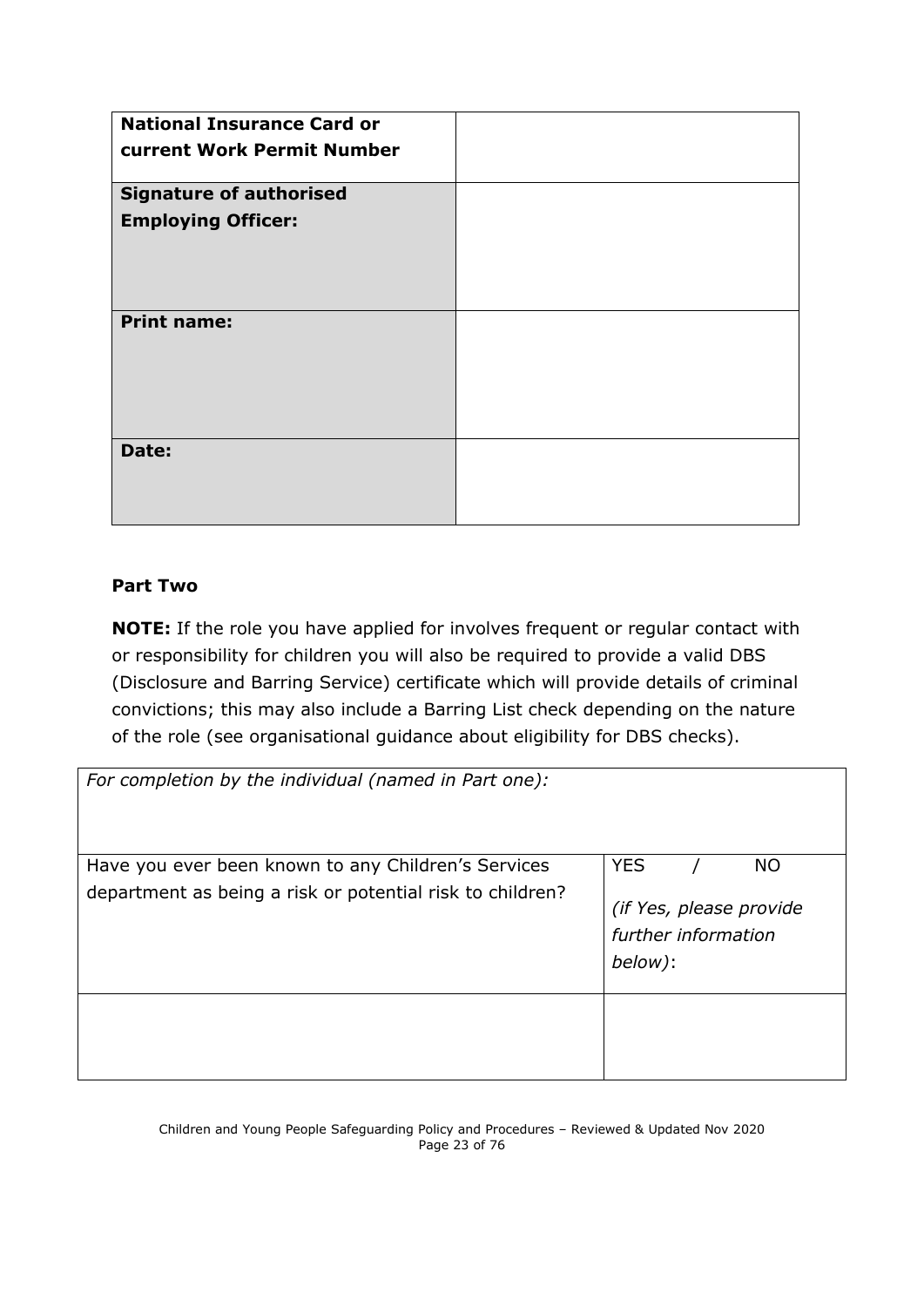| **National Insurance Card or current Work Permit Number** | |
|---|---|
| **Signature of authorised Employing Officer:** | |
| **Print name:** | |
| **Date:** | |

**Part Two**

**NOTE:** If the role you have applied for involves frequent or regular contact with or responsibility for children you will also be required to provide a valid DBS (Disclosure and Barring Service) certificate which will provide details of criminal convictions; this may also include a Barring List check depending on the nature of the role (see organisational guidance about eligibility for DBS checks).

| *For completion by the individual (named in Part one):* | |
|---|---|
| Have you ever been known to any Children's Services department as being a risk or potential risk to children? | YES / NO *(if Yes, please provide further information below)*: |
| | |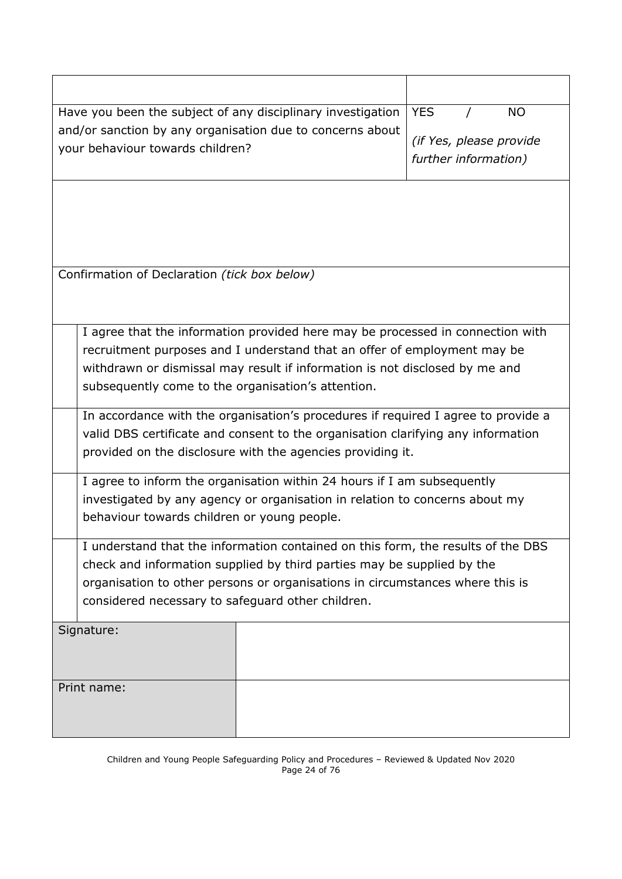| | |
|---|---|
| Have you been the subject of any disciplinary investigation and/or sanction by any organisation due to concerns about your behaviour towards children? | YES / NO<br>*(if Yes, please provide further information)* |
| | |

Confirmation of Declaration *(tick box below)*

| | |
|---|---|
| | I agree that the information provided here may be processed in connection with recruitment purposes and I understand that an offer of employment may be withdrawn or dismissal may result if information is not disclosed by me and subsequently come to the organisation's attention. |
| | In accordance with the organisation's procedures if required I agree to provide a valid DBS certificate and consent to the organisation clarifying any information provided on the disclosure with the agencies providing it. |
| | I agree to inform the organisation within 24 hours if I am subsequently investigated by any agency or organisation in relation to concerns about my behaviour towards children or young people. |
| | I understand that the information contained on this form, the results of the DBS check and information supplied by third parties may be supplied by the organisation to other persons or organisations in circumstances where this is considered necessary to safeguard other children. |

| | |
|---|---|
| Signature: | |
| Print name: | |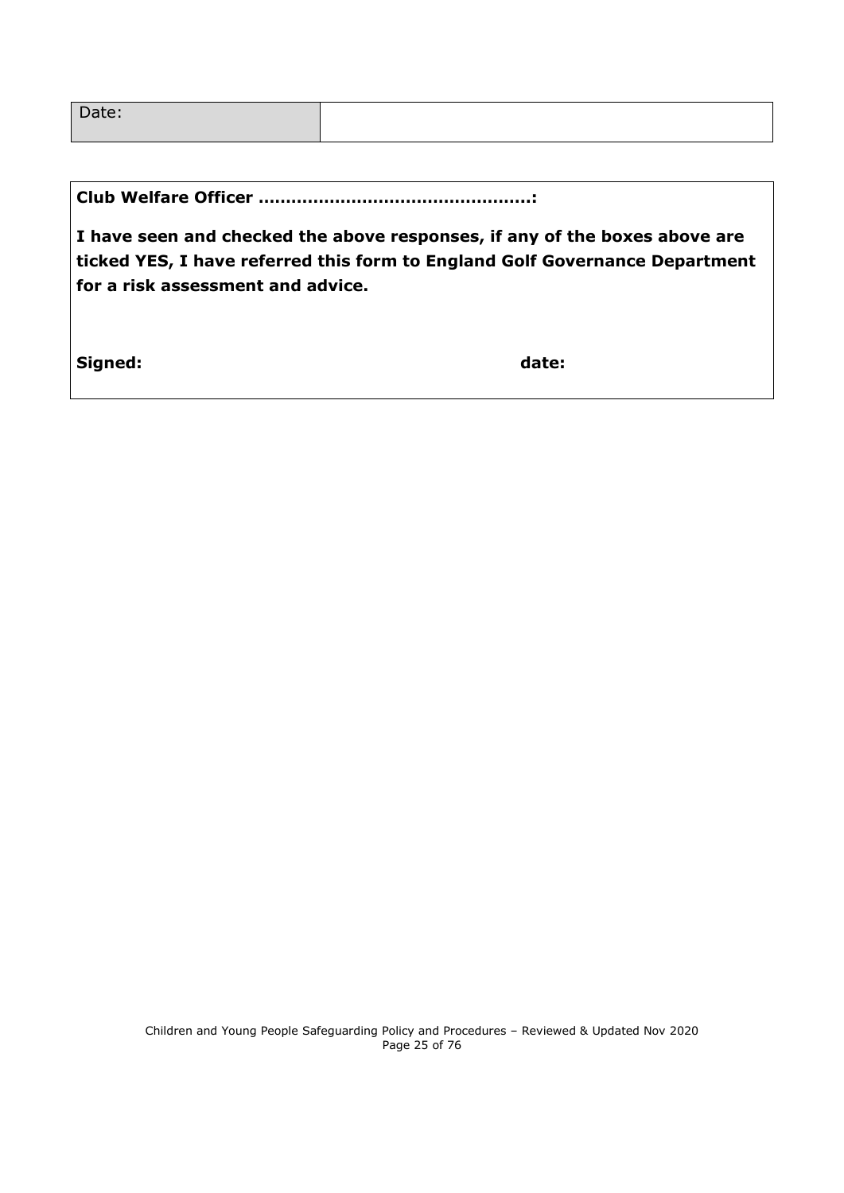| Date: | |
|---|---|

**Club Welfare Officer ………………………………………….:**

**I have seen and checked the above responses, if any of the boxes above are ticked YES, I have referred this form to England Golf Governance Department for a risk assessment and advice.**

**Signed:** **date:**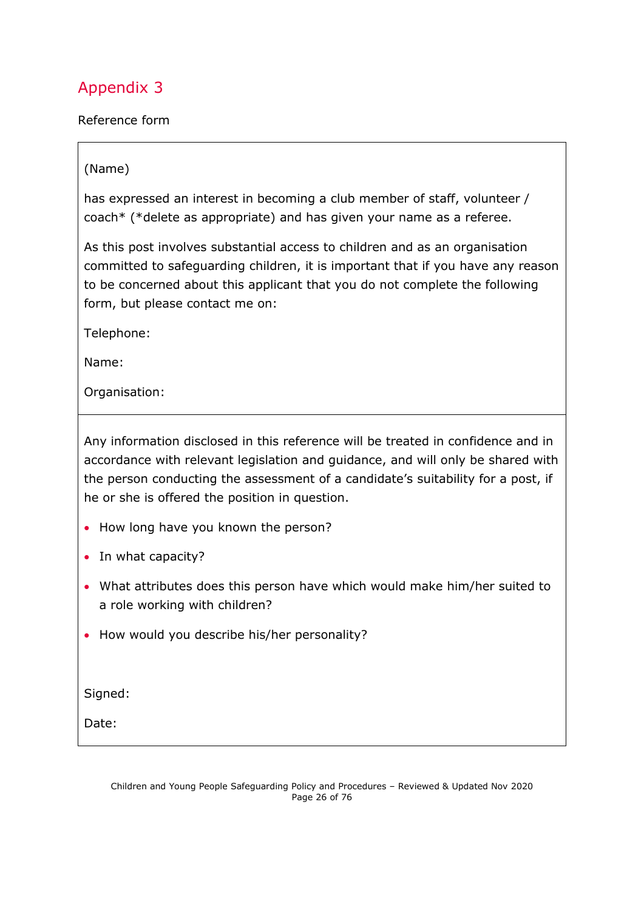# Appendix 3

Reference form

(Name)

has expressed an interest in becoming a club member of staff, volunteer / coach* (*delete as appropriate) and has given your name as a referee.

As this post involves substantial access to children and as an organisation committed to safeguarding children, it is important that if you have any reason to be concerned about this applicant that you do not complete the following form, but please contact me on:

Telephone:

Name:

Organisation:

---

Any information disclosed in this reference will be treated in confidence and in accordance with relevant legislation and guidance, and will only be shared with the person conducting the assessment of a candidate's suitability for a post, if he or she is offered the position in question.

- How long have you known the person?
- In what capacity?
- What attributes does this person have which would make him/her suited to a role working with children?
- How would you describe his/her personality?

Signed:

Date: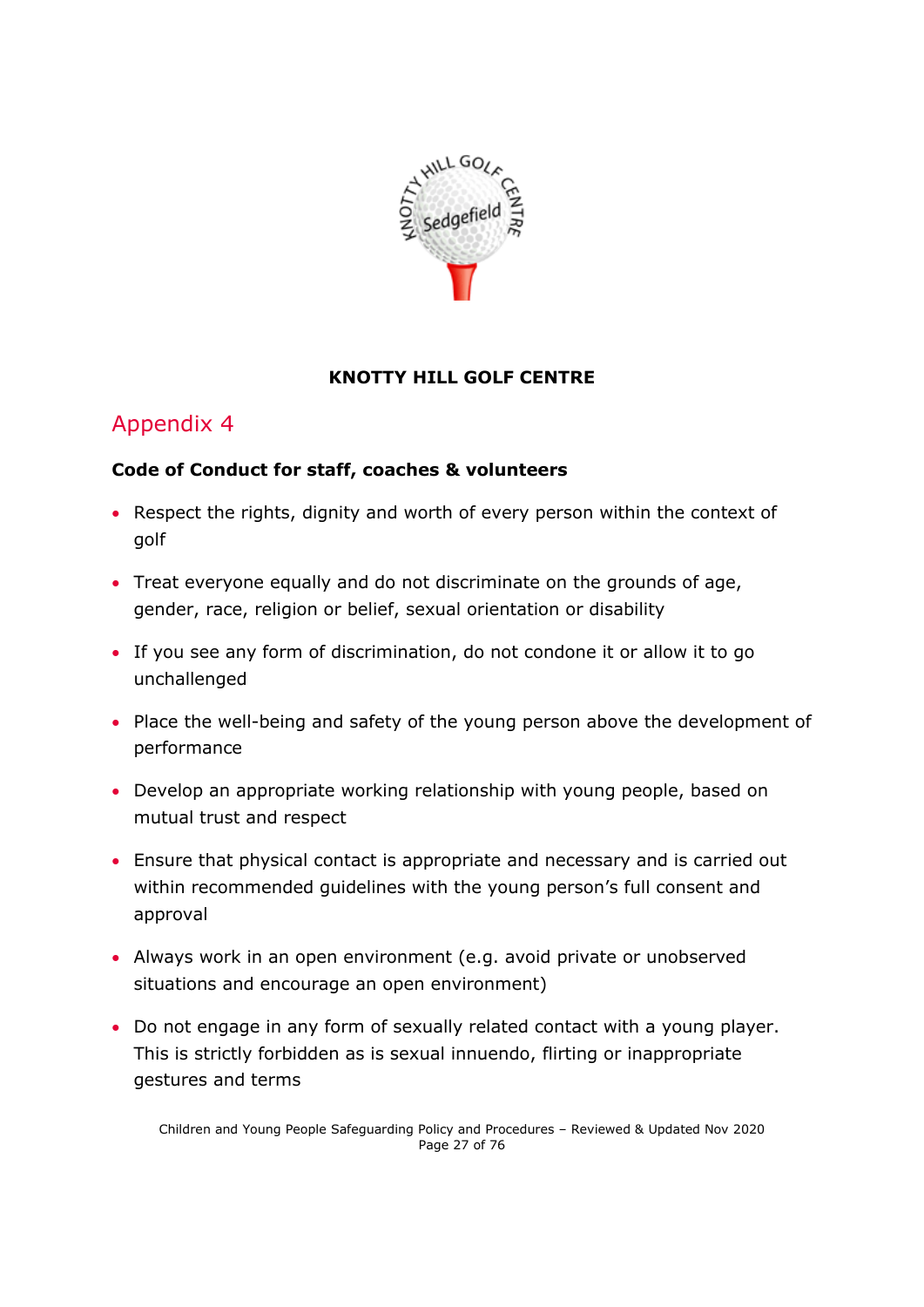**KNOTTY HILL GOLF CENTRE**

## Appendix 4

**Code of Conduct for staff, coaches & volunteers**

- Respect the rights, dignity and worth of every person within the context of golf
- Treat everyone equally and do not discriminate on the grounds of age, gender, race, religion or belief, sexual orientation or disability
- If you see any form of discrimination, do not condone it or allow it to go unchallenged
- Place the well-being and safety of the young person above the development of performance
- Develop an appropriate working relationship with young people, based on mutual trust and respect
- Ensure that physical contact is appropriate and necessary and is carried out within recommended guidelines with the young person's full consent and approval
- Always work in an open environment (e.g. avoid private or unobserved situations and encourage an open environment)
- Do not engage in any form of sexually related contact with a young player. This is strictly forbidden as is sexual innuendo, flirting or inappropriate gestures and terms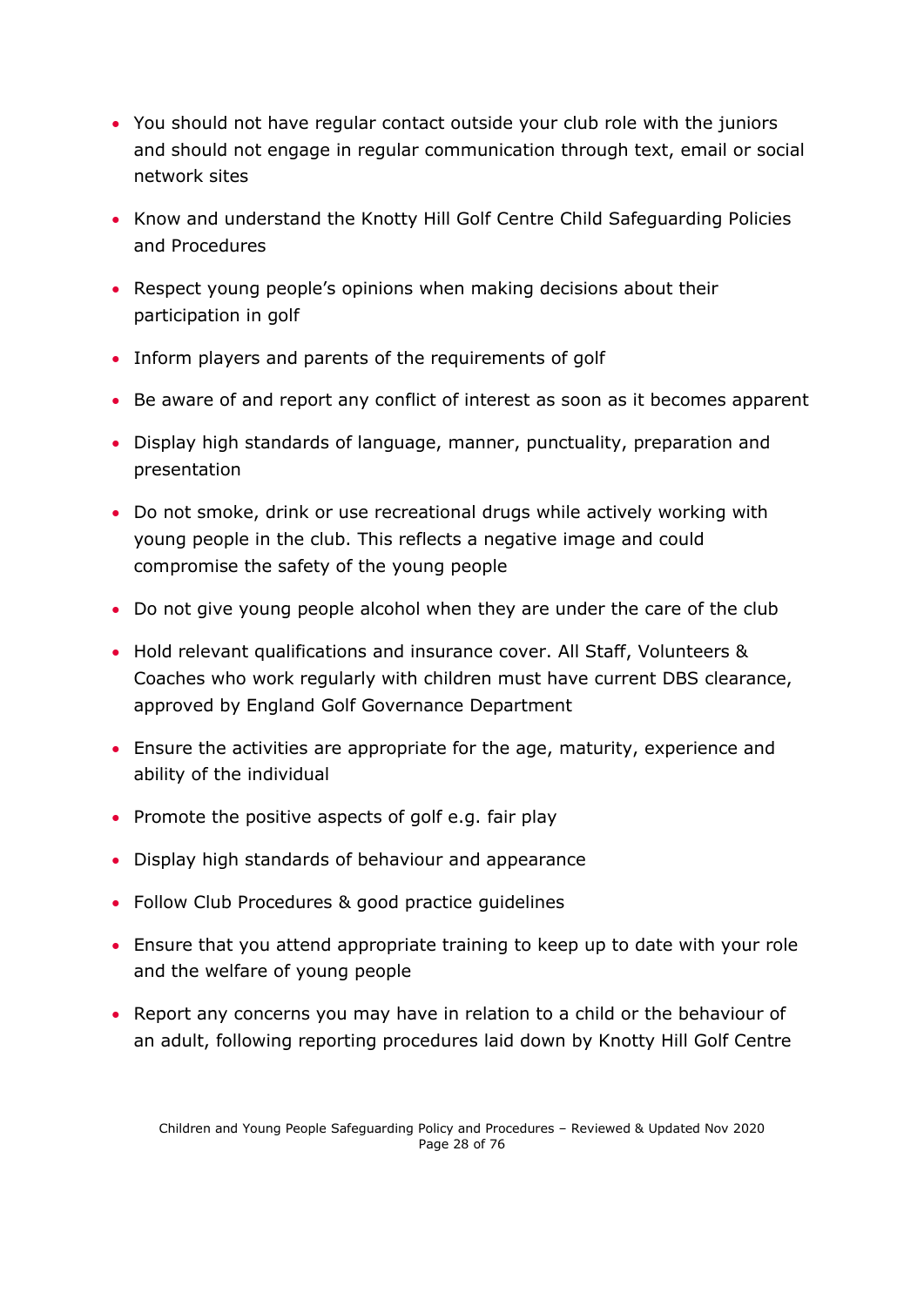- You should not have regular contact outside your club role with the juniors and should not engage in regular communication through text, email or social network sites
- Know and understand the Knotty Hill Golf Centre Child Safeguarding Policies and Procedures
- Respect young people's opinions when making decisions about their participation in golf
- Inform players and parents of the requirements of golf
- Be aware of and report any conflict of interest as soon as it becomes apparent
- Display high standards of language, manner, punctuality, preparation and presentation
- Do not smoke, drink or use recreational drugs while actively working with young people in the club. This reflects a negative image and could compromise the safety of the young people
- Do not give young people alcohol when they are under the care of the club
- Hold relevant qualifications and insurance cover. All Staff, Volunteers & Coaches who work regularly with children must have current DBS clearance, approved by England Golf Governance Department
- Ensure the activities are appropriate for the age, maturity, experience and ability of the individual
- Promote the positive aspects of golf e.g. fair play
- Display high standards of behaviour and appearance
- Follow Club Procedures & good practice guidelines
- Ensure that you attend appropriate training to keep up to date with your role and the welfare of young people
- Report any concerns you may have in relation to a child or the behaviour of an adult, following reporting procedures laid down by Knotty Hill Golf Centre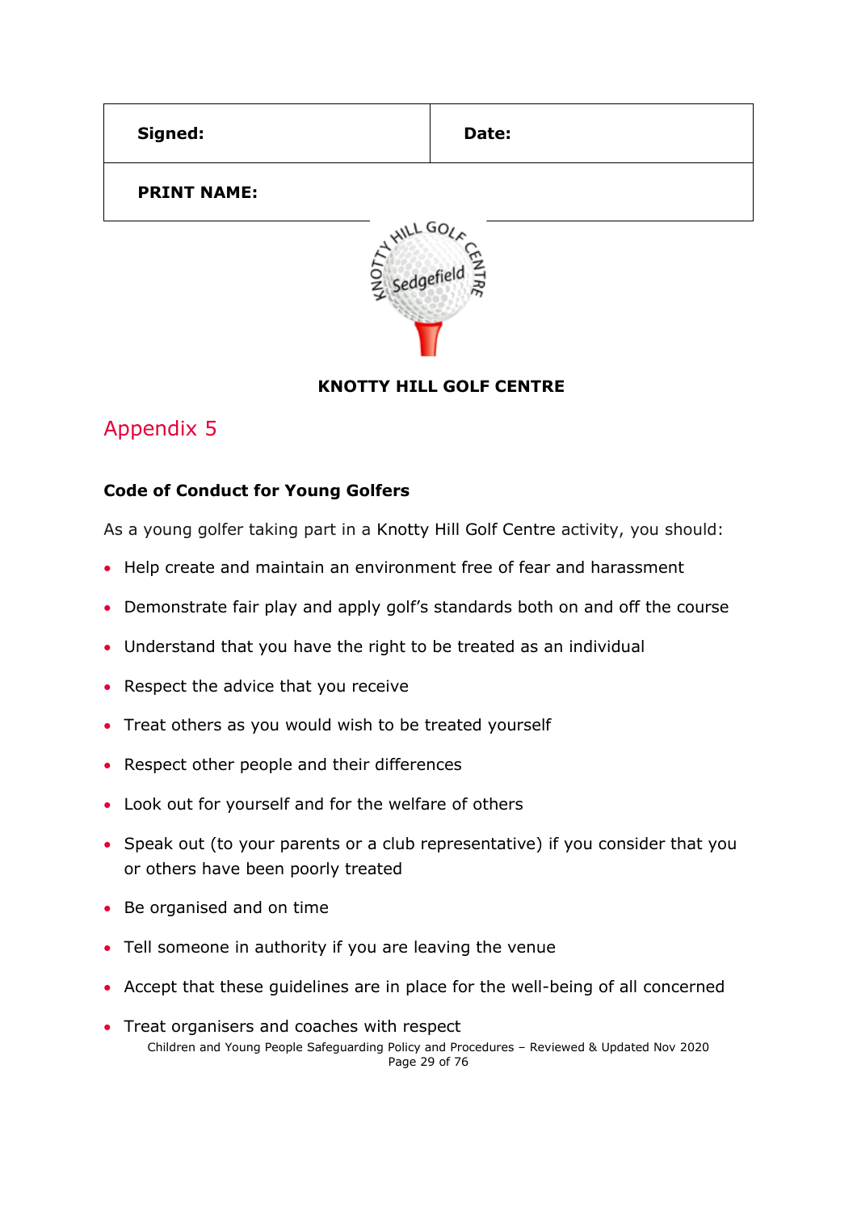| Signed: | Date: |
| --- | --- |
| PRINT NAME: | |

**KNOTTY HILL GOLF CENTRE**

## Appendix 5

**Code of Conduct for Young Golfers**

As a young golfer taking part in a Knotty Hill Golf Centre activity, you should:

- Help create and maintain an environment free of fear and harassment
- Demonstrate fair play and apply golf's standards both on and off the course
- Understand that you have the right to be treated as an individual
- Respect the advice that you receive
- Treat others as you would wish to be treated yourself
- Respect other people and their differences
- Look out for yourself and for the welfare of others
- Speak out (to your parents or a club representative) if you consider that you or others have been poorly treated
- Be organised and on time
- Tell someone in authority if you are leaving the venue
- Accept that these guidelines are in place for the well-being of all concerned
- Treat organisers and coaches with respect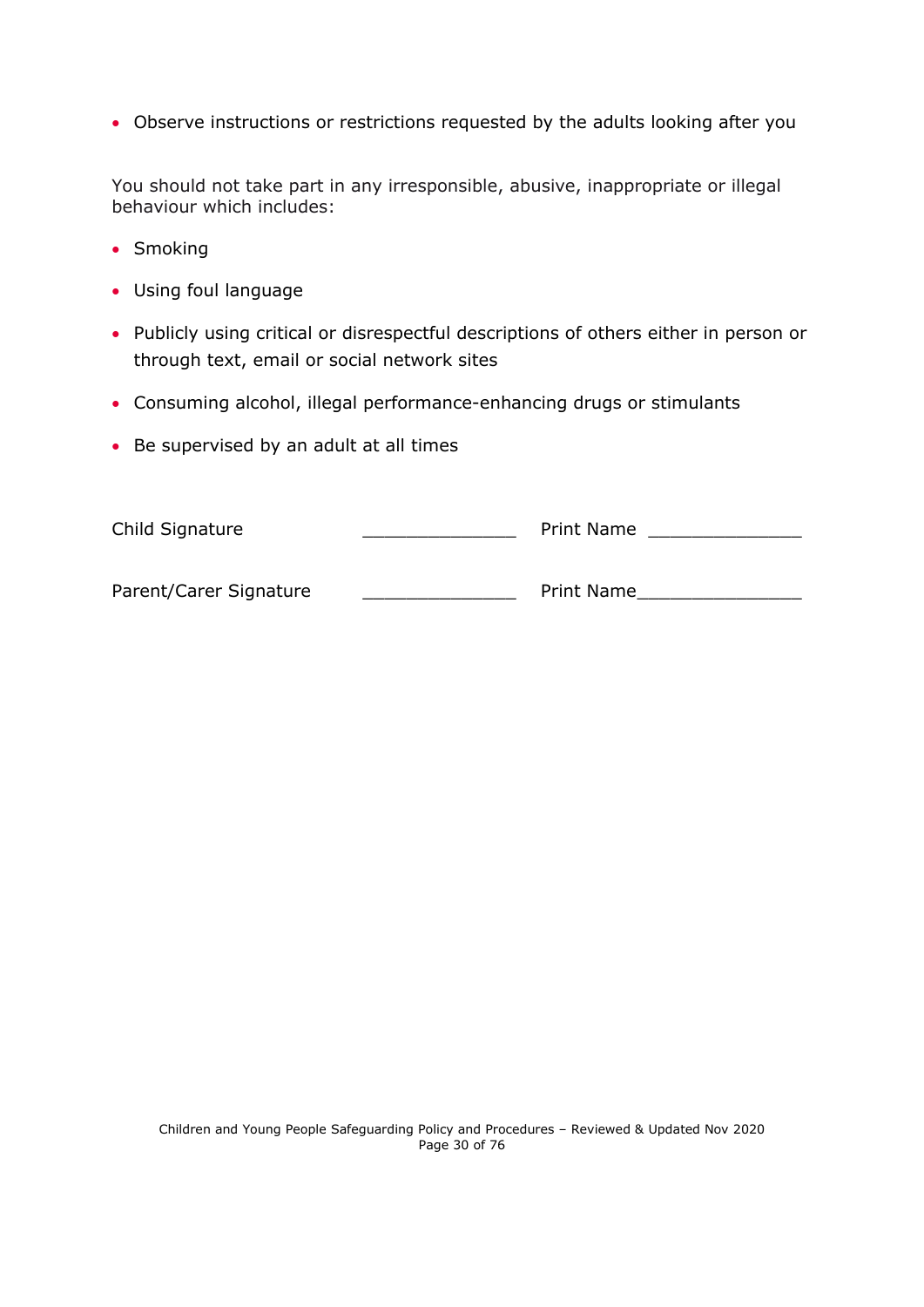- Observe instructions or restrictions requested by the adults looking after you

You should not take part in any irresponsible, abusive, inappropriate or illegal behaviour which includes:

- Smoking
- Using foul language
- Publicly using critical or disrespectful descriptions of others either in person or through text, email or social network sites
- Consuming alcohol, illegal performance-enhancing drugs or stimulants
- Be supervised by an adult at all times

Child Signature _______________ Print Name _______________

Parent/Carer Signature _______________ Print Name_______________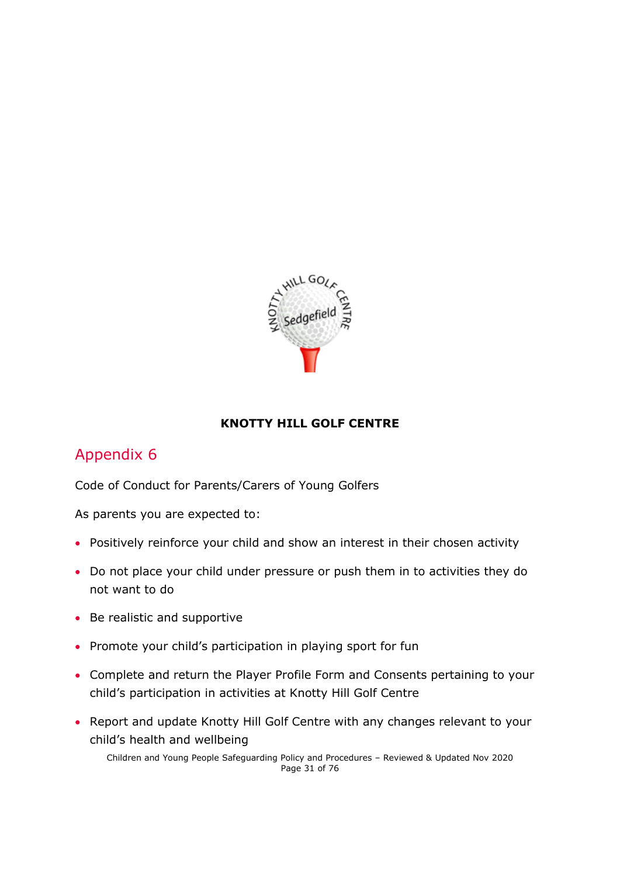**KNOTTY HILL GOLF CENTRE**

## Appendix 6

Code of Conduct for Parents/Carers of Young Golfers

As parents you are expected to:

- Positively reinforce your child and show an interest in their chosen activity
- Do not place your child under pressure or push them in to activities they do not want to do
- Be realistic and supportive
- Promote your child's participation in playing sport for fun
- Complete and return the Player Profile Form and Consents pertaining to your child's participation in activities at Knotty Hill Golf Centre
- Report and update Knotty Hill Golf Centre with any changes relevant to your child's health and wellbeing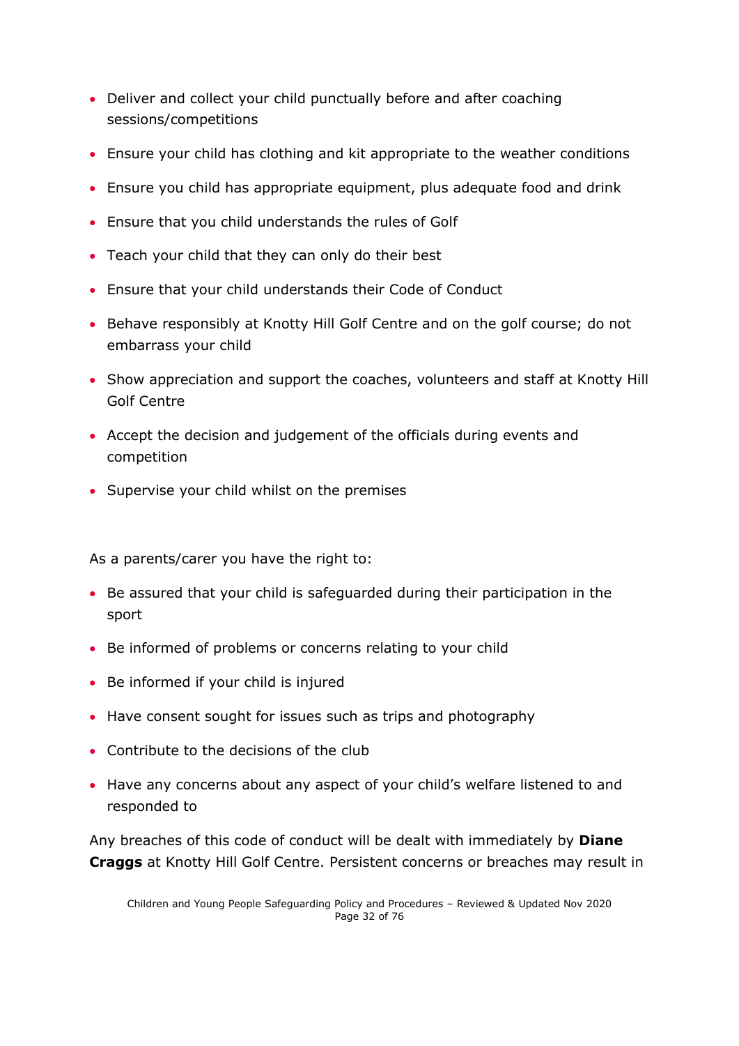- Deliver and collect your child punctually before and after coaching sessions/competitions
- Ensure your child has clothing and kit appropriate to the weather conditions
- Ensure you child has appropriate equipment, plus adequate food and drink
- Ensure that you child understands the rules of Golf
- Teach your child that they can only do their best
- Ensure that your child understands their Code of Conduct
- Behave responsibly at Knotty Hill Golf Centre and on the golf course; do not embarrass your child
- Show appreciation and support the coaches, volunteers and staff at Knotty Hill Golf Centre
- Accept the decision and judgement of the officials during events and competition
- Supervise your child whilst on the premises

As a parents/carer you have the right to:

- Be assured that your child is safeguarded during their participation in the sport
- Be informed of problems or concerns relating to your child
- Be informed if your child is injured
- Have consent sought for issues such as trips and photography
- Contribute to the decisions of the club
- Have any concerns about any aspect of your child's welfare listened to and responded to

Any breaches of this code of conduct will be dealt with immediately by **Diane Craggs** at Knotty Hill Golf Centre. Persistent concerns or breaches may result in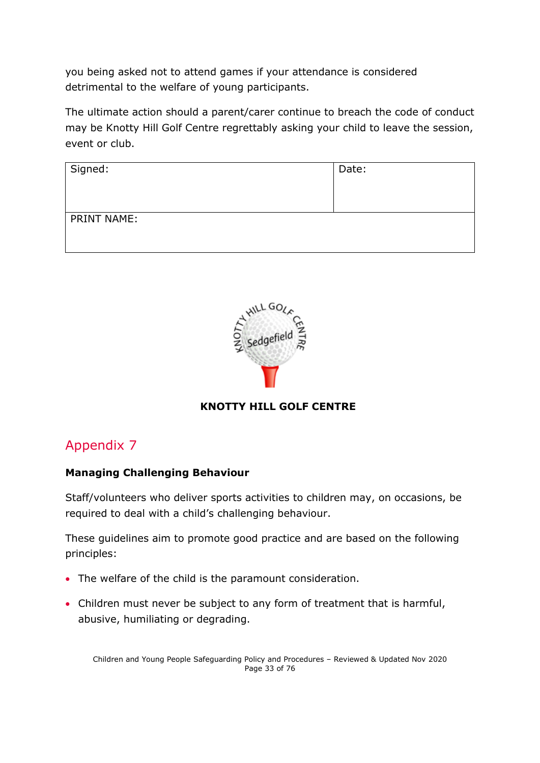you being asked not to attend games if your attendance is considered detrimental to the welfare of young participants.

The ultimate action should a parent/carer continue to breach the code of conduct may be Knotty Hill Golf Centre regrettably asking your child to leave the session, event or club.

| Signed: | Date: |
|---|---|
| PRINT NAME: | |

**KNOTTY HILL GOLF CENTRE**

## Appendix 7

**Managing Challenging Behaviour**

Staff/volunteers who deliver sports activities to children may, on occasions, be required to deal with a child's challenging behaviour.

These guidelines aim to promote good practice and are based on the following principles:

- The welfare of the child is the paramount consideration.
- Children must never be subject to any form of treatment that is harmful, abusive, humiliating or degrading.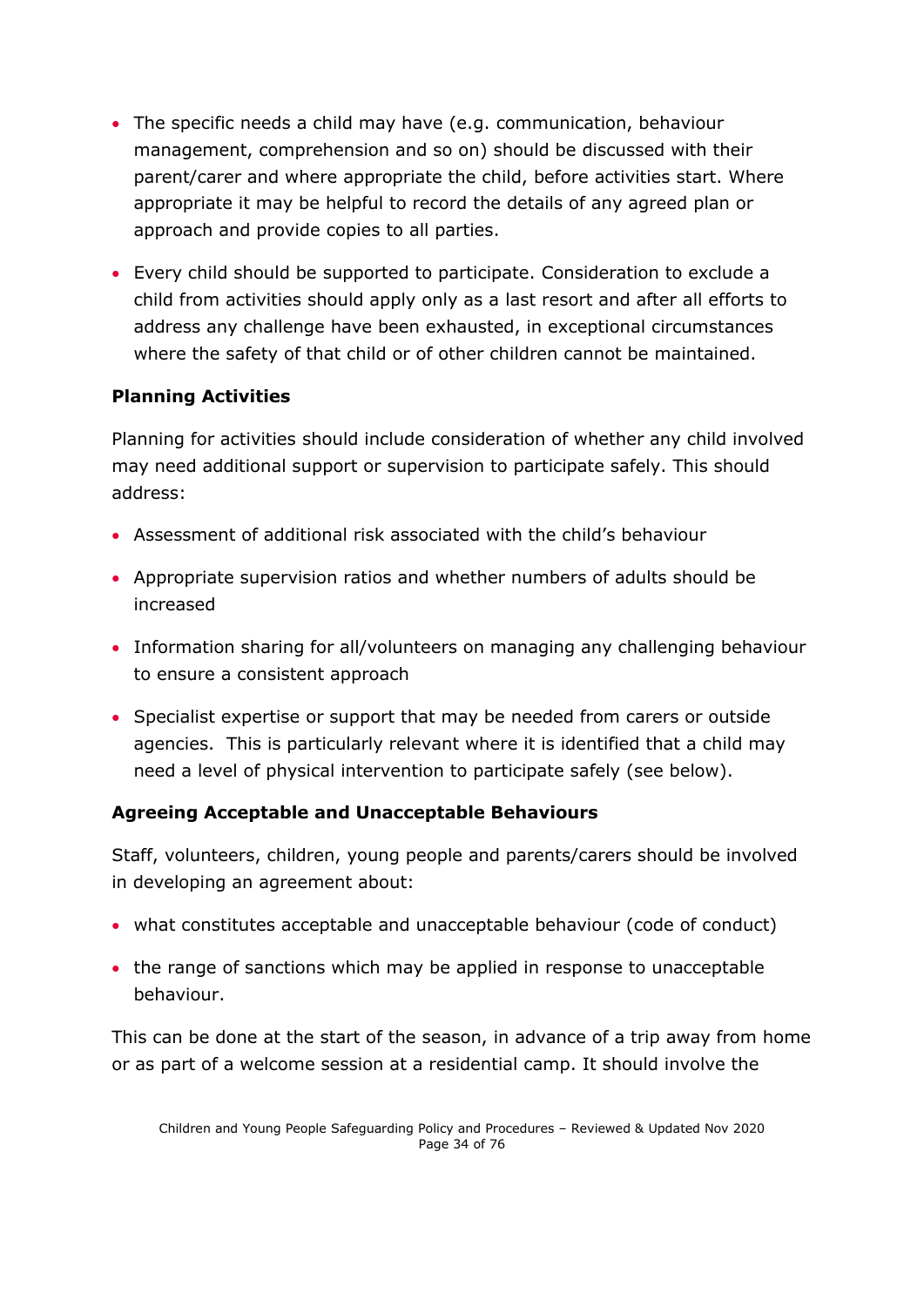- The specific needs a child may have (e.g. communication, behaviour management, comprehension and so on) should be discussed with their parent/carer and where appropriate the child, before activities start. Where appropriate it may be helpful to record the details of any agreed plan or approach and provide copies to all parties.
- Every child should be supported to participate. Consideration to exclude a child from activities should apply only as a last resort and after all efforts to address any challenge have been exhausted, in exceptional circumstances where the safety of that child or of other children cannot be maintained.

**Planning Activities**

Planning for activities should include consideration of whether any child involved may need additional support or supervision to participate safely. This should address:

- Assessment of additional risk associated with the child's behaviour
- Appropriate supervision ratios and whether numbers of adults should be increased
- Information sharing for all/volunteers on managing any challenging behaviour to ensure a consistent approach
- Specialist expertise or support that may be needed from carers or outside agencies. This is particularly relevant where it is identified that a child may need a level of physical intervention to participate safely (see below).

**Agreeing Acceptable and Unacceptable Behaviours**

Staff, volunteers, children, young people and parents/carers should be involved in developing an agreement about:

- what constitutes acceptable and unacceptable behaviour (code of conduct)
- the range of sanctions which may be applied in response to unacceptable behaviour.

This can be done at the start of the season, in advance of a trip away from home or as part of a welcome session at a residential camp. It should involve the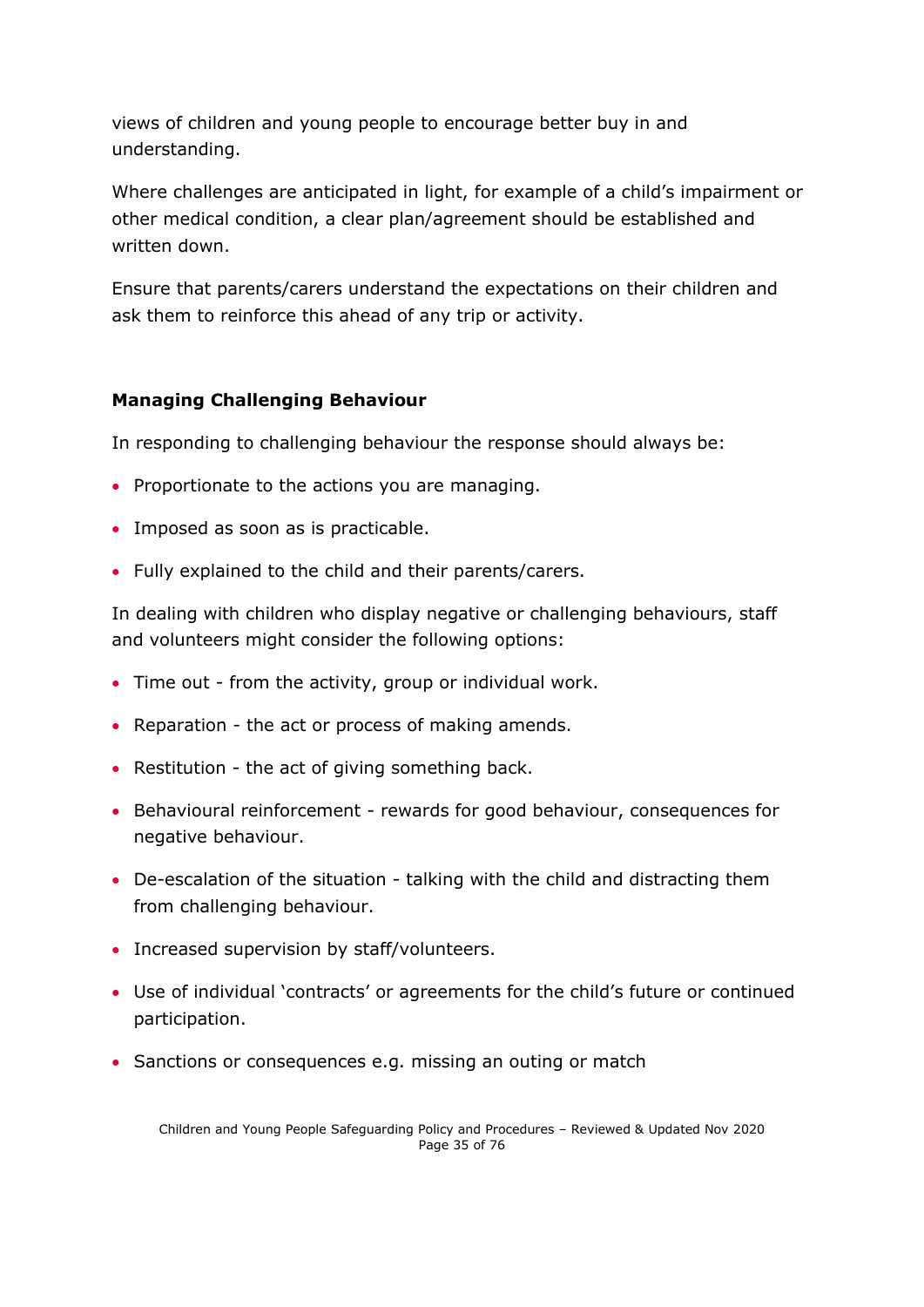views of children and young people to encourage better buy in and understanding.

Where challenges are anticipated in light, for example of a child's impairment or other medical condition, a clear plan/agreement should be established and written down.

Ensure that parents/carers understand the expectations on their children and ask them to reinforce this ahead of any trip or activity.

**Managing Challenging Behaviour**

In responding to challenging behaviour the response should always be:

- Proportionate to the actions you are managing.
- Imposed as soon as is practicable.
- Fully explained to the child and their parents/carers.

In dealing with children who display negative or challenging behaviours, staff and volunteers might consider the following options:

- Time out - from the activity, group or individual work.
- Reparation - the act or process of making amends.
- Restitution - the act of giving something back.
- Behavioural reinforcement - rewards for good behaviour, consequences for negative behaviour.
- De-escalation of the situation - talking with the child and distracting them from challenging behaviour.
- Increased supervision by staff/volunteers.
- Use of individual 'contracts' or agreements for the child's future or continued participation.
- Sanctions or consequences e.g. missing an outing or match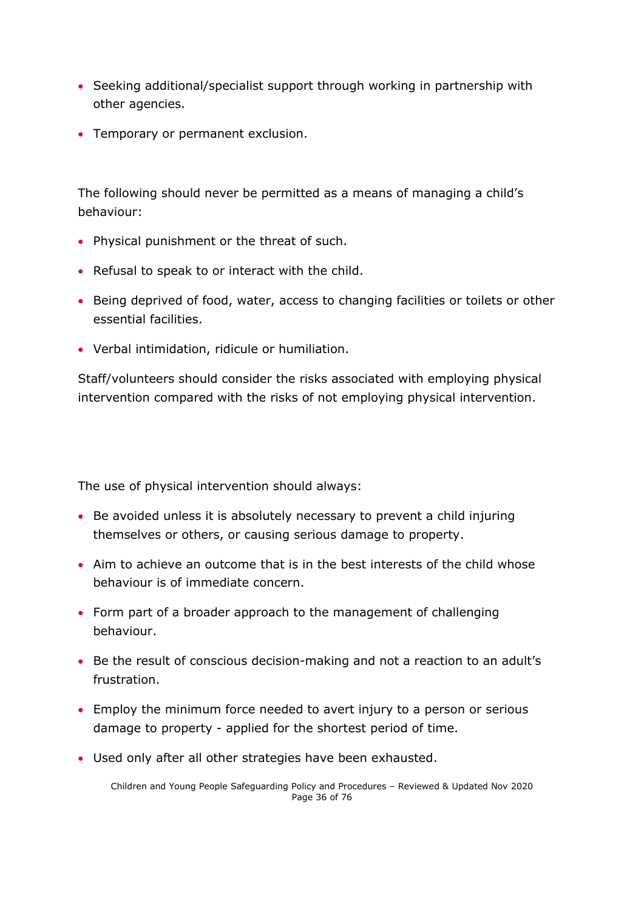- Seeking additional/specialist support through working in partnership with other agencies.
- Temporary or permanent exclusion.

The following should never be permitted as a means of managing a child's behaviour:

- Physical punishment or the threat of such.
- Refusal to speak to or interact with the child.
- Being deprived of food, water, access to changing facilities or toilets or other essential facilities.
- Verbal intimidation, ridicule or humiliation.

Staff/volunteers should consider the risks associated with employing physical intervention compared with the risks of not employing physical intervention.

The use of physical intervention should always:

- Be avoided unless it is absolutely necessary to prevent a child injuring themselves or others, or causing serious damage to property.
- Aim to achieve an outcome that is in the best interests of the child whose behaviour is of immediate concern.
- Form part of a broader approach to the management of challenging behaviour.
- Be the result of conscious decision-making and not a reaction to an adult's frustration.
- Employ the minimum force needed to avert injury to a person or serious damage to property - applied for the shortest period of time.
- Used only after all other strategies have been exhausted.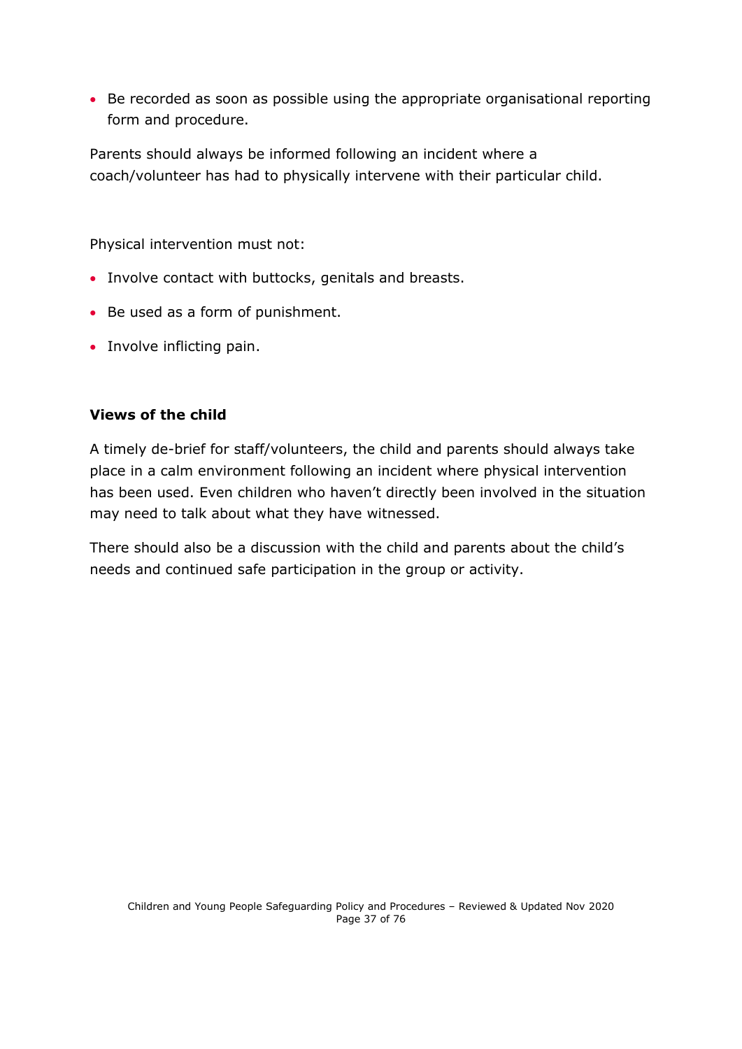- Be recorded as soon as possible using the appropriate organisational reporting form and procedure.

Parents should always be informed following an incident where a coach/volunteer has had to physically intervene with their particular child.

Physical intervention must not:

- Involve contact with buttocks, genitals and breasts.
- Be used as a form of punishment.
- Involve inflicting pain.

**Views of the child**

A timely de-brief for staff/volunteers, the child and parents should always take place in a calm environment following an incident where physical intervention has been used. Even children who haven't directly been involved in the situation may need to talk about what they have witnessed.

There should also be a discussion with the child and parents about the child's needs and continued safe participation in the group or activity.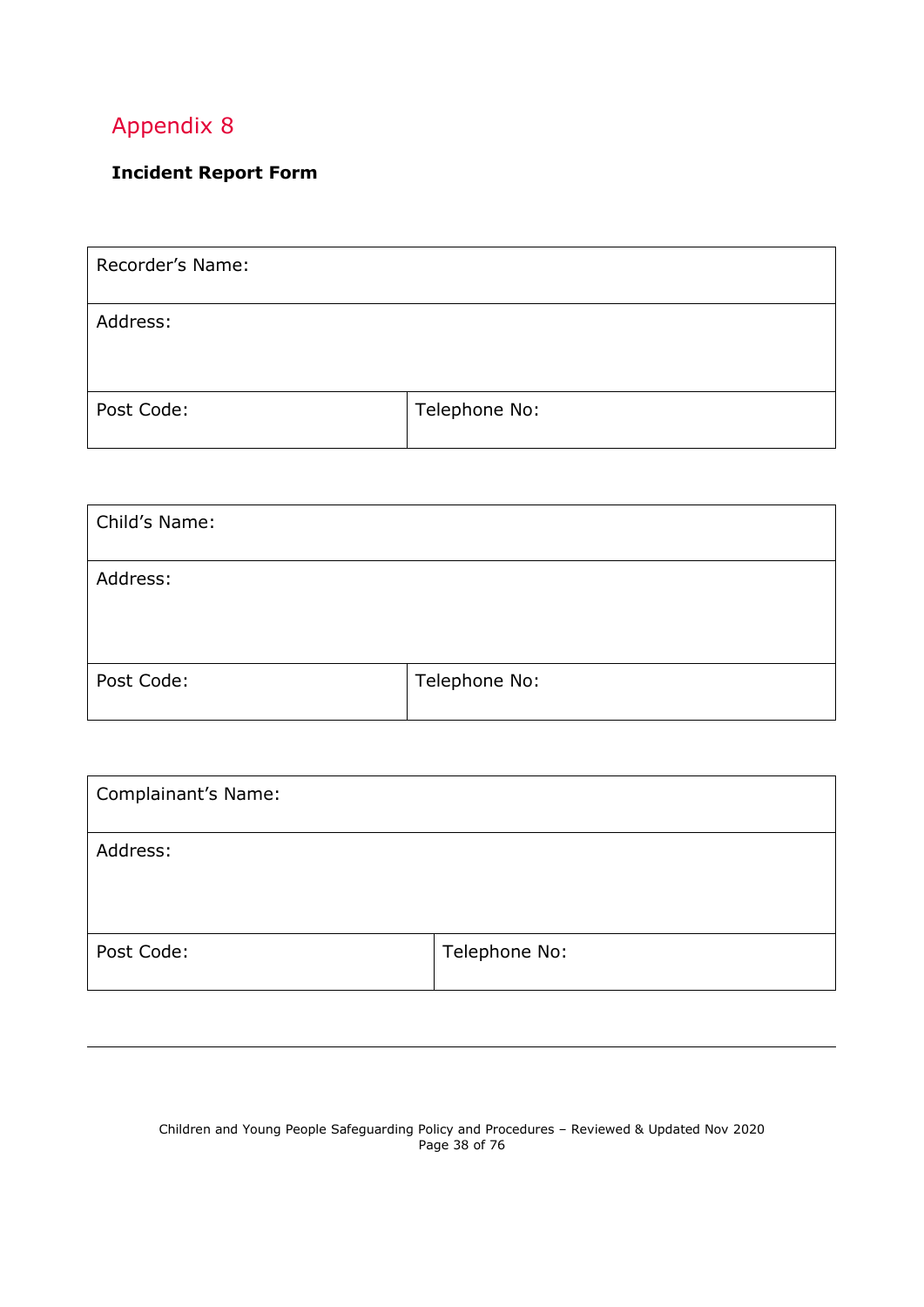## Appendix 8

**Incident Report Form**

| Recorder's Name: | |
|---|---|
| Address: | |
| Post Code: | Telephone No: |

| Child's Name: | |
|---|---|
| Address: | |
| Post Code: | Telephone No: |

| Complainant's Name: | |
|---|---|
| Address: | |
| Post Code: | Telephone No: |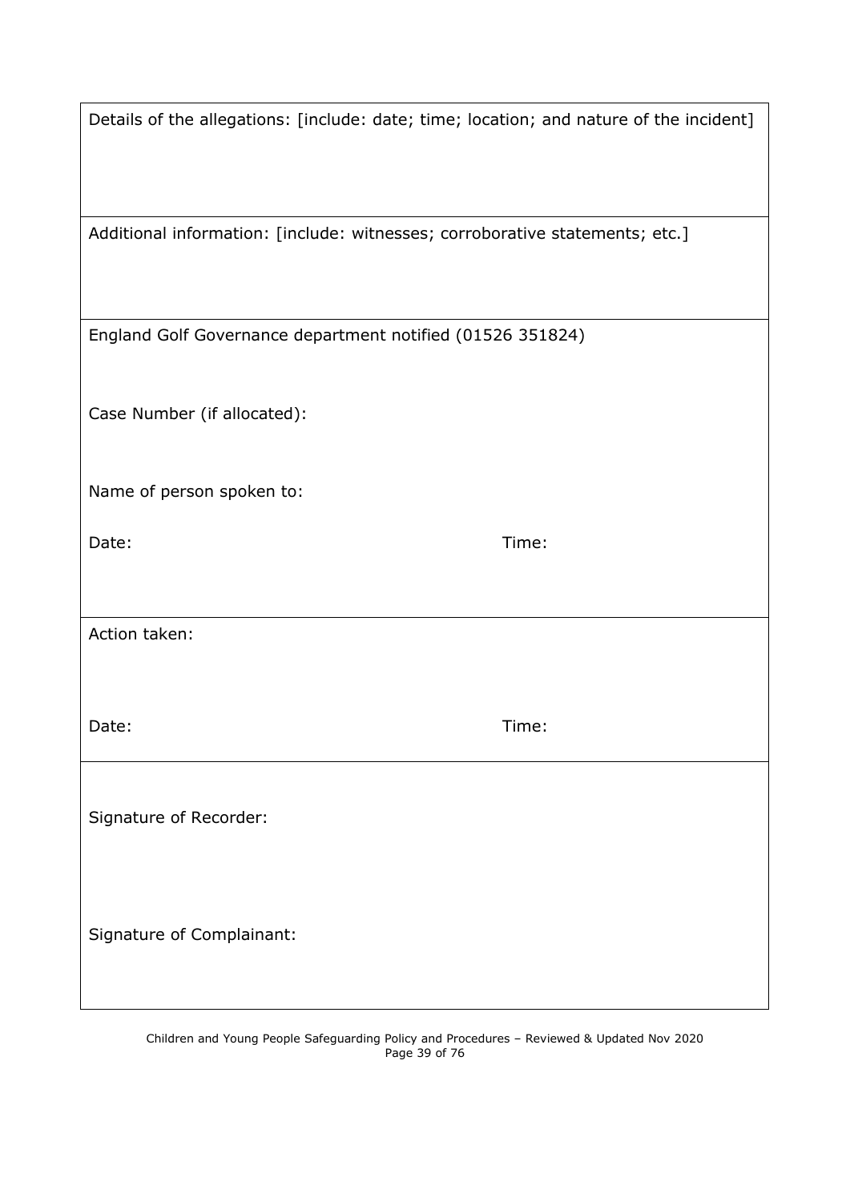| Details of the allegations: [include: date; time; location; and nature of the incident] |
|---|
| Additional information: [include: witnesses; corroborative statements; etc.] |
| England Golf Governance department notified (01526 351824)<br><br>Case Number (if allocated):<br><br>Name of person spoken to:<br><br>Date: Time: |
| Action taken:<br><br>Date: Time: |
| Signature of Recorder:<br><br>Signature of Complainant: |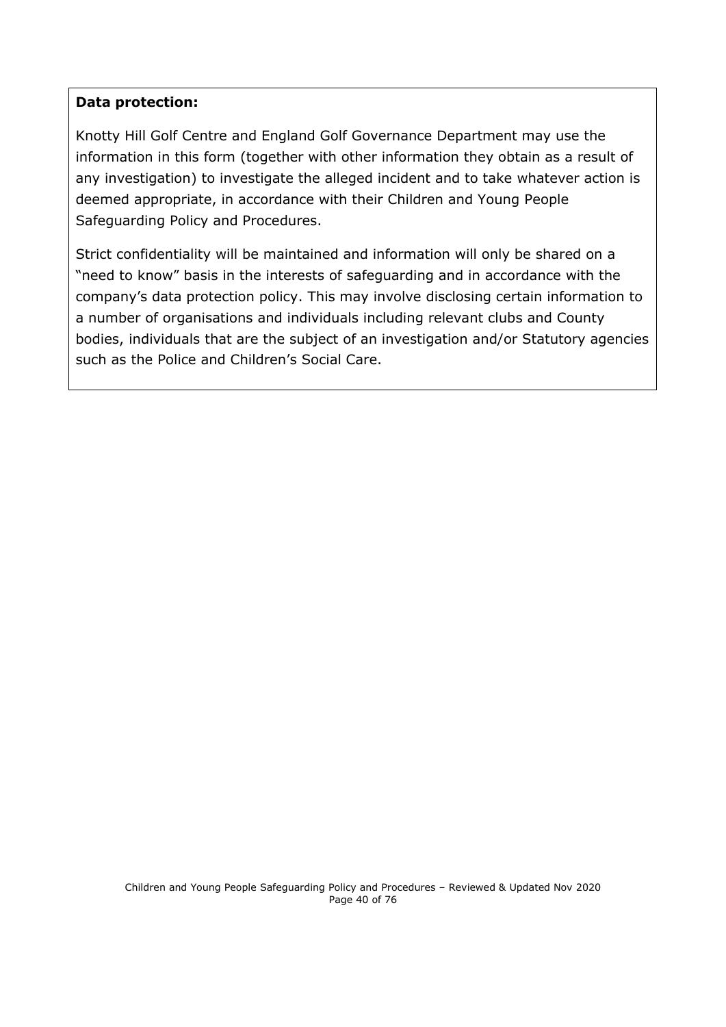**Data protection:**

Knotty Hill Golf Centre and England Golf Governance Department may use the information in this form (together with other information they obtain as a result of any investigation) to investigate the alleged incident and to take whatever action is deemed appropriate, in accordance with their Children and Young People Safeguarding Policy and Procedures.

Strict confidentiality will be maintained and information will only be shared on a "need to know" basis in the interests of safeguarding and in accordance with the company's data protection policy. This may involve disclosing certain information to a number of organisations and individuals including relevant clubs and County bodies, individuals that are the subject of an investigation and/or Statutory agencies such as the Police and Children's Social Care.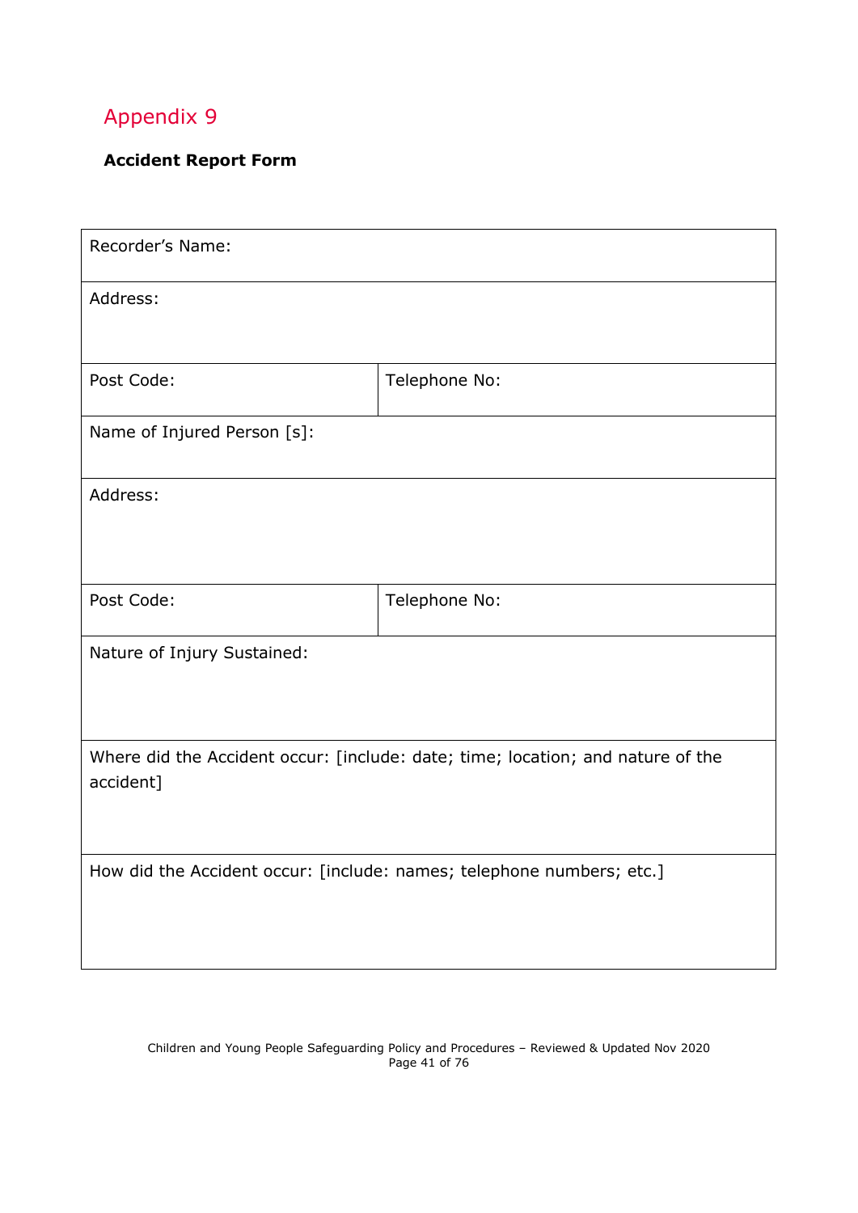## Appendix 9

**Accident Report Form**

| Recorder's Name: | |
|---|---|
| Address: | |
| Post Code: | Telephone No: |
| Name of Injured Person [s]: | |
| Address: | |
| Post Code: | Telephone No: |
| Nature of Injury Sustained: | |
| Where did the Accident occur: [include: date; time; location; and nature of the accident] | |
| How did the Accident occur: [include: names; telephone numbers; etc.] | |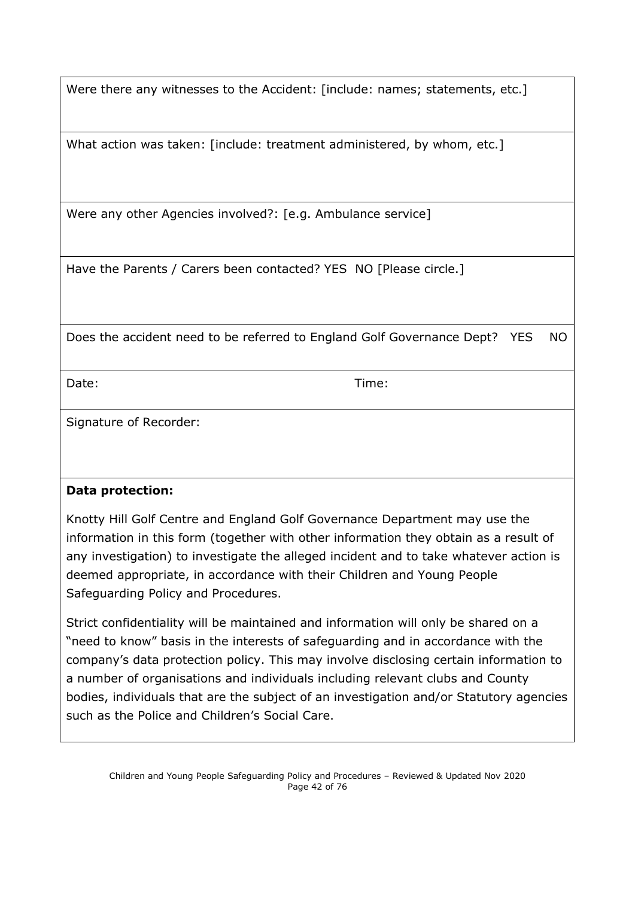| Were there any witnesses to the Accident: [include: names; statements, etc.] | |
|---|---|
| What action was taken: [include: treatment administered, by whom, etc.] | |
| Were any other Agencies involved?: [e.g. Ambulance service] | |
| Have the Parents / Carers been contacted? YES NO [Please circle.] | |
| Does the accident need to be referred to England Golf Governance Dept? YES NO | |
| Date: | Time: |
| Signature of Recorder: | |

**Data protection:**

Knotty Hill Golf Centre and England Golf Governance Department may use the information in this form (together with other information they obtain as a result of any investigation) to investigate the alleged incident and to take whatever action is deemed appropriate, in accordance with their Children and Young People Safeguarding Policy and Procedures.

Strict confidentiality will be maintained and information will only be shared on a "need to know" basis in the interests of safeguarding and in accordance with the company's data protection policy. This may involve disclosing certain information to a number of organisations and individuals including relevant clubs and County bodies, individuals that are the subject of an investigation and/or Statutory agencies such as the Police and Children's Social Care.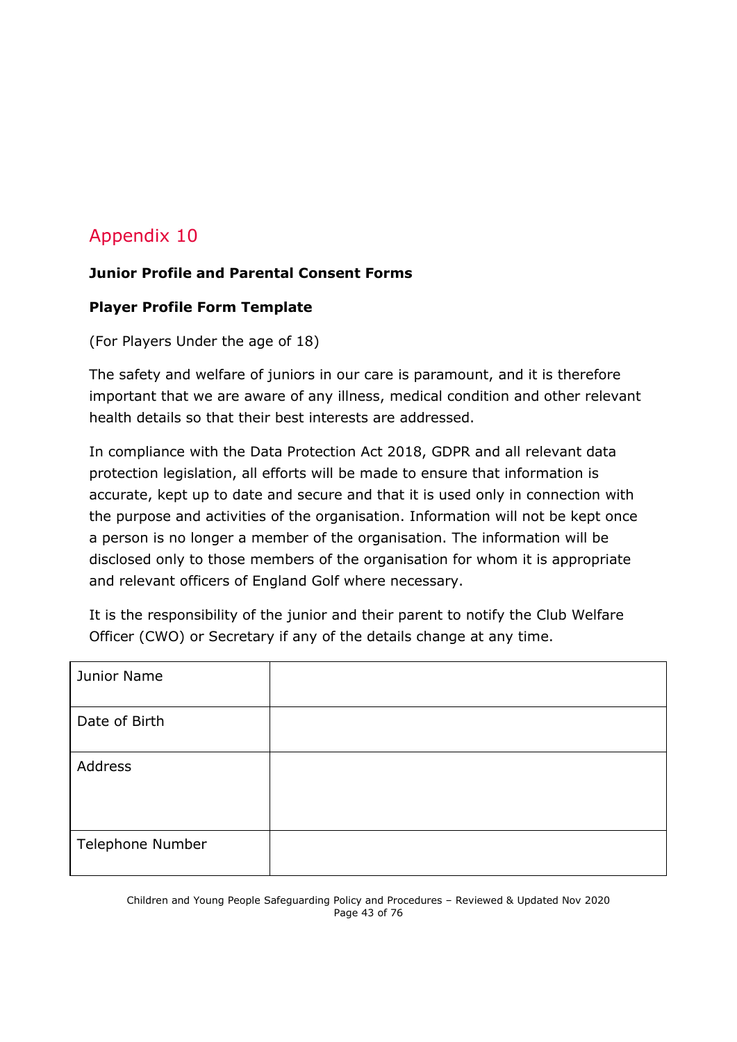## Appendix 10

**Junior Profile and Parental Consent Forms**

**Player Profile Form Template**

(For Players Under the age of 18)

The safety and welfare of juniors in our care is paramount, and it is therefore important that we are aware of any illness, medical condition and other relevant health details so that their best interests are addressed.

In compliance with the Data Protection Act 2018, GDPR and all relevant data protection legislation, all efforts will be made to ensure that information is accurate, kept up to date and secure and that it is used only in connection with the purpose and activities of the organisation. Information will not be kept once a person is no longer a member of the organisation. The information will be disclosed only to those members of the organisation for whom it is appropriate and relevant officers of England Golf where necessary.

It is the responsibility of the junior and their parent to notify the Club Welfare Officer (CWO) or Secretary if any of the details change at any time.

| Junior Name | |
|---|---|
| Date of Birth | |
| Address | |
| Telephone Number | |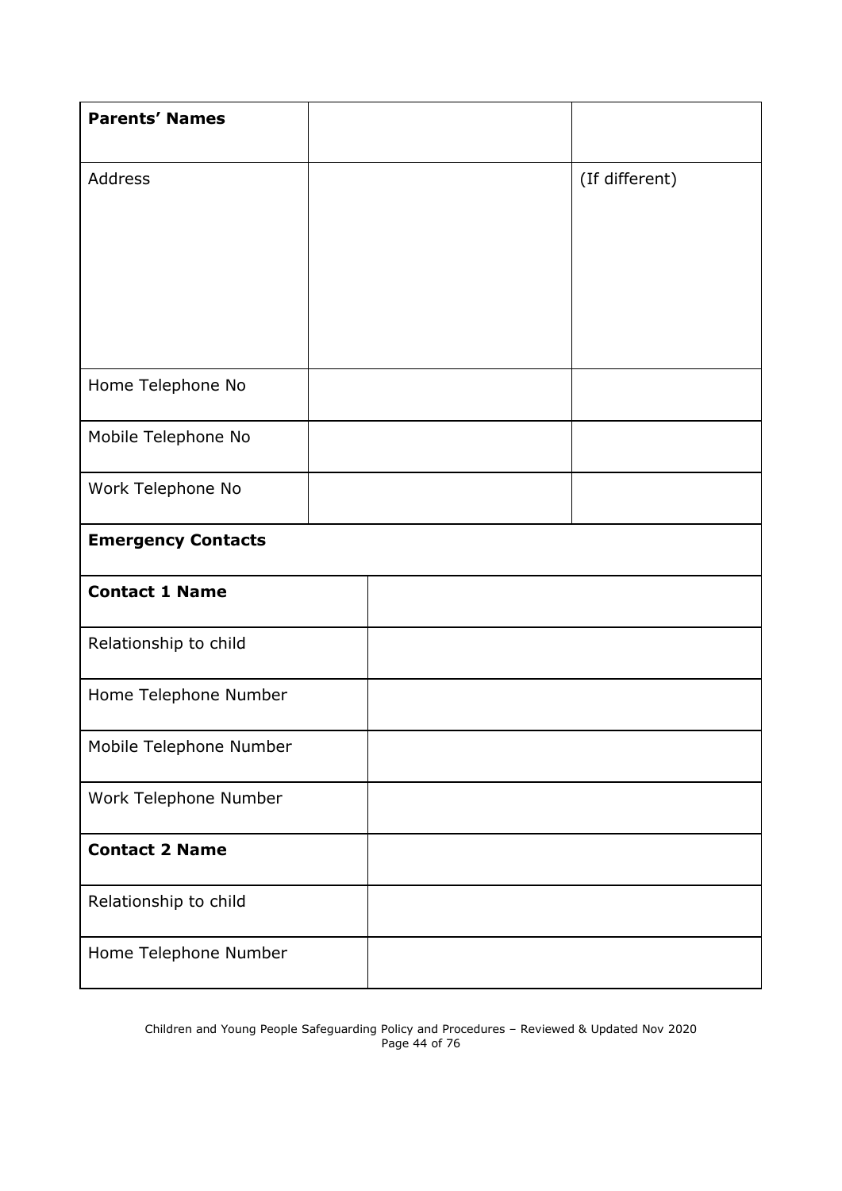| **Parents' Names** | | |
|---|---|---|
| Address | | (If different) |
| Home Telephone No | | |
| Mobile Telephone No | | |
| Work Telephone No | | |

| **Emergency Contacts** | |
|---|---|
| **Contact 1 Name** | |
| Relationship to child | |
| Home Telephone Number | |
| Mobile Telephone Number | |
| Work Telephone Number | |
| **Contact 2 Name** | |
| Relationship to child | |
| Home Telephone Number | |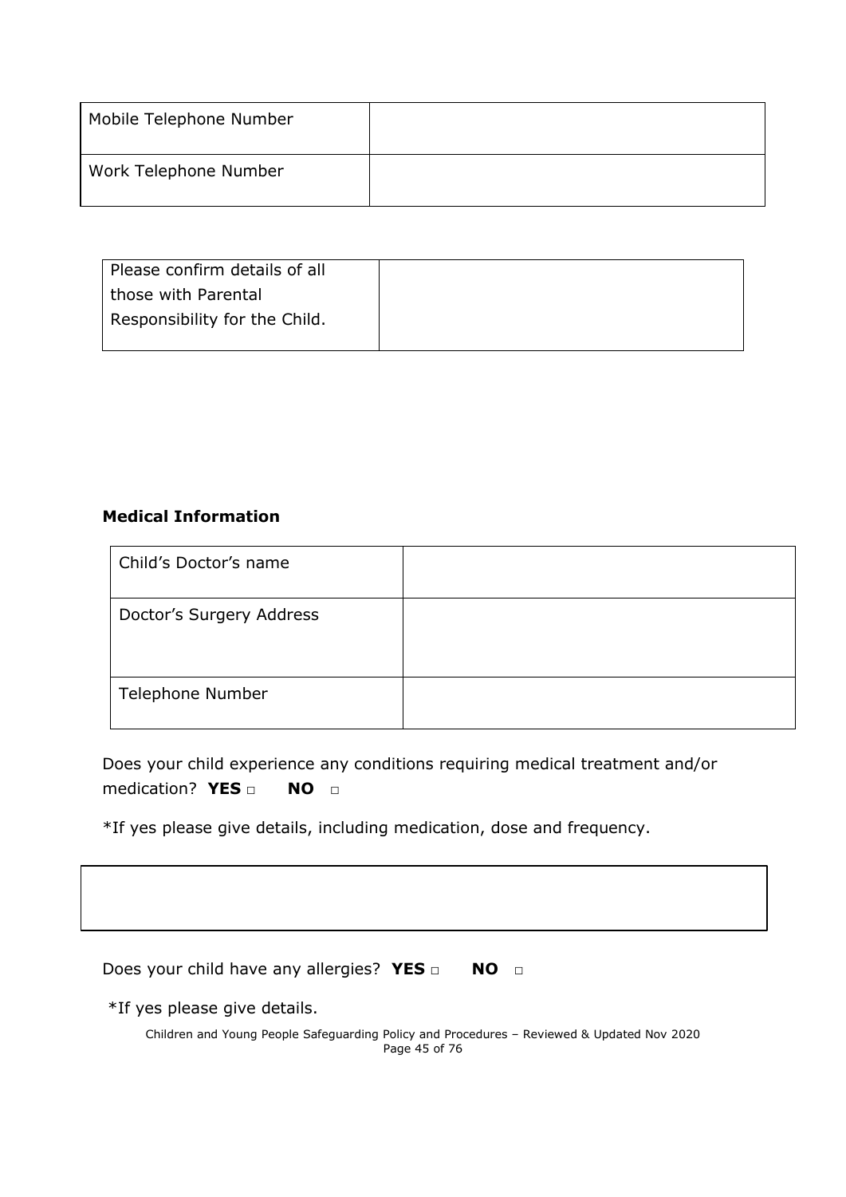| Mobile Telephone Number | |
|---|---|
| Work Telephone Number | |

| Please confirm details of all those with Parental Responsibility for the Child. | |
|---|---|

**Medical Information**

| Child's Doctor's name | |
|---|---|
| Doctor's Surgery Address | |
| Telephone Number | |

Does your child experience any conditions requiring medical treatment and/or medication? **YES** □ **NO** □

*If yes please give details, including medication, dose and frequency.

| |
|---|

Does your child have any allergies? **YES** □ **NO** □

*If yes please give details.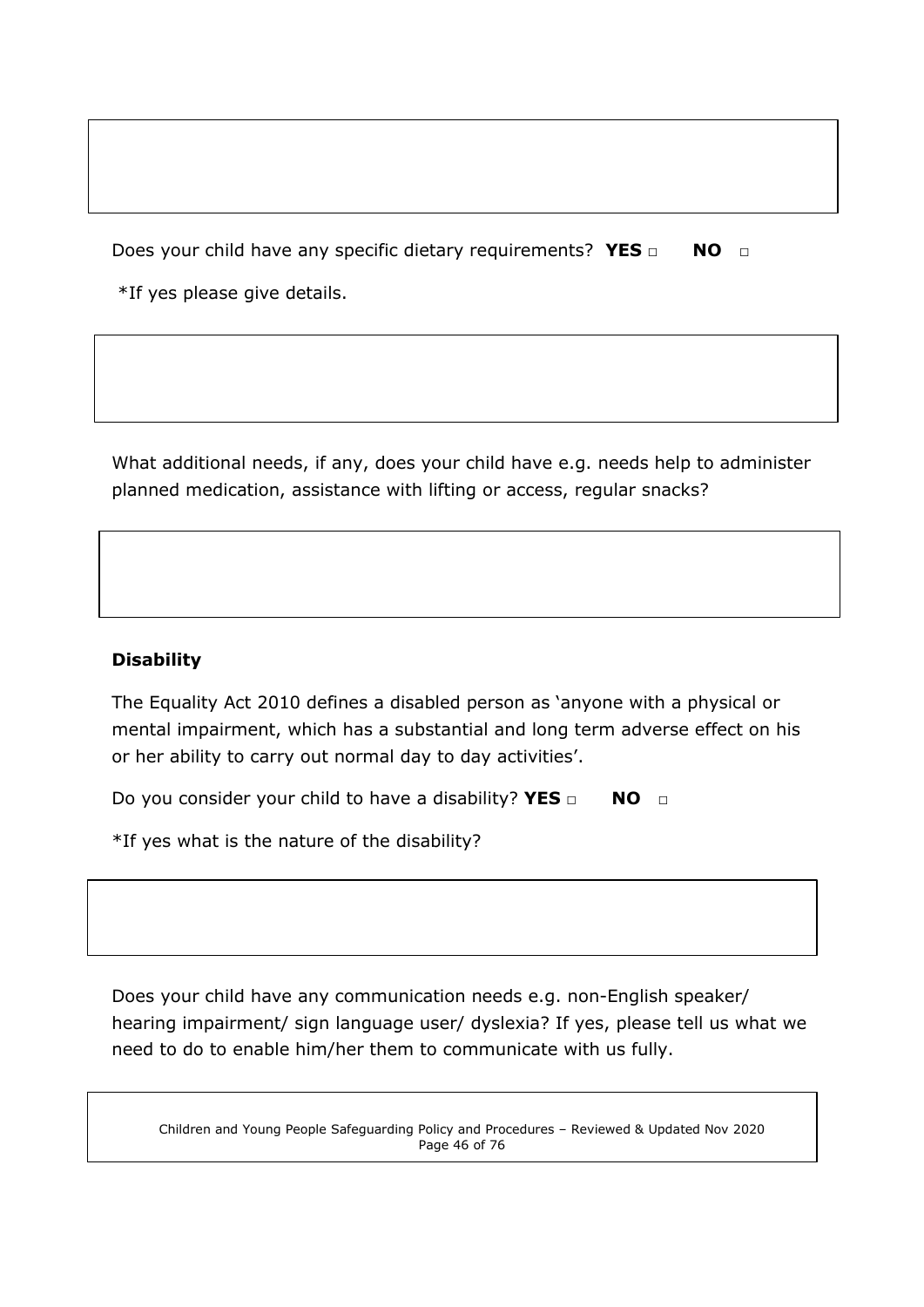Does your child have any specific dietary requirements? **YES** □ **NO** □

*If yes please give details.

What additional needs, if any, does your child have e.g. needs help to administer planned medication, assistance with lifting or access, regular snacks?

**Disability**

The Equality Act 2010 defines a disabled person as 'anyone with a physical or mental impairment, which has a substantial and long term adverse effect on his or her ability to carry out normal day to day activities'.

Do you consider your child to have a disability? **YES** □ **NO** □

*If yes what is the nature of the disability?

Does your child have any communication needs e.g. non-English speaker/ hearing impairment/ sign language user/ dyslexia? If yes, please tell us what we need to do to enable him/her them to communicate with us fully.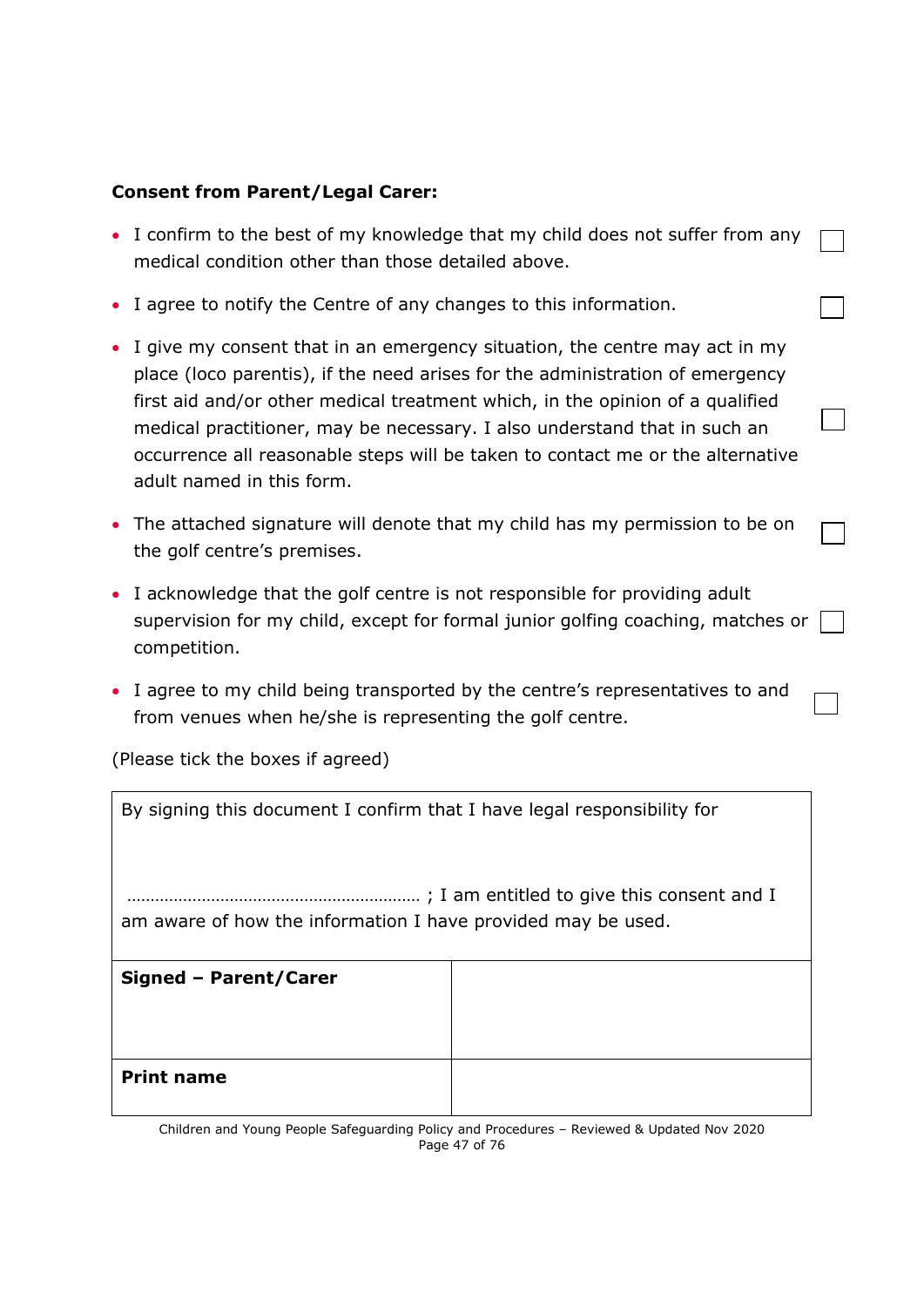**Consent from Parent/Legal Carer:**

- I confirm to the best of my knowledge that my child does not suffer from any medical condition other than those detailed above. ☐
- I agree to notify the Centre of any changes to this information. ☐
- I give my consent that in an emergency situation, the centre may act in my place (loco parentis), if the need arises for the administration of emergency first aid and/or other medical treatment which, in the opinion of a qualified medical practitioner, may be necessary. I also understand that in such an occurrence all reasonable steps will be taken to contact me or the alternative adult named in this form. ☐
- The attached signature will denote that my child has my permission to be on the golf centre's premises. ☐
- I acknowledge that the golf centre is not responsible for providing adult supervision for my child, except for formal junior golfing coaching, matches or competition. ☐
- I agree to my child being transported by the centre's representatives to and from venues when he/she is representing the golf centre. ☐

(Please tick the boxes if agreed)

| By signing this document I confirm that I have legal responsibility for<br><br>……………………………………………………… ; I am entitled to give this consent and I am aware of how the information I have provided may be used. | |
|---|---|
| **Signed – Parent/Carer** | |
| **Print name** | |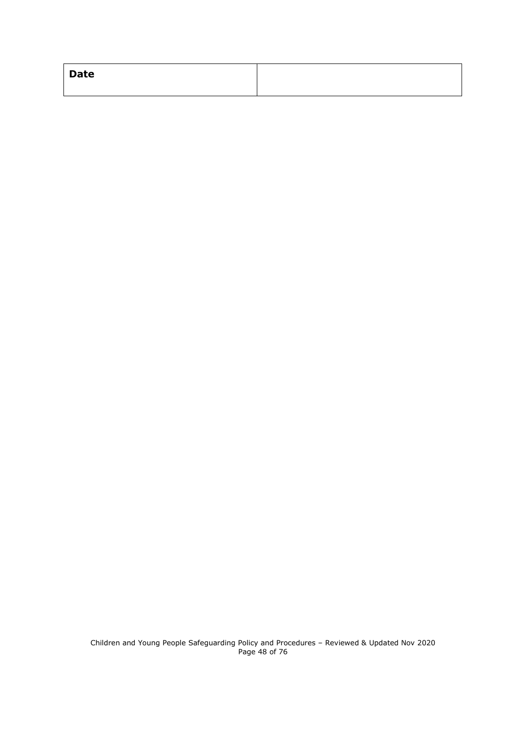| **Date** | |
|---|---|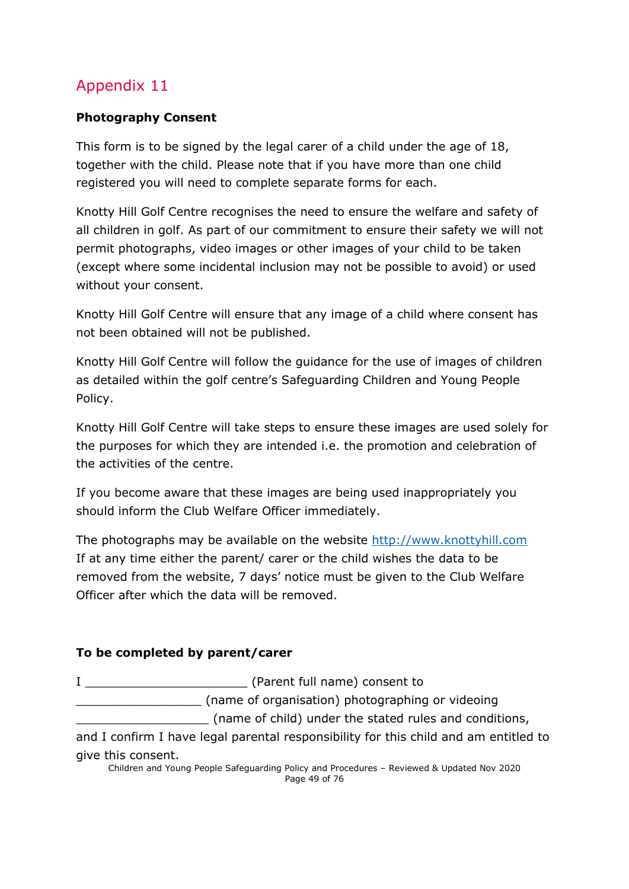# Appendix 11

**Photography Consent**

This form is to be signed by the legal carer of a child under the age of 18, together with the child. Please note that if you have more than one child registered you will need to complete separate forms for each.

Knotty Hill Golf Centre recognises the need to ensure the welfare and safety of all children in golf. As part of our commitment to ensure their safety we will not permit photographs, video images or other images of your child to be taken (except where some incidental inclusion may not be possible to avoid) or used without your consent.

Knotty Hill Golf Centre will ensure that any image of a child where consent has not been obtained will not be published.

Knotty Hill Golf Centre will follow the guidance for the use of images of children as detailed within the golf centre's Safeguarding Children and Young People Policy.

Knotty Hill Golf Centre will take steps to ensure these images are used solely for the purposes for which they are intended i.e. the promotion and celebration of the activities of the centre.

If you become aware that these images are being used inappropriately you should inform the Club Welfare Officer immediately.

The photographs may be available on the website [http://www.knottyhill.com](http://www.knottyhill.com)
If at any time either the parent/ carer or the child wishes the data to be removed from the website, 7 days' notice must be given to the Club Welfare Officer after which the data will be removed.

**To be completed by parent/carer**

I ______________________ (Parent full name) consent to
_________________ (name of organisation) photographing or videoing
__________________ (name of child) under the stated rules and conditions, and I confirm I have legal parental responsibility for this child and am entitled to give this consent.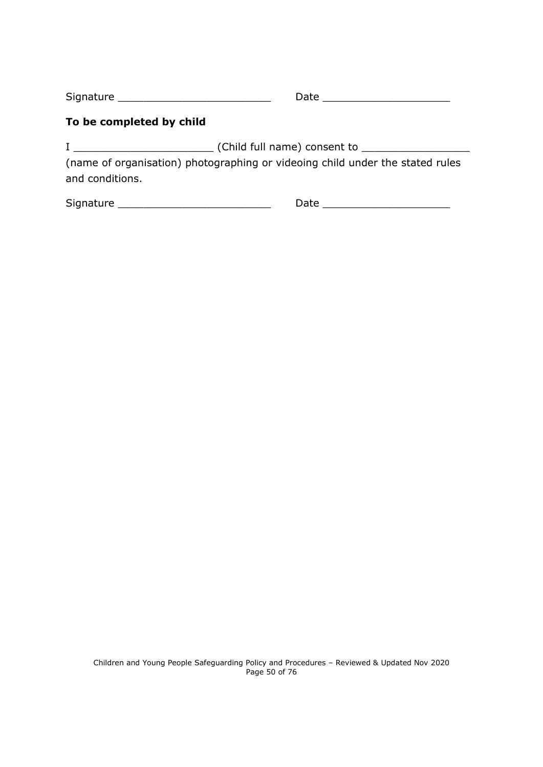Signature ________________________ Date ____________________

**To be completed by child**

I ______________________ (Child full name) consent to _________________ (name of organisation) photographing or videoing child under the stated rules and conditions.

Signature ________________________ Date ____________________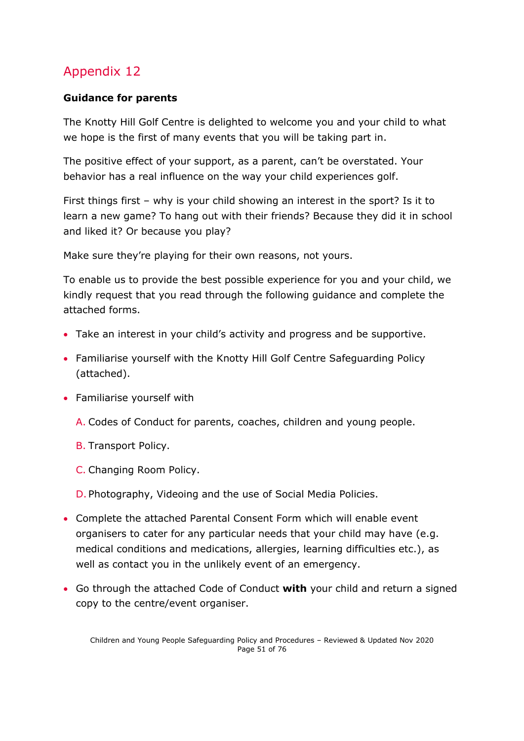# Appendix 12

**Guidance for parents**

The Knotty Hill Golf Centre is delighted to welcome you and your child to what we hope is the first of many events that you will be taking part in.

The positive effect of your support, as a parent, can't be overstated. Your behavior has a real influence on the way your child experiences golf.

First things first – why is your child showing an interest in the sport? Is it to learn a new game? To hang out with their friends? Because they did it in school and liked it? Or because you play?

Make sure they're playing for their own reasons, not yours.

To enable us to provide the best possible experience for you and your child, we kindly request that you read through the following guidance and complete the attached forms.

- Take an interest in your child's activity and progress and be supportive.
- Familiarise yourself with the Knotty Hill Golf Centre Safeguarding Policy (attached).
- Familiarise yourself with

  A. Codes of Conduct for parents, coaches, children and young people.

  B. Transport Policy.

  C. Changing Room Policy.

  D. Photography, Videoing and the use of Social Media Policies.

- Complete the attached Parental Consent Form which will enable event organisers to cater for any particular needs that your child may have (e.g. medical conditions and medications, allergies, learning difficulties etc.), as well as contact you in the unlikely event of an emergency.
- Go through the attached Code of Conduct **with** your child and return a signed copy to the centre/event organiser.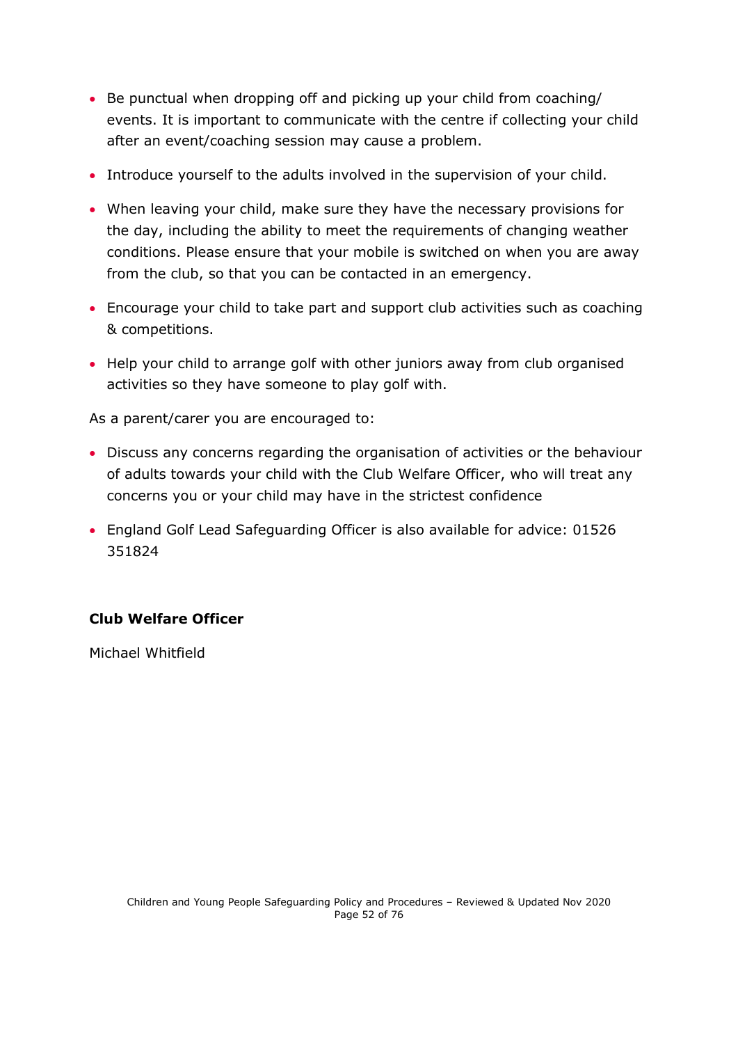- Be punctual when dropping off and picking up your child from coaching/ events. It is important to communicate with the centre if collecting your child after an event/coaching session may cause a problem.
- Introduce yourself to the adults involved in the supervision of your child.
- When leaving your child, make sure they have the necessary provisions for the day, including the ability to meet the requirements of changing weather conditions. Please ensure that your mobile is switched on when you are away from the club, so that you can be contacted in an emergency.
- Encourage your child to take part and support club activities such as coaching & competitions.
- Help your child to arrange golf with other juniors away from club organised activities so they have someone to play golf with.

As a parent/carer you are encouraged to:

- Discuss any concerns regarding the organisation of activities or the behaviour of adults towards your child with the Club Welfare Officer, who will treat any concerns you or your child may have in the strictest confidence
- England Golf Lead Safeguarding Officer is also available for advice: 01526 351824

**Club Welfare Officer**

Michael Whitfield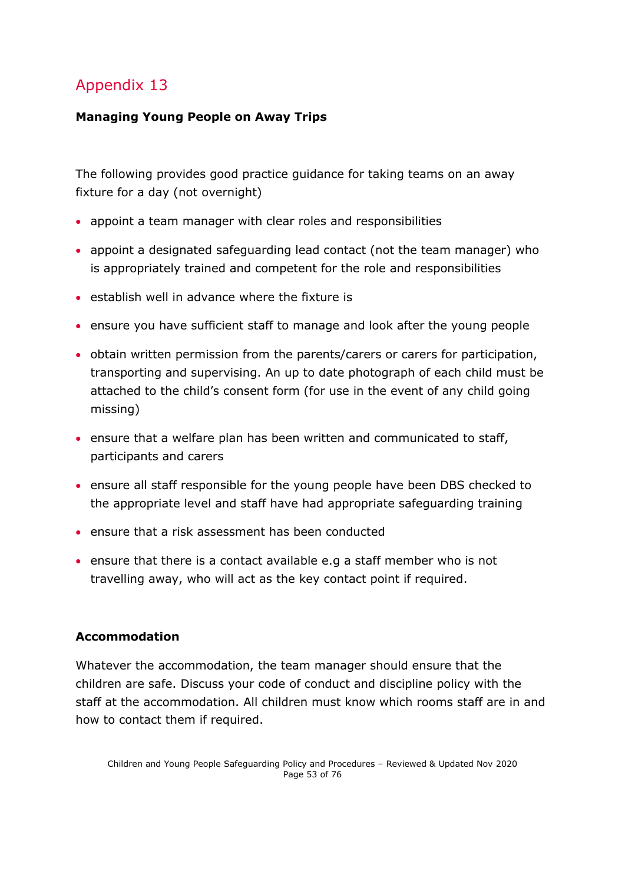# Appendix 13

**Managing Young People on Away Trips**

The following provides good practice guidance for taking teams on an away fixture for a day (not overnight)

- appoint a team manager with clear roles and responsibilities
- appoint a designated safeguarding lead contact (not the team manager) who is appropriately trained and competent for the role and responsibilities
- establish well in advance where the fixture is
- ensure you have sufficient staff to manage and look after the young people
- obtain written permission from the parents/carers or carers for participation, transporting and supervising. An up to date photograph of each child must be attached to the child's consent form (for use in the event of any child going missing)
- ensure that a welfare plan has been written and communicated to staff, participants and carers
- ensure all staff responsible for the young people have been DBS checked to the appropriate level and staff have had appropriate safeguarding training
- ensure that a risk assessment has been conducted
- ensure that there is a contact available e.g a staff member who is not travelling away, who will act as the key contact point if required.

**Accommodation**

Whatever the accommodation, the team manager should ensure that the children are safe. Discuss your code of conduct and discipline policy with the staff at the accommodation. All children must know which rooms staff are in and how to contact them if required.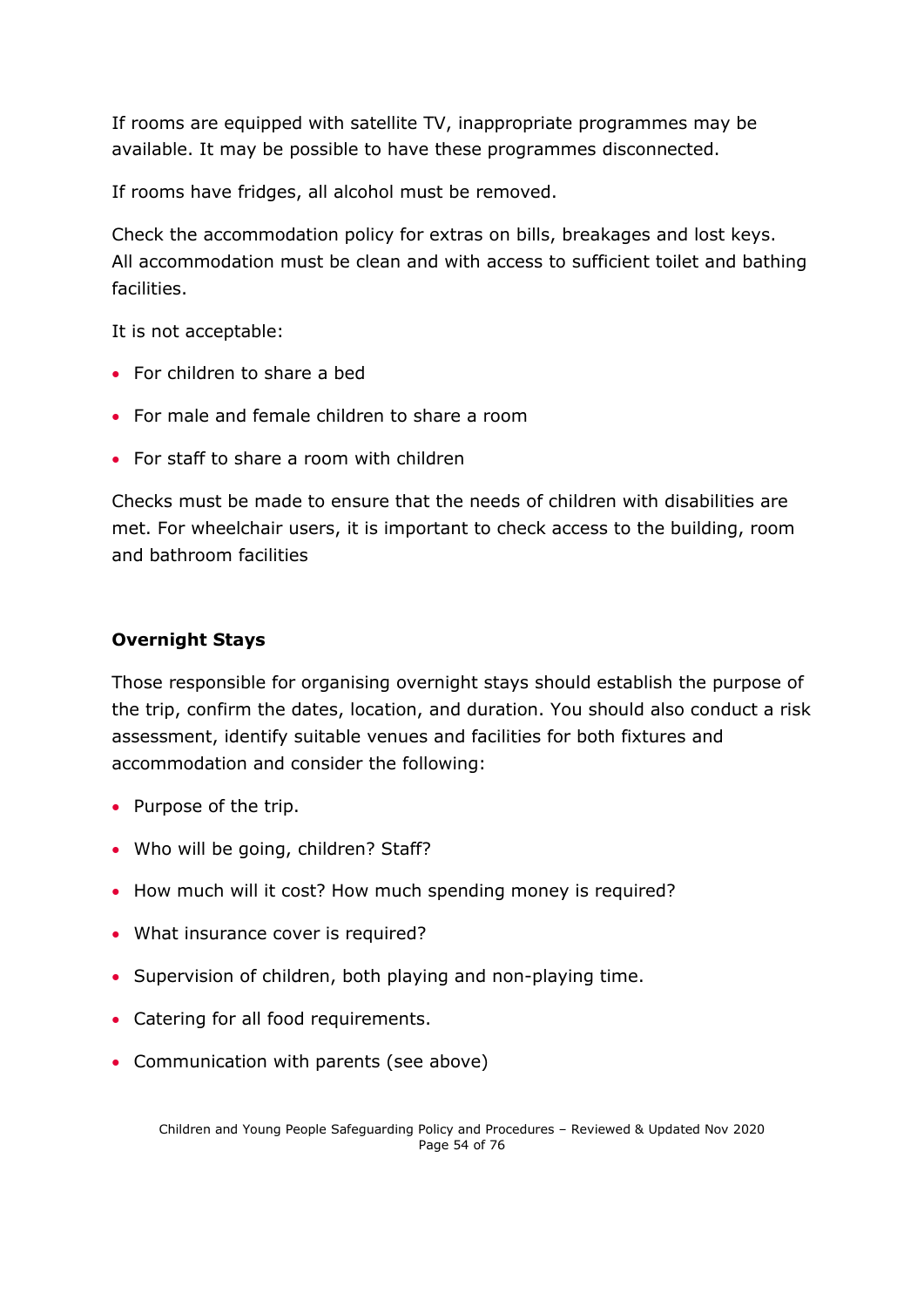If rooms are equipped with satellite TV, inappropriate programmes may be available. It may be possible to have these programmes disconnected.

If rooms have fridges, all alcohol must be removed.

Check the accommodation policy for extras on bills, breakages and lost keys. All accommodation must be clean and with access to sufficient toilet and bathing facilities.

It is not acceptable:

- For children to share a bed
- For male and female children to share a room
- For staff to share a room with children

Checks must be made to ensure that the needs of children with disabilities are met. For wheelchair users, it is important to check access to the building, room and bathroom facilities

**Overnight Stays**

Those responsible for organising overnight stays should establish the purpose of the trip, confirm the dates, location, and duration. You should also conduct a risk assessment, identify suitable venues and facilities for both fixtures and accommodation and consider the following:

- Purpose of the trip.
- Who will be going, children? Staff?
- How much will it cost? How much spending money is required?
- What insurance cover is required?
- Supervision of children, both playing and non-playing time.
- Catering for all food requirements.
- Communication with parents (see above)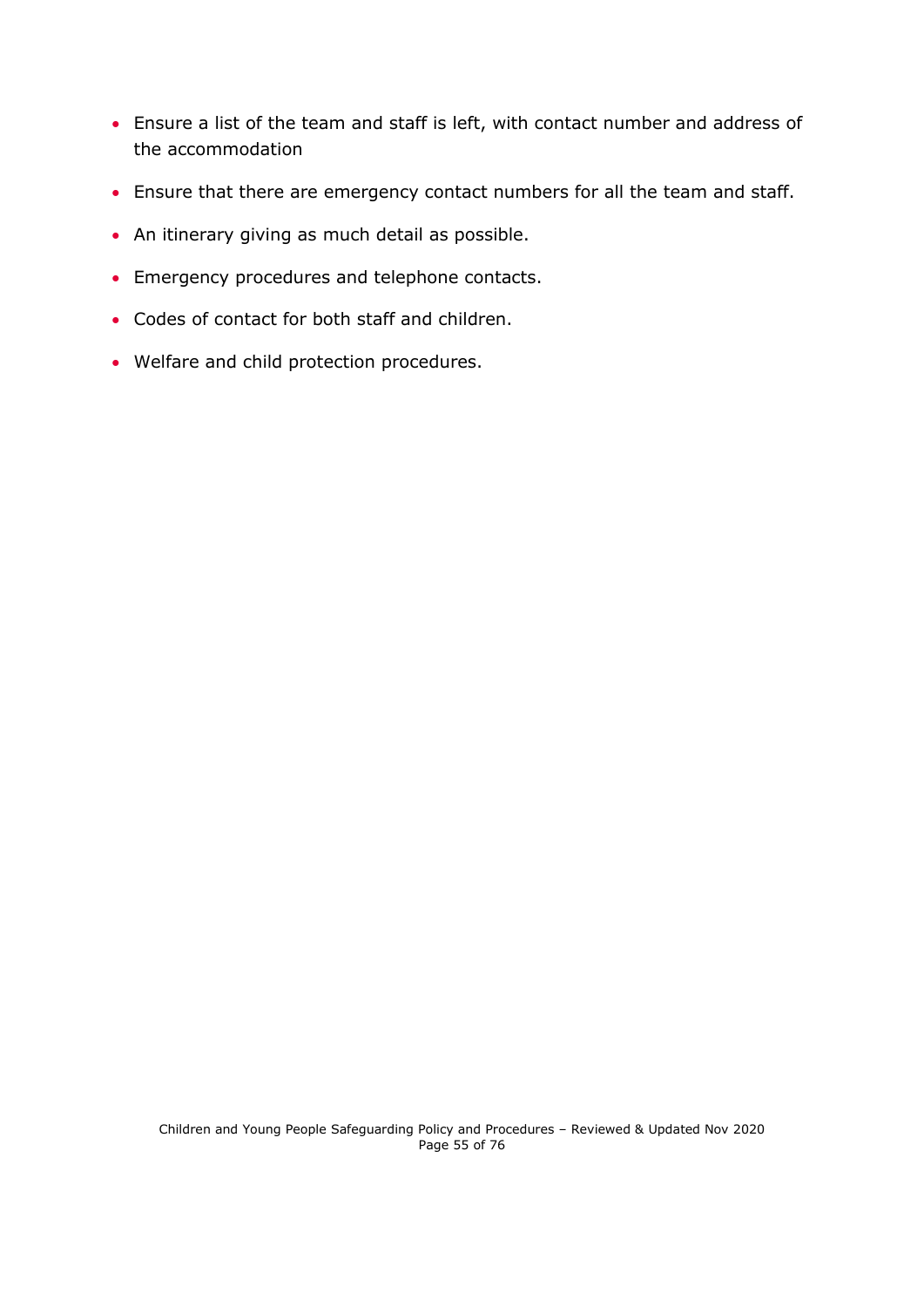- Ensure a list of the team and staff is left, with contact number and address of the accommodation
- Ensure that there are emergency contact numbers for all the team and staff.
- An itinerary giving as much detail as possible.
- Emergency procedures and telephone contacts.
- Codes of contact for both staff and children.
- Welfare and child protection procedures.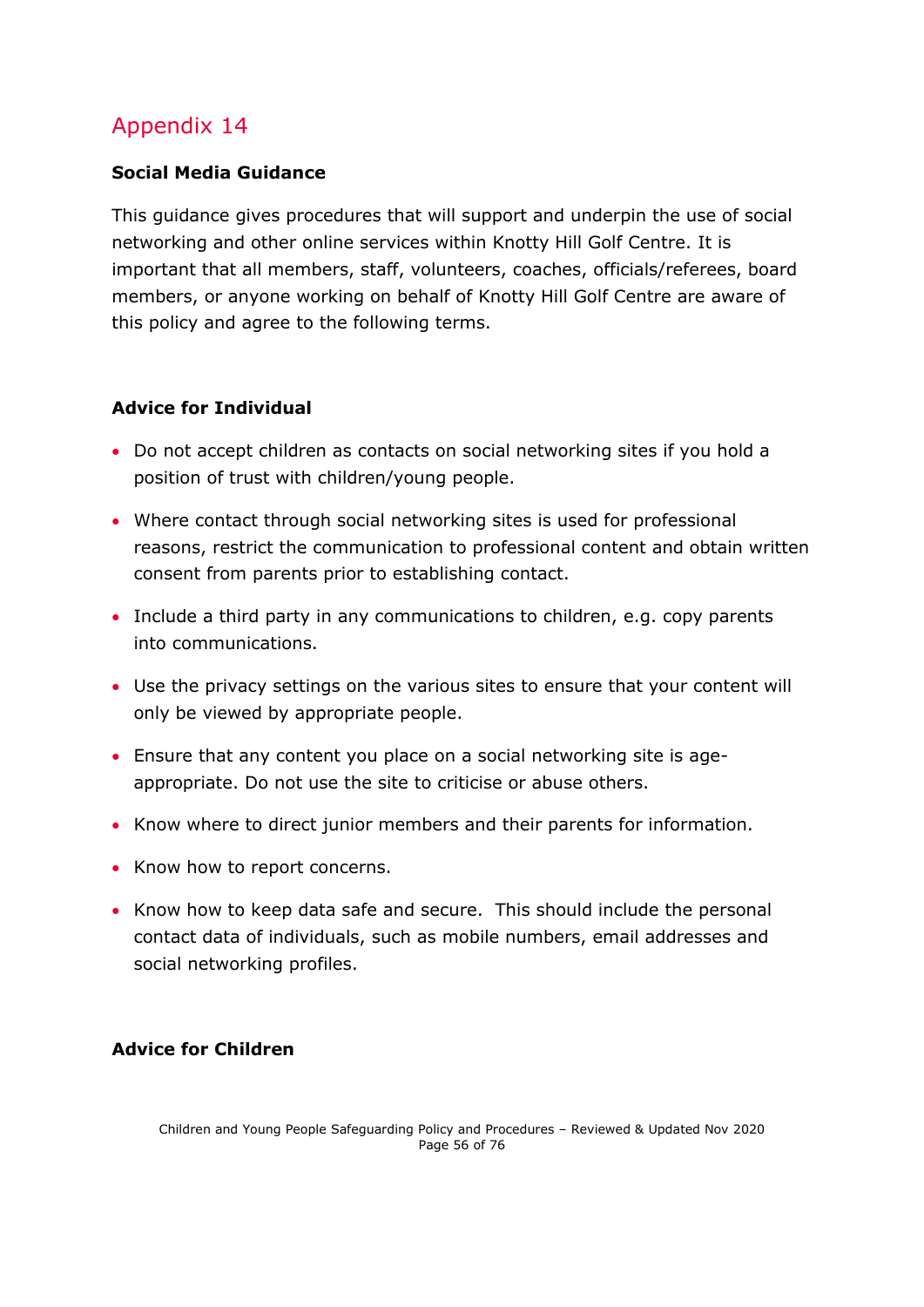## Appendix 14

**Social Media Guidance**

This guidance gives procedures that will support and underpin the use of social networking and other online services within Knotty Hill Golf Centre. It is important that all members, staff, volunteers, coaches, officials/referees, board members, or anyone working on behalf of Knotty Hill Golf Centre are aware of this policy and agree to the following terms.

**Advice for Individual**

- Do not accept children as contacts on social networking sites if you hold a position of trust with children/young people.
- Where contact through social networking sites is used for professional reasons, restrict the communication to professional content and obtain written consent from parents prior to establishing contact.
- Include a third party in any communications to children, e.g. copy parents into communications.
- Use the privacy settings on the various sites to ensure that your content will only be viewed by appropriate people.
- Ensure that any content you place on a social networking site is age-appropriate. Do not use the site to criticise or abuse others.
- Know where to direct junior members and their parents for information.
- Know how to report concerns.
- Know how to keep data safe and secure. This should include the personal contact data of individuals, such as mobile numbers, email addresses and social networking profiles.

**Advice for Children**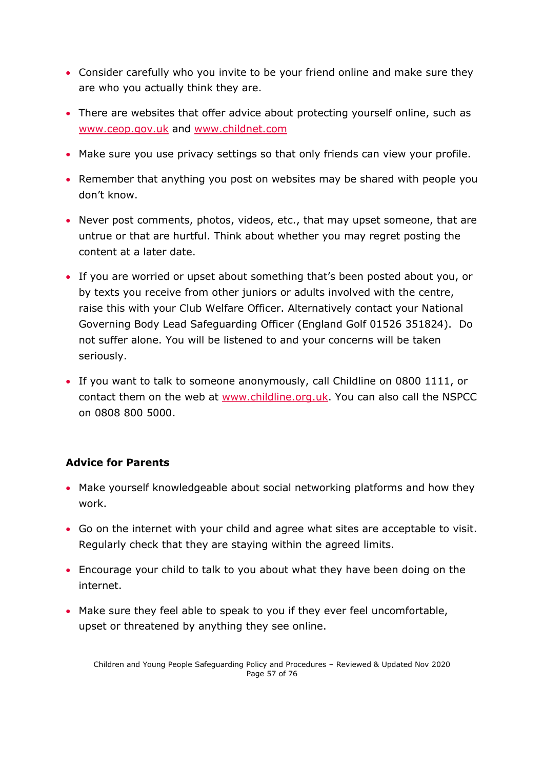- Consider carefully who you invite to be your friend online and make sure they are who you actually think they are.
- There are websites that offer advice about protecting yourself online, such as www.ceop.gov.uk and www.childnet.com
- Make sure you use privacy settings so that only friends can view your profile.
- Remember that anything you post on websites may be shared with people you don't know.
- Never post comments, photos, videos, etc., that may upset someone, that are untrue or that are hurtful. Think about whether you may regret posting the content at a later date.
- If you are worried or upset about something that's been posted about you, or by texts you receive from other juniors or adults involved with the centre, raise this with your Club Welfare Officer. Alternatively contact your National Governing Body Lead Safeguarding Officer (England Golf 01526 351824). Do not suffer alone. You will be listened to and your concerns will be taken seriously.
- If you want to talk to someone anonymously, call Childline on 0800 1111, or contact them on the web at www.childline.org.uk. You can also call the NSPCC on 0808 800 5000.

**Advice for Parents**

- Make yourself knowledgeable about social networking platforms and how they work.
- Go on the internet with your child and agree what sites are acceptable to visit. Regularly check that they are staying within the agreed limits.
- Encourage your child to talk to you about what they have been doing on the internet.
- Make sure they feel able to speak to you if they ever feel uncomfortable, upset or threatened by anything they see online.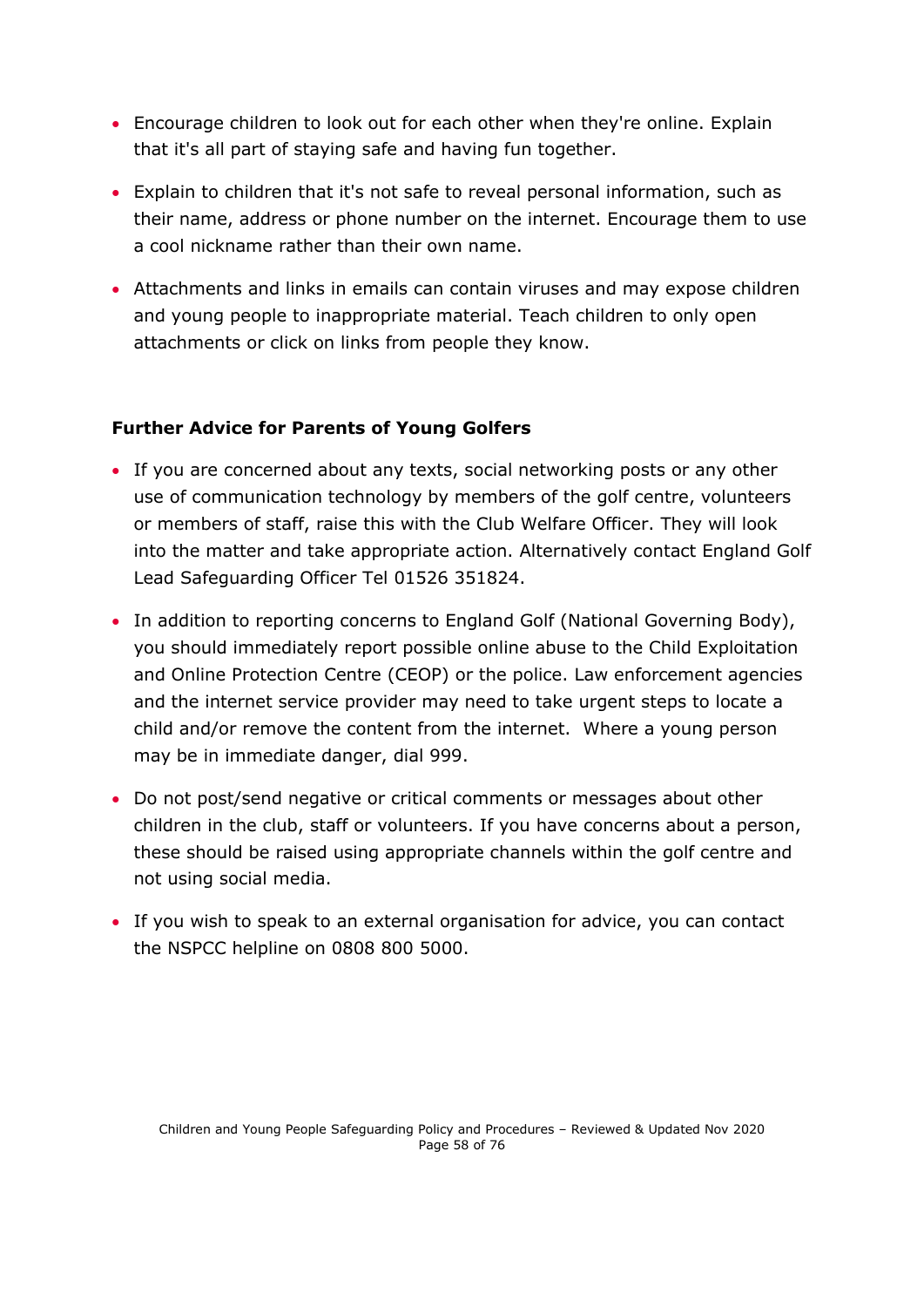- Encourage children to look out for each other when they're online. Explain that it's all part of staying safe and having fun together.
- Explain to children that it's not safe to reveal personal information, such as their name, address or phone number on the internet. Encourage them to use a cool nickname rather than their own name.
- Attachments and links in emails can contain viruses and may expose children and young people to inappropriate material. Teach children to only open attachments or click on links from people they know.

**Further Advice for Parents of Young Golfers**

- If you are concerned about any texts, social networking posts or any other use of communication technology by members of the golf centre, volunteers or members of staff, raise this with the Club Welfare Officer. They will look into the matter and take appropriate action. Alternatively contact England Golf Lead Safeguarding Officer Tel 01526 351824.
- In addition to reporting concerns to England Golf (National Governing Body), you should immediately report possible online abuse to the Child Exploitation and Online Protection Centre (CEOP) or the police. Law enforcement agencies and the internet service provider may need to take urgent steps to locate a child and/or remove the content from the internet. Where a young person may be in immediate danger, dial 999.
- Do not post/send negative or critical comments or messages about other children in the club, staff or volunteers. If you have concerns about a person, these should be raised using appropriate channels within the golf centre and not using social media.
- If you wish to speak to an external organisation for advice, you can contact the NSPCC helpline on 0808 800 5000.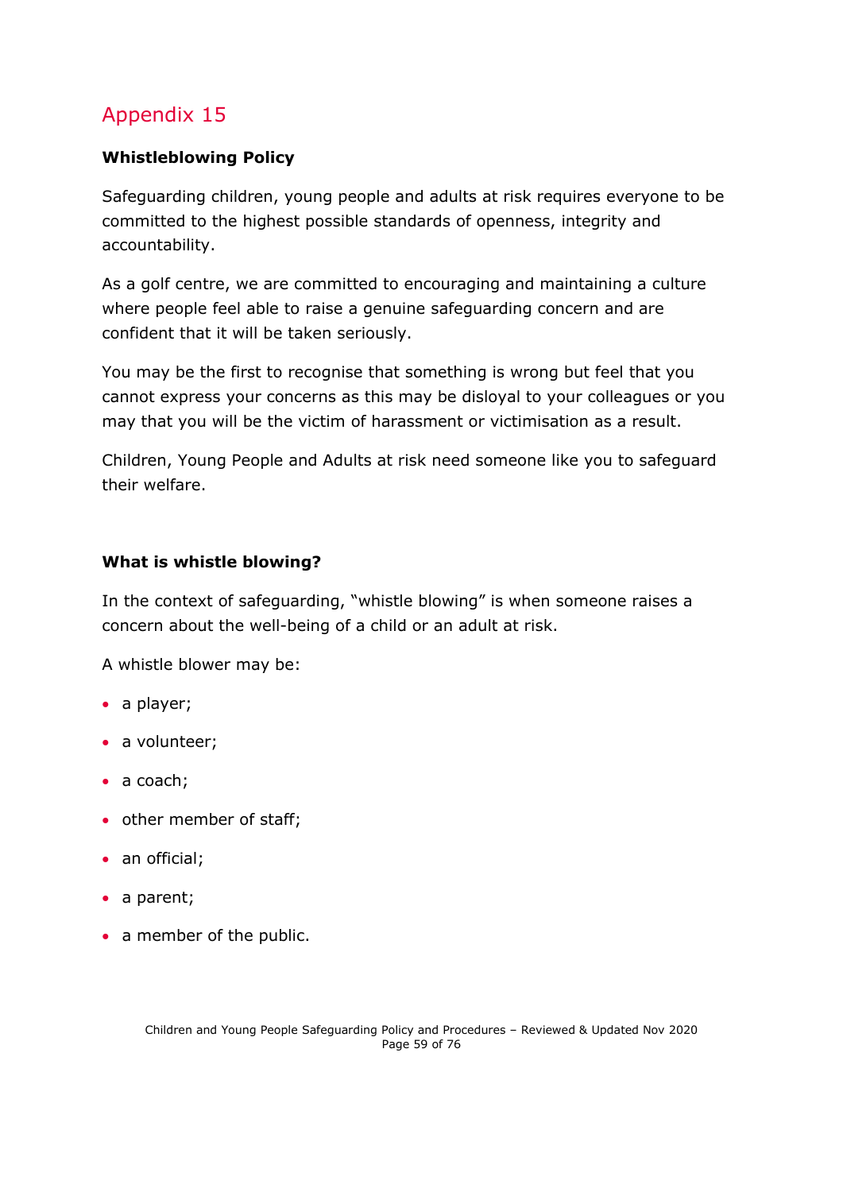# Appendix 15

**Whistleblowing Policy**

Safeguarding children, young people and adults at risk requires everyone to be committed to the highest possible standards of openness, integrity and accountability.

As a golf centre, we are committed to encouraging and maintaining a culture where people feel able to raise a genuine safeguarding concern and are confident that it will be taken seriously.

You may be the first to recognise that something is wrong but feel that you cannot express your concerns as this may be disloyal to your colleagues or you may that you will be the victim of harassment or victimisation as a result.

Children, Young People and Adults at risk need someone like you to safeguard their welfare.

**What is whistle blowing?**

In the context of safeguarding, “whistle blowing” is when someone raises a concern about the well-being of a child or an adult at risk.

A whistle blower may be:

- a player;
- a volunteer;
- a coach;
- other member of staff;
- an official;
- a parent;
- a member of the public.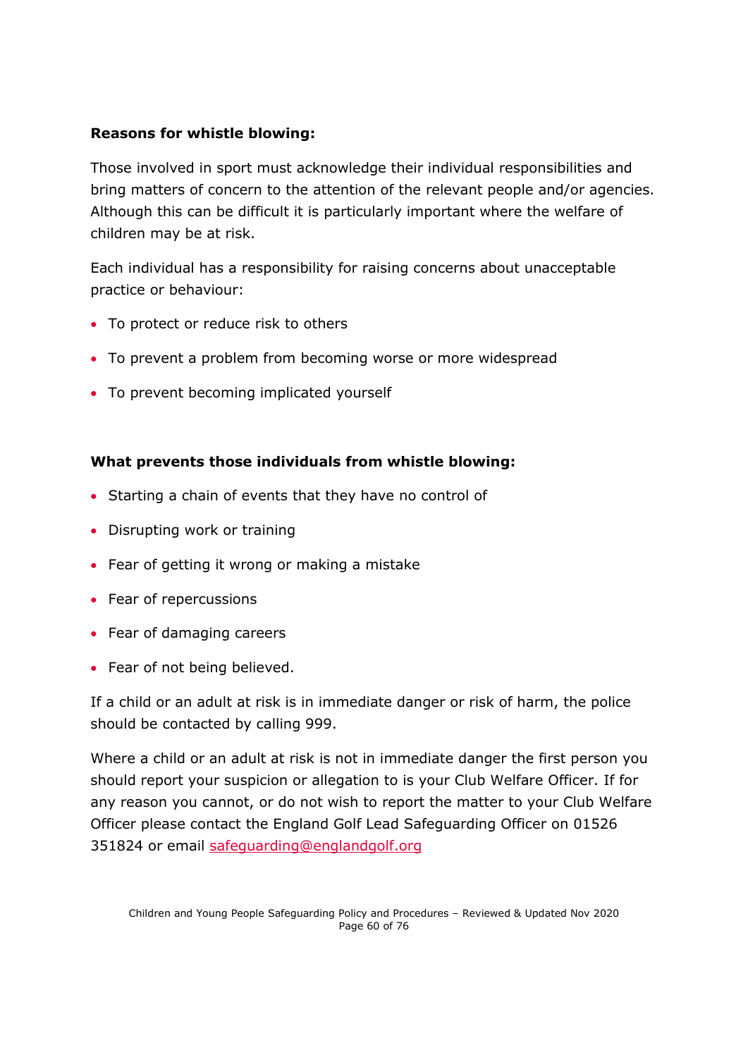**Reasons for whistle blowing:**

Those involved in sport must acknowledge their individual responsibilities and bring matters of concern to the attention of the relevant people and/or agencies. Although this can be difficult it is particularly important where the welfare of children may be at risk.

Each individual has a responsibility for raising concerns about unacceptable practice or behaviour:

- To protect or reduce risk to others
- To prevent a problem from becoming worse or more widespread
- To prevent becoming implicated yourself

**What prevents those individuals from whistle blowing:**

- Starting a chain of events that they have no control of
- Disrupting work or training
- Fear of getting it wrong or making a mistake
- Fear of repercussions
- Fear of damaging careers
- Fear of not being believed.

If a child or an adult at risk is in immediate danger or risk of harm, the police should be contacted by calling 999.

Where a child or an adult at risk is not in immediate danger the first person you should report your suspicion or allegation to is your Club Welfare Officer. If for any reason you cannot, or do not wish to report the matter to your Club Welfare Officer please contact the England Golf Lead Safeguarding Officer on 01526 351824 or email [safeguarding@englandgolf.org](mailto:safeguarding@englandgolf.org)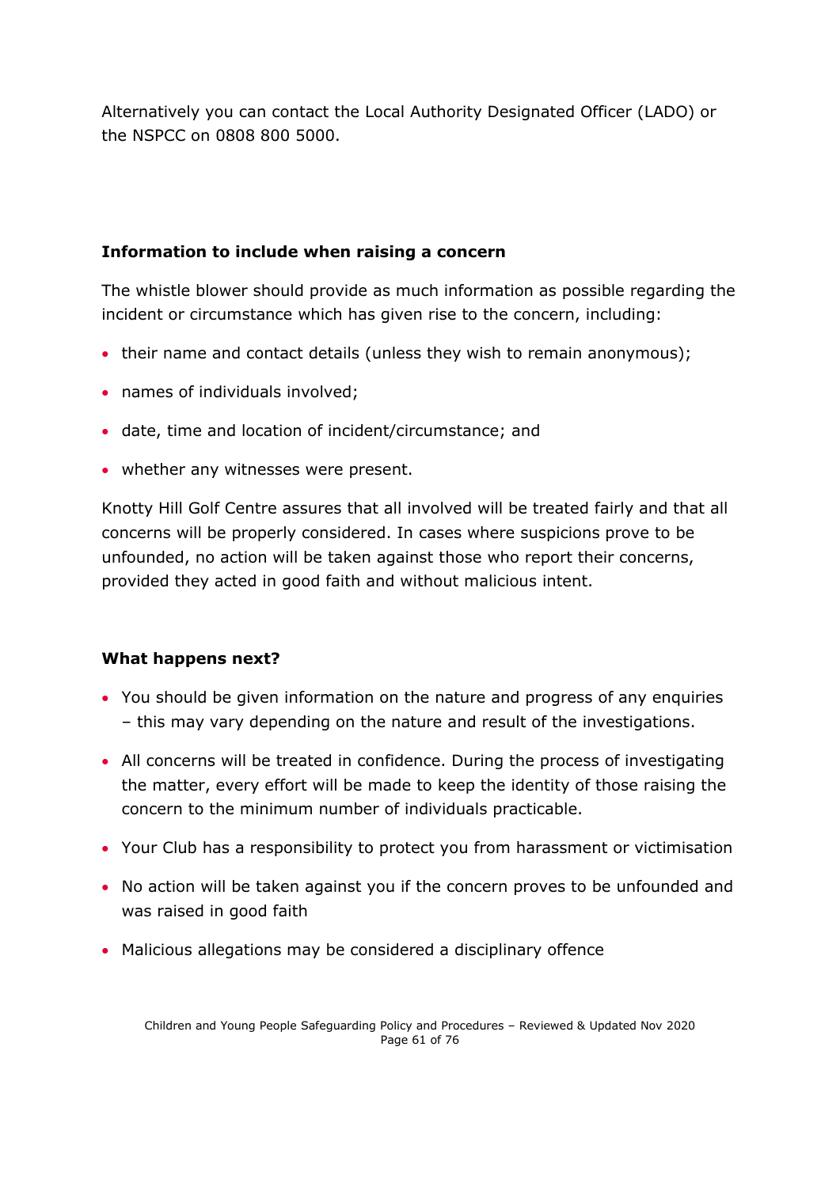Alternatively you can contact the Local Authority Designated Officer (LADO) or the NSPCC on 0808 800 5000.

**Information to include when raising a concern**

The whistle blower should provide as much information as possible regarding the incident or circumstance which has given rise to the concern, including:

- their name and contact details (unless they wish to remain anonymous);
- names of individuals involved;
- date, time and location of incident/circumstance; and
- whether any witnesses were present.

Knotty Hill Golf Centre assures that all involved will be treated fairly and that all concerns will be properly considered. In cases where suspicions prove to be unfounded, no action will be taken against those who report their concerns, provided they acted in good faith and without malicious intent.

**What happens next?**

- You should be given information on the nature and progress of any enquiries – this may vary depending on the nature and result of the investigations.
- All concerns will be treated in confidence. During the process of investigating the matter, every effort will be made to keep the identity of those raising the concern to the minimum number of individuals practicable.
- Your Club has a responsibility to protect you from harassment or victimisation
- No action will be taken against you if the concern proves to be unfounded and was raised in good faith
- Malicious allegations may be considered a disciplinary offence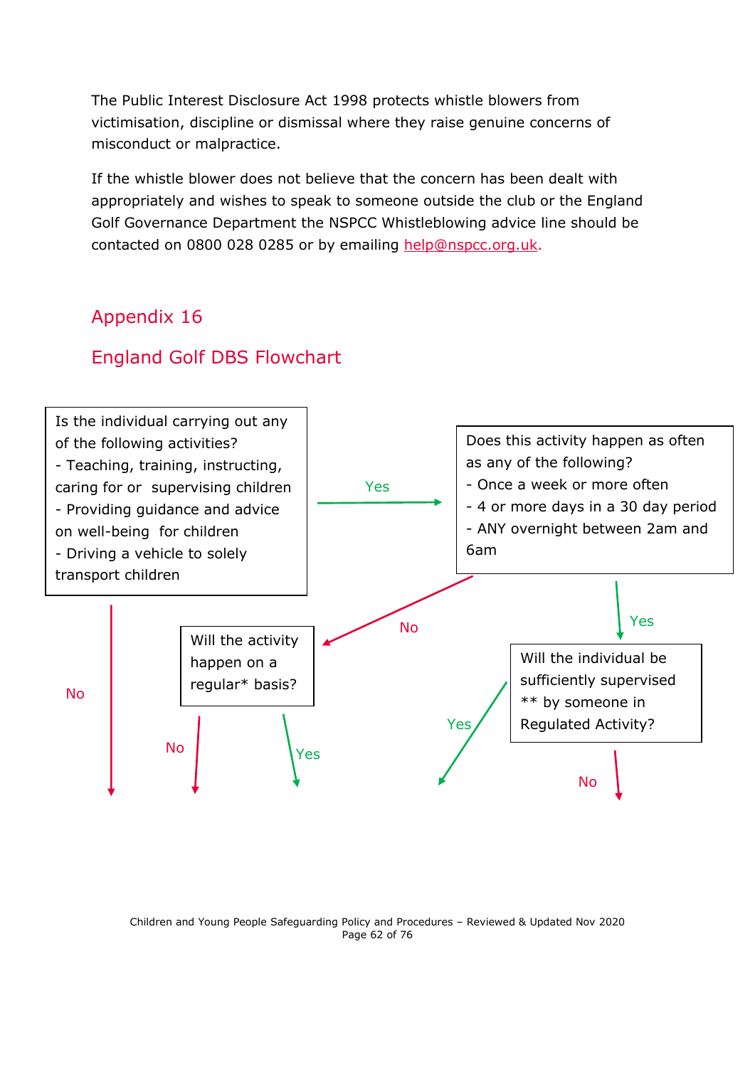The Public Interest Disclosure Act 1998 protects whistle blowers from victimisation, discipline or dismissal where they raise genuine concerns of misconduct or malpractice.

If the whistle blower does not believe that the concern has been dealt with appropriately and wishes to speak to someone outside the club or the England Golf Governance Department the NSPCC Whistleblowing advice line should be contacted on 0800 028 0285 or by emailing help@nspcc.org.uk.

## Appendix 16

## England Golf DBS Flowchart

Is the individual carrying out any of the following activities?
- Teaching, training, instructing, caring for or supervising children
- Providing guidance and advice on well-being for children
- Driving a vehicle to solely transport children

Yes →

Does this activity happen as often as any of the following?
- Once a week or more often
- 4 or more days in a 30 day period
- ANY overnight between 2am and 6am

No

Yes

No

Will the activity happen on a regular* basis?

No

Yes

Yes

Will the individual be sufficiently supervised ** by someone in Regulated Activity?

No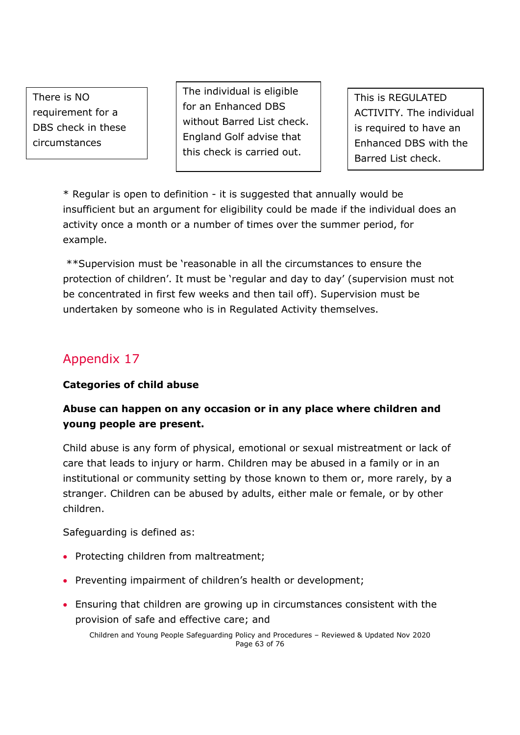| There is NO requirement for a DBS check in these circumstances | The individual is eligible for an Enhanced DBS without Barred List check. England Golf advise that this check is carried out. | This is REGULATED ACTIVITY. The individual is required to have an Enhanced DBS with the Barred List check. |
|---|---|---|

* Regular is open to definition - it is suggested that annually would be insufficient but an argument for eligibility could be made if the individual does an activity once a month or a number of times over the summer period, for example.

**Supervision must be 'reasonable in all the circumstances to ensure the protection of children'. It must be 'regular and day to day' (supervision must not be concentrated in first few weeks and then tail off). Supervision must be undertaken by someone who is in Regulated Activity themselves.

## Appendix 17

**Categories of child abuse**

**Abuse can happen on any occasion or in any place where children and young people are present.**

Child abuse is any form of physical, emotional or sexual mistreatment or lack of care that leads to injury or harm. Children may be abused in a family or in an institutional or community setting by those known to them or, more rarely, by a stranger. Children can be abused by adults, either male or female, or by other children.

Safeguarding is defined as:

- Protecting children from maltreatment;
- Preventing impairment of children's health or development;
- Ensuring that children are growing up in circumstances consistent with the provision of safe and effective care; and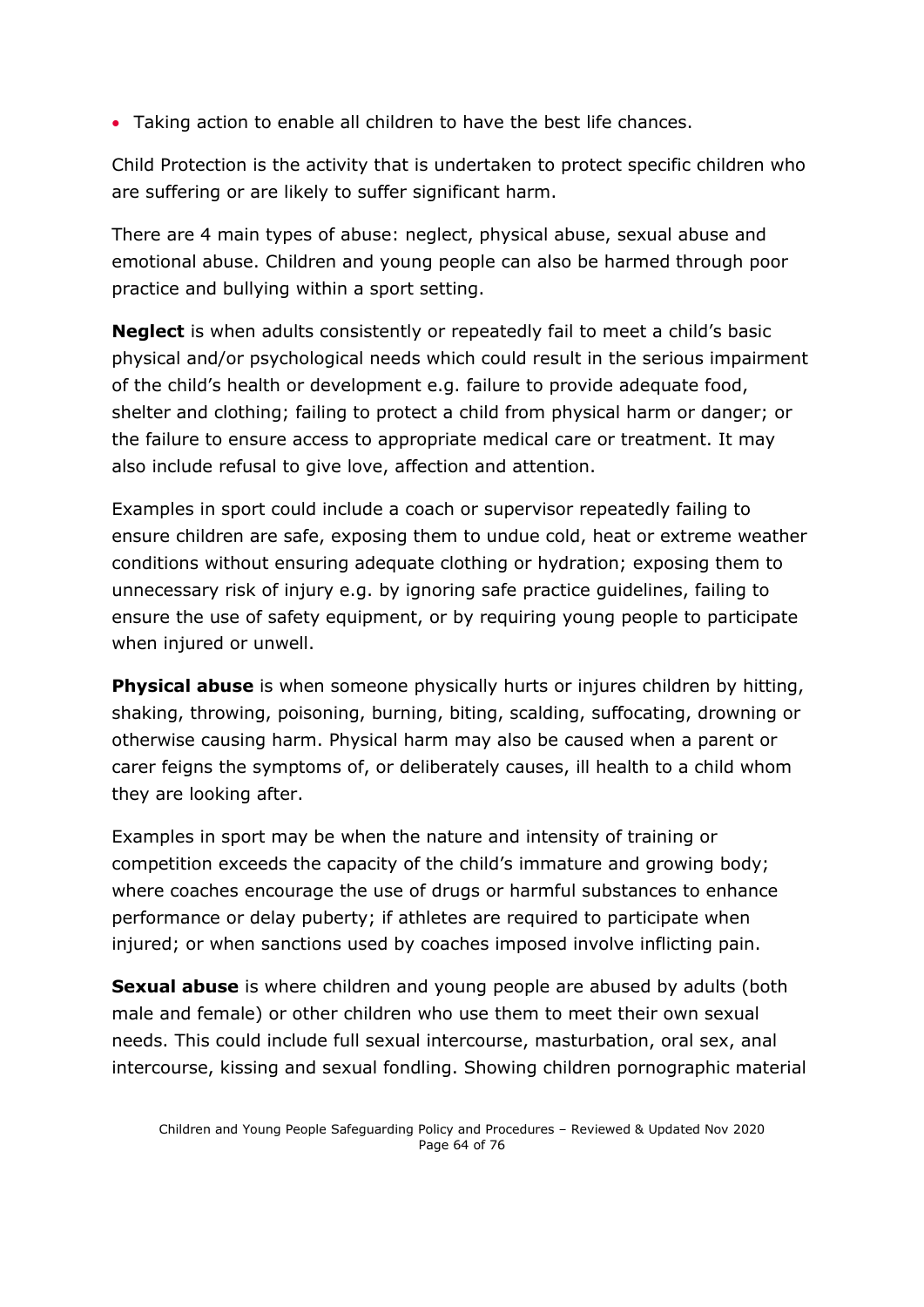- Taking action to enable all children to have the best life chances.

Child Protection is the activity that is undertaken to protect specific children who are suffering or are likely to suffer significant harm.

There are 4 main types of abuse: neglect, physical abuse, sexual abuse and emotional abuse. Children and young people can also be harmed through poor practice and bullying within a sport setting.

**Neglect** is when adults consistently or repeatedly fail to meet a child's basic physical and/or psychological needs which could result in the serious impairment of the child's health or development e.g. failure to provide adequate food, shelter and clothing; failing to protect a child from physical harm or danger; or the failure to ensure access to appropriate medical care or treatment. It may also include refusal to give love, affection and attention.

Examples in sport could include a coach or supervisor repeatedly failing to ensure children are safe, exposing them to undue cold, heat or extreme weather conditions without ensuring adequate clothing or hydration; exposing them to unnecessary risk of injury e.g. by ignoring safe practice guidelines, failing to ensure the use of safety equipment, or by requiring young people to participate when injured or unwell.

**Physical abuse** is when someone physically hurts or injures children by hitting, shaking, throwing, poisoning, burning, biting, scalding, suffocating, drowning or otherwise causing harm. Physical harm may also be caused when a parent or carer feigns the symptoms of, or deliberately causes, ill health to a child whom they are looking after.

Examples in sport may be when the nature and intensity of training or competition exceeds the capacity of the child's immature and growing body; where coaches encourage the use of drugs or harmful substances to enhance performance or delay puberty; if athletes are required to participate when injured; or when sanctions used by coaches imposed involve inflicting pain.

**Sexual abuse** is where children and young people are abused by adults (both male and female) or other children who use them to meet their own sexual needs. This could include full sexual intercourse, masturbation, oral sex, anal intercourse, kissing and sexual fondling. Showing children pornographic material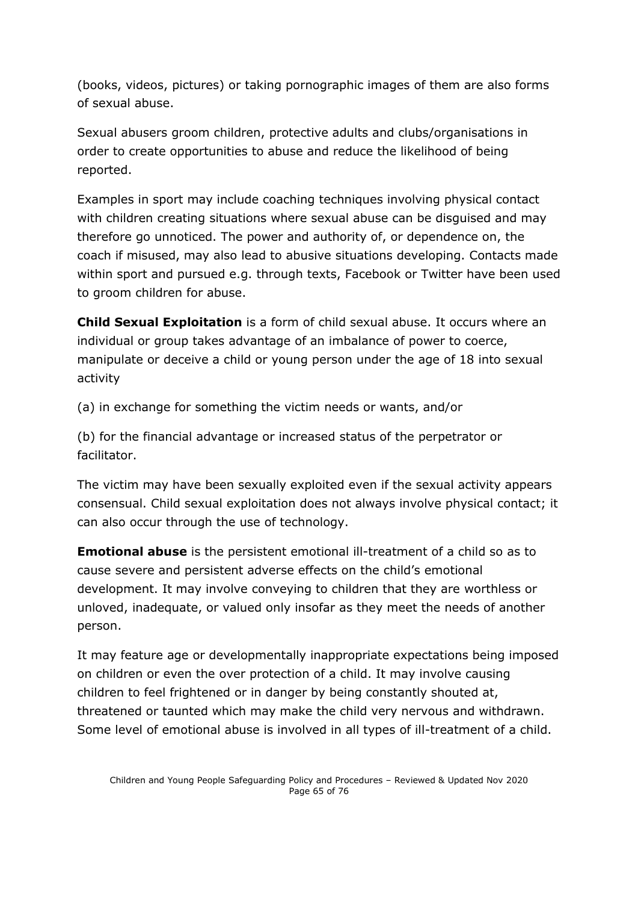(books, videos, pictures) or taking pornographic images of them are also forms of sexual abuse.

Sexual abusers groom children, protective adults and clubs/organisations in order to create opportunities to abuse and reduce the likelihood of being reported.

Examples in sport may include coaching techniques involving physical contact with children creating situations where sexual abuse can be disguised and may therefore go unnoticed. The power and authority of, or dependence on, the coach if misused, may also lead to abusive situations developing. Contacts made within sport and pursued e.g. through texts, Facebook or Twitter have been used to groom children for abuse.

**Child Sexual Exploitation** is a form of child sexual abuse. It occurs where an individual or group takes advantage of an imbalance of power to coerce, manipulate or deceive a child or young person under the age of 18 into sexual activity

(a) in exchange for something the victim needs or wants, and/or

(b) for the financial advantage or increased status of the perpetrator or facilitator.

The victim may have been sexually exploited even if the sexual activity appears consensual. Child sexual exploitation does not always involve physical contact; it can also occur through the use of technology.

**Emotional abuse** is the persistent emotional ill-treatment of a child so as to cause severe and persistent adverse effects on the child's emotional development. It may involve conveying to children that they are worthless or unloved, inadequate, or valued only insofar as they meet the needs of another person.

It may feature age or developmentally inappropriate expectations being imposed on children or even the over protection of a child. It may involve causing children to feel frightened or in danger by being constantly shouted at, threatened or taunted which may make the child very nervous and withdrawn. Some level of emotional abuse is involved in all types of ill-treatment of a child.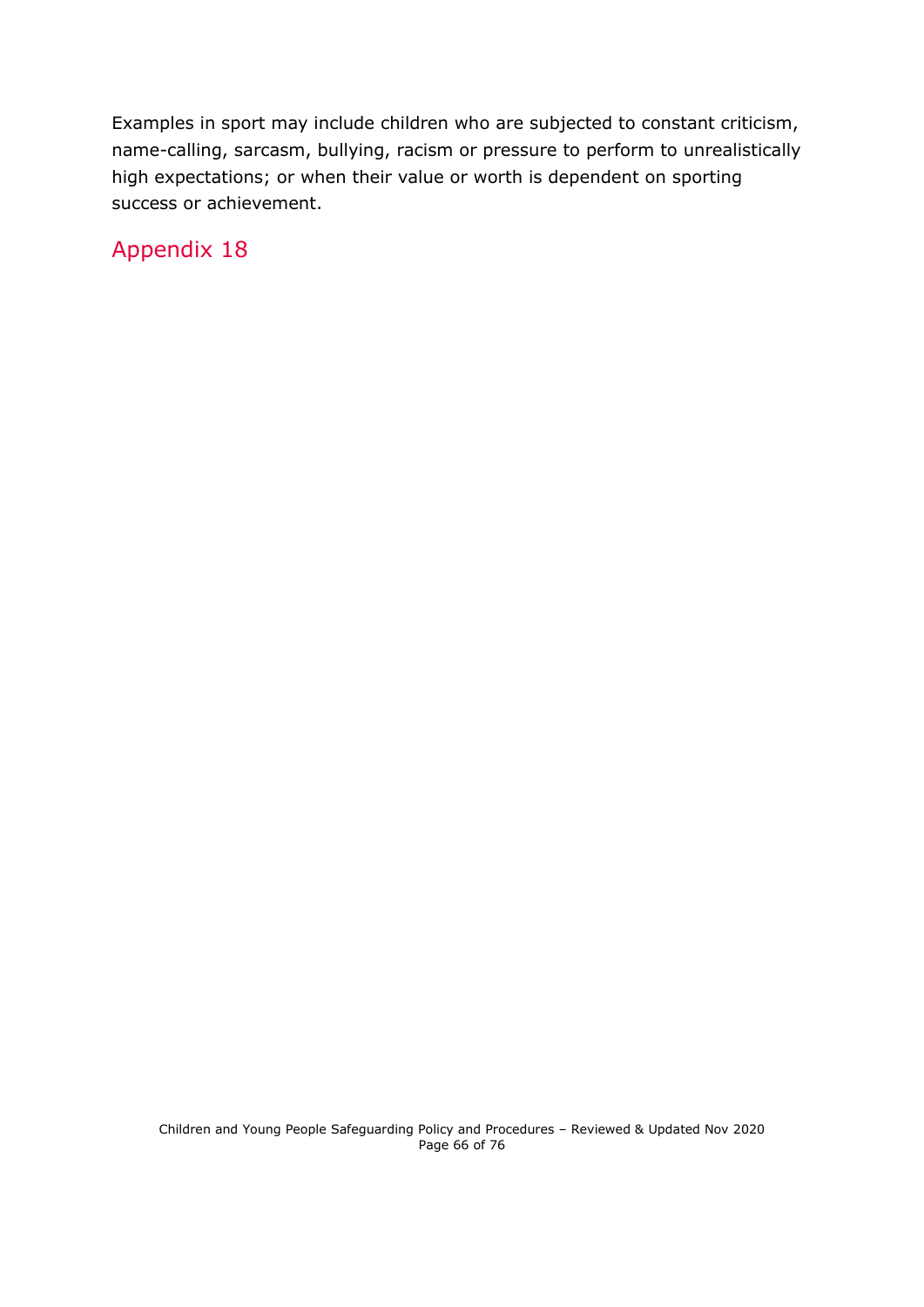Examples in sport may include children who are subjected to constant criticism, name-calling, sarcasm, bullying, racism or pressure to perform to unrealistically high expectations; or when their value or worth is dependent on sporting success or achievement.

## Appendix 18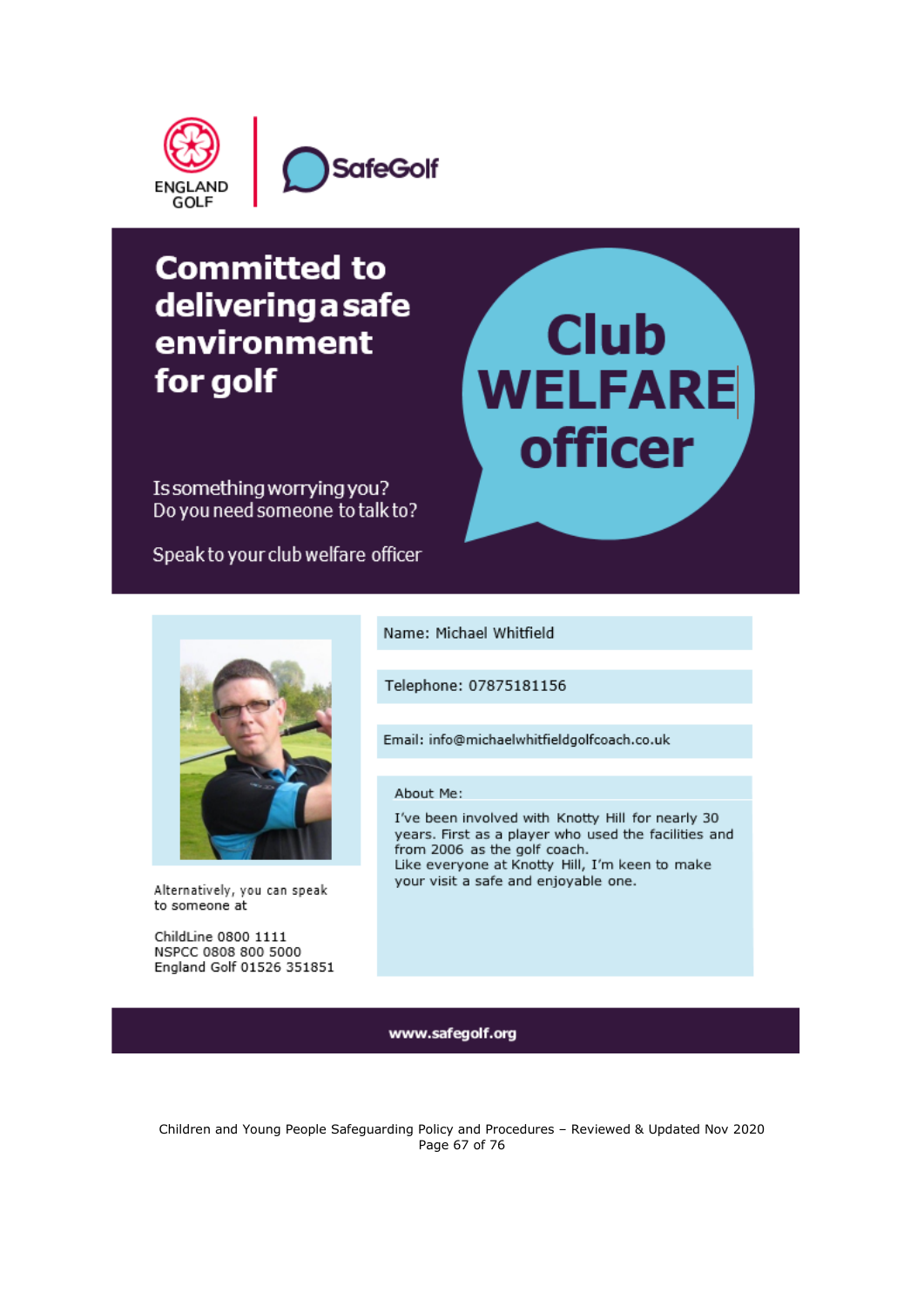ENGLAND GOLF | SafeGolf

# Committed to delivering a safe environment for golf

Is something worrying you?
Do you need someone to talk to?

Speak to your club welfare officer

## Club WELFARE officer

Name: Michael Whitfield

Telephone: 07875181156

Email: info@michaelwhitfieldgolfcoach.co.uk

About Me:

I've been involved with Knotty Hill for nearly 30 years. First as a player who used the facilities and from 2006 as the golf coach.
Like everyone at Knotty Hill, I'm keen to make your visit a safe and enjoyable one.

Alternatively, you can speak to someone at

ChildLine 0800 1111
NSPCC 0808 800 5000
England Golf 01526 351851

**www.safegolf.org**

Children and Young People Safeguarding Policy and Procedures – Reviewed & Updated Nov 2020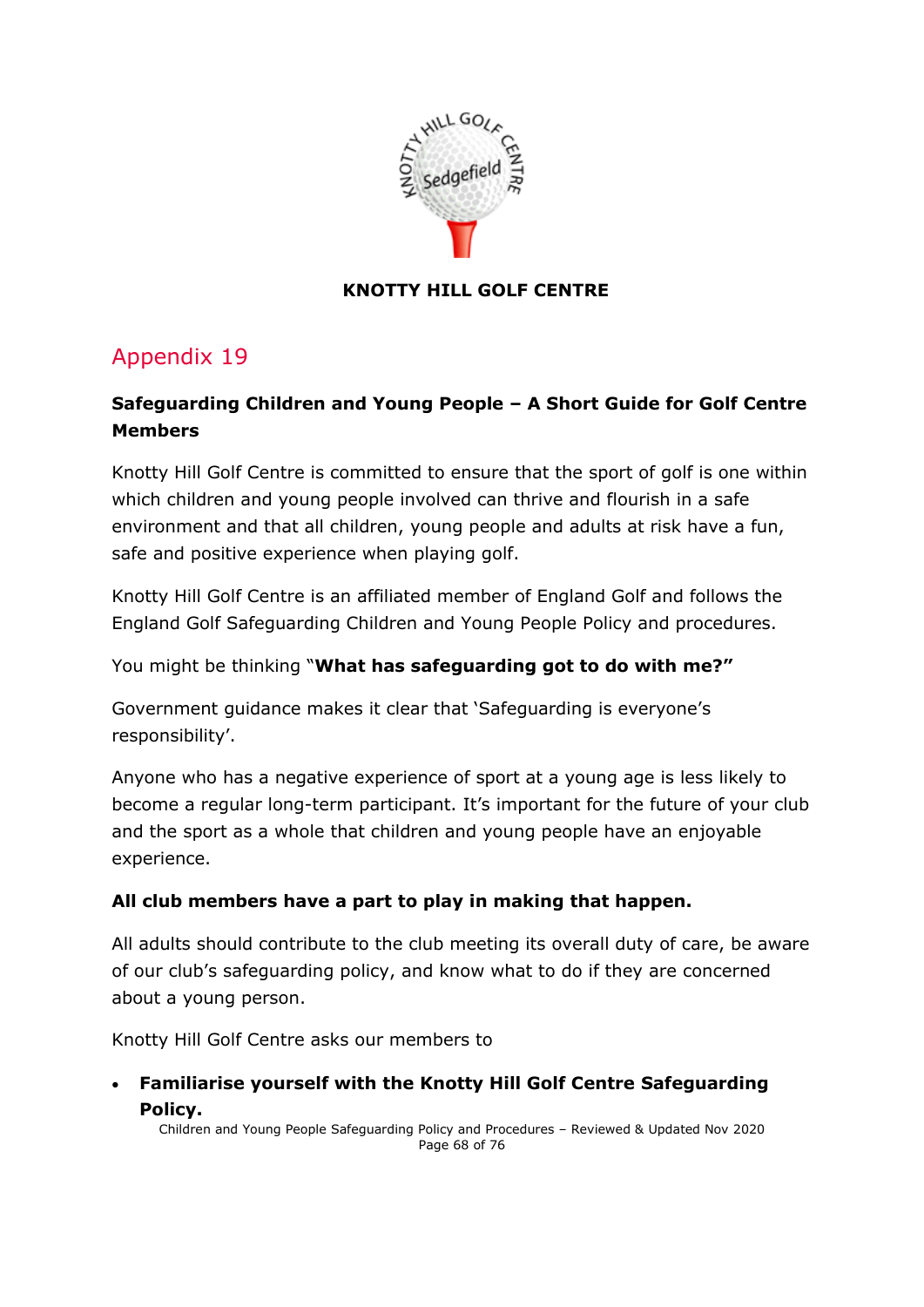**KNOTTY HILL GOLF CENTRE**

## Appendix 19

### Safeguarding Children and Young People – A Short Guide for Golf Centre Members

Knotty Hill Golf Centre is committed to ensure that the sport of golf is one within which children and young people involved can thrive and flourish in a safe environment and that all children, young people and adults at risk have a fun, safe and positive experience when playing golf.

Knotty Hill Golf Centre is an affiliated member of England Golf and follows the England Golf Safeguarding Children and Young People Policy and procedures.

You might be thinking "**What has safeguarding got to do with me?"**

Government guidance makes it clear that 'Safeguarding is everyone's responsibility'.

Anyone who has a negative experience of sport at a young age is less likely to become a regular long-term participant. It's important for the future of your club and the sport as a whole that children and young people have an enjoyable experience.

**All club members have a part to play in making that happen.**

All adults should contribute to the club meeting its overall duty of care, be aware of our club's safeguarding policy, and know what to do if they are concerned about a young person.

Knotty Hill Golf Centre asks our members to

- **Familiarise yourself with the Knotty Hill Golf Centre Safeguarding Policy.**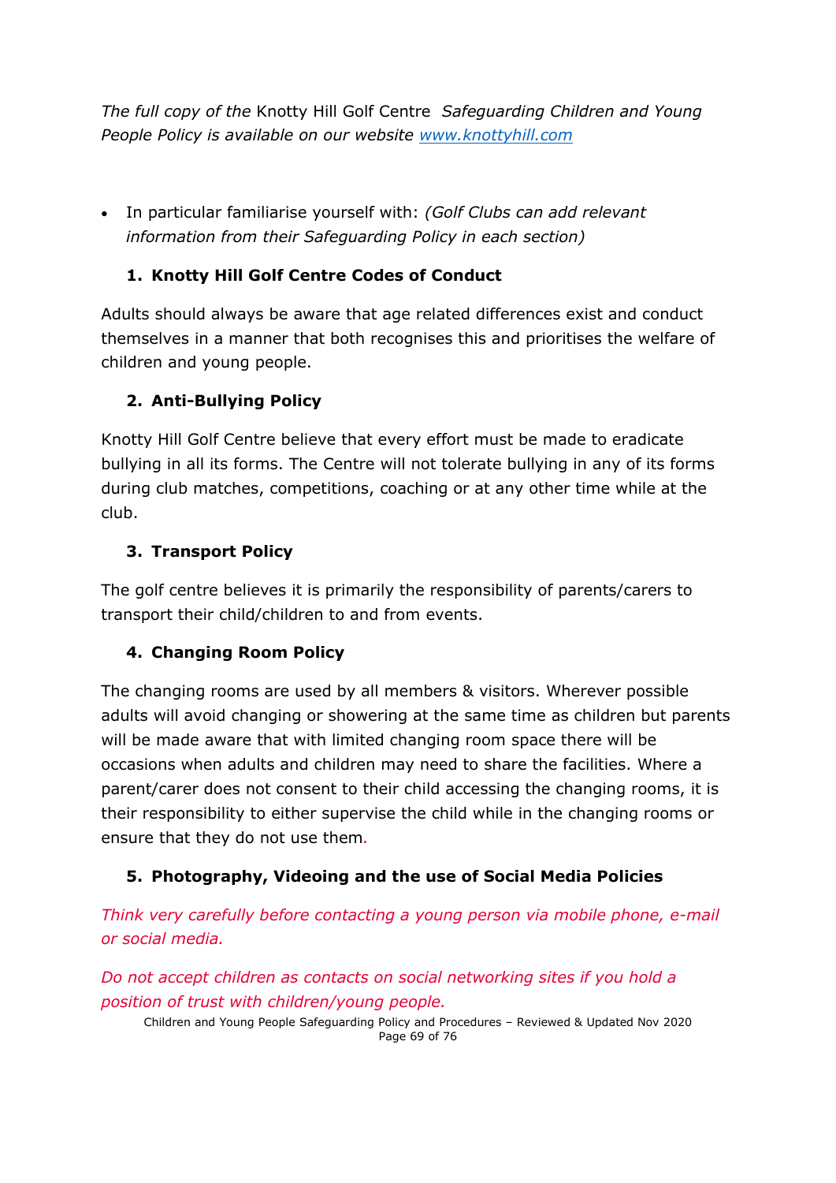*The full copy of the* Knotty Hill Golf Centre *Safeguarding Children and Young People Policy is available on our website [www.knottyhill.com](www.knottyhill.com)*

- In particular familiarise yourself with: *(Golf Clubs can add relevant information from their Safeguarding Policy in each section)*

1. **Knotty Hill Golf Centre Codes of Conduct**

Adults should always be aware that age related differences exist and conduct themselves in a manner that both recognises this and prioritises the welfare of children and young people.

2. **Anti-Bullying Policy**

Knotty Hill Golf Centre believe that every effort must be made to eradicate bullying in all its forms. The Centre will not tolerate bullying in any of its forms during club matches, competitions, coaching or at any other time while at the club.

3. **Transport Policy**

The golf centre believes it is primarily the responsibility of parents/carers to transport their child/children to and from events.

4. **Changing Room Policy**

The changing rooms are used by all members & visitors. Wherever possible adults will avoid changing or showering at the same time as children but parents will be made aware that with limited changing room space there will be occasions when adults and children may need to share the facilities. Where a parent/carer does not consent to their child accessing the changing rooms, it is their responsibility to either supervise the child while in the changing rooms or ensure that they do not use them.

5. **Photography, Videoing and the use of Social Media Policies**

*Think very carefully before contacting a young person via mobile phone, e-mail or social media.*

*Do not accept children as contacts on social networking sites if you hold a position of trust with children/young people.*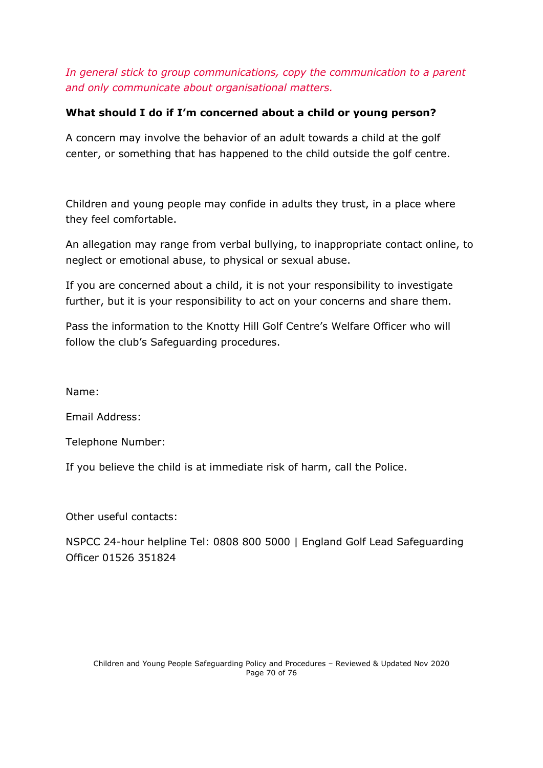*In general stick to group communications, copy the communication to a parent and only communicate about organisational matters.*

**What should I do if I'm concerned about a child or young person?**

A concern may involve the behavior of an adult towards a child at the golf center, or something that has happened to the child outside the golf centre.

Children and young people may confide in adults they trust, in a place where they feel comfortable.

An allegation may range from verbal bullying, to inappropriate contact online, to neglect or emotional abuse, to physical or sexual abuse.

If you are concerned about a child, it is not your responsibility to investigate further, but it is your responsibility to act on your concerns and share them.

Pass the information to the Knotty Hill Golf Centre's Welfare Officer who will follow the club's Safeguarding procedures.

Name:

Email Address:

Telephone Number:

If you believe the child is at immediate risk of harm, call the Police.

Other useful contacts:

NSPCC 24-hour helpline Tel: 0808 800 5000 | England Golf Lead Safeguarding Officer 01526 351824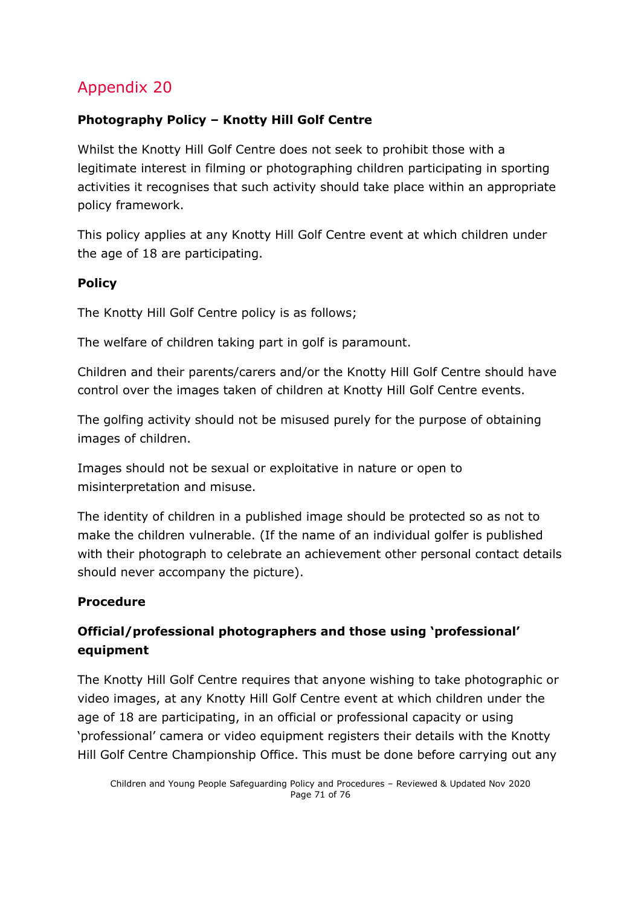# Appendix 20

**Photography Policy – Knotty Hill Golf Centre**

Whilst the Knotty Hill Golf Centre does not seek to prohibit those with a legitimate interest in filming or photographing children participating in sporting activities it recognises that such activity should take place within an appropriate policy framework.

This policy applies at any Knotty Hill Golf Centre event at which children under the age of 18 are participating.

**Policy**

The Knotty Hill Golf Centre policy is as follows;

The welfare of children taking part in golf is paramount.

Children and their parents/carers and/or the Knotty Hill Golf Centre should have control over the images taken of children at Knotty Hill Golf Centre events.

The golfing activity should not be misused purely for the purpose of obtaining images of children.

Images should not be sexual or exploitative in nature or open to misinterpretation and misuse.

The identity of children in a published image should be protected so as not to make the children vulnerable. (If the name of an individual golfer is published with their photograph to celebrate an achievement other personal contact details should never accompany the picture).

**Procedure**

**Official/professional photographers and those using 'professional' equipment**

The Knotty Hill Golf Centre requires that anyone wishing to take photographic or video images, at any Knotty Hill Golf Centre event at which children under the age of 18 are participating, in an official or professional capacity or using 'professional' camera or video equipment registers their details with the Knotty Hill Golf Centre Championship Office. This must be done before carrying out any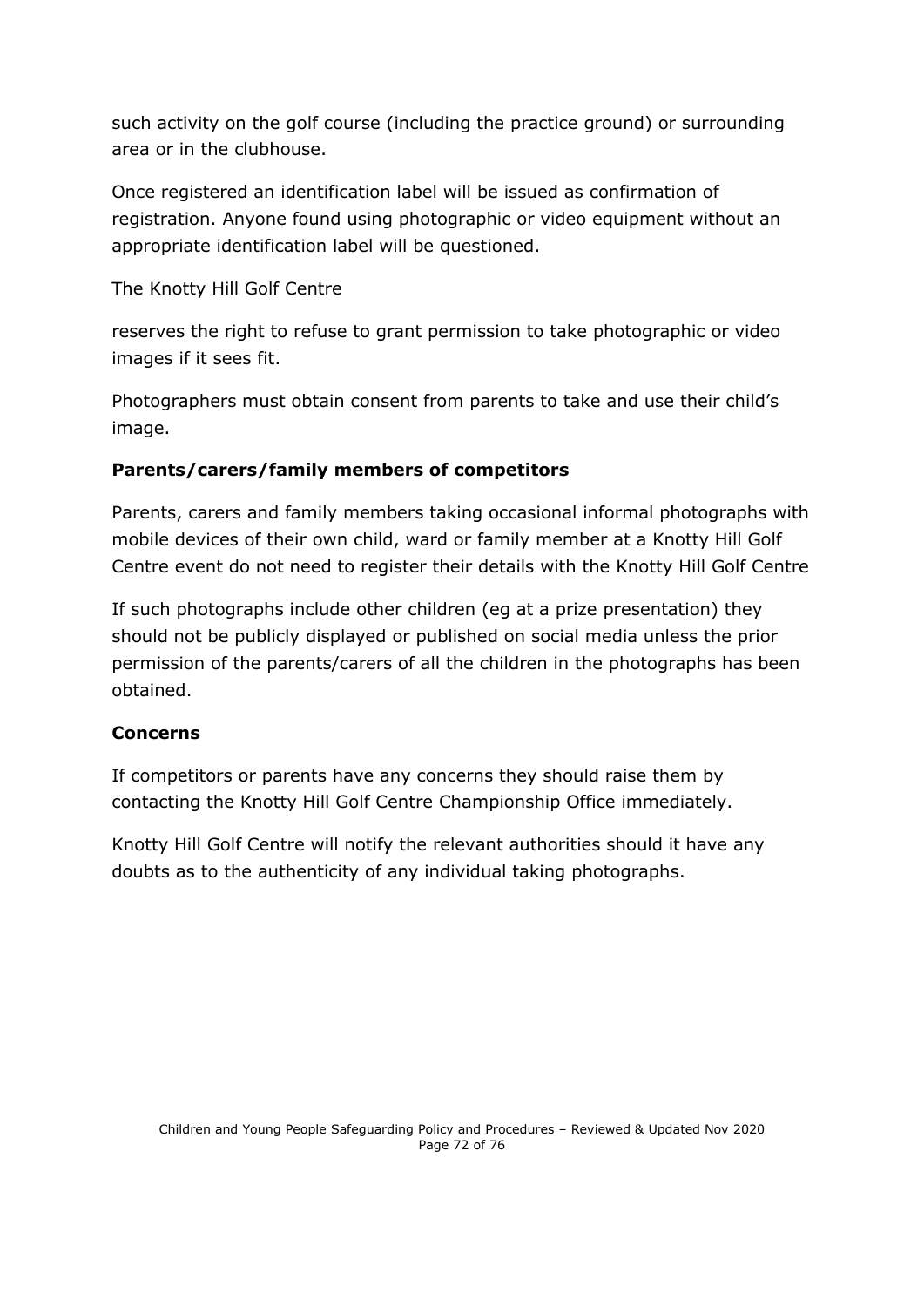such activity on the golf course (including the practice ground) or surrounding area or in the clubhouse.

Once registered an identification label will be issued as confirmation of registration. Anyone found using photographic or video equipment without an appropriate identification label will be questioned.

The Knotty Hill Golf Centre

reserves the right to refuse to grant permission to take photographic or video images if it sees fit.

Photographers must obtain consent from parents to take and use their child's image.

**Parents/carers/family members of competitors**

Parents, carers and family members taking occasional informal photographs with mobile devices of their own child, ward or family member at a Knotty Hill Golf Centre event do not need to register their details with the Knotty Hill Golf Centre

If such photographs include other children (eg at a prize presentation) they should not be publicly displayed or published on social media unless the prior permission of the parents/carers of all the children in the photographs has been obtained.

**Concerns**

If competitors or parents have any concerns they should raise them by contacting the Knotty Hill Golf Centre Championship Office immediately.

Knotty Hill Golf Centre will notify the relevant authorities should it have any doubts as to the authenticity of any individual taking photographs.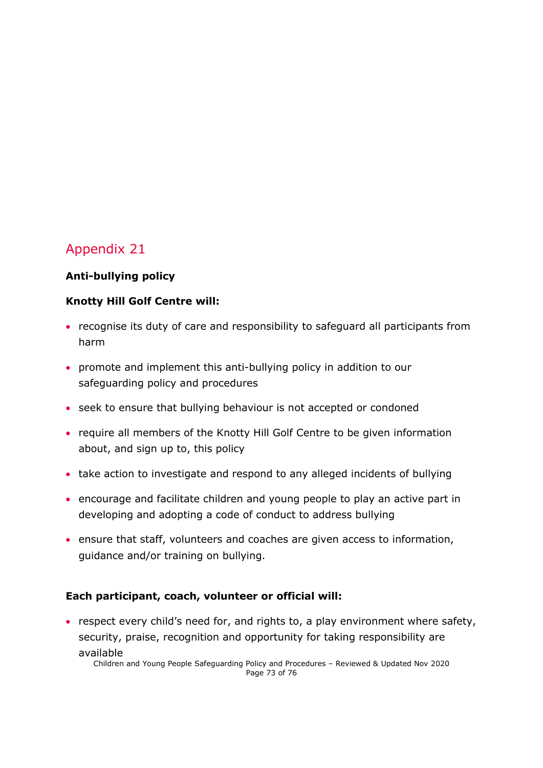## Appendix 21

**Anti-bullying policy**

**Knotty Hill Golf Centre will:**

- recognise its duty of care and responsibility to safeguard all participants from harm
- promote and implement this anti-bullying policy in addition to our safeguarding policy and procedures
- seek to ensure that bullying behaviour is not accepted or condoned
- require all members of the Knotty Hill Golf Centre to be given information about, and sign up to, this policy
- take action to investigate and respond to any alleged incidents of bullying
- encourage and facilitate children and young people to play an active part in developing and adopting a code of conduct to address bullying
- ensure that staff, volunteers and coaches are given access to information, guidance and/or training on bullying.

**Each participant, coach, volunteer or official will:**

- respect every child's need for, and rights to, a play environment where safety, security, praise, recognition and opportunity for taking responsibility are available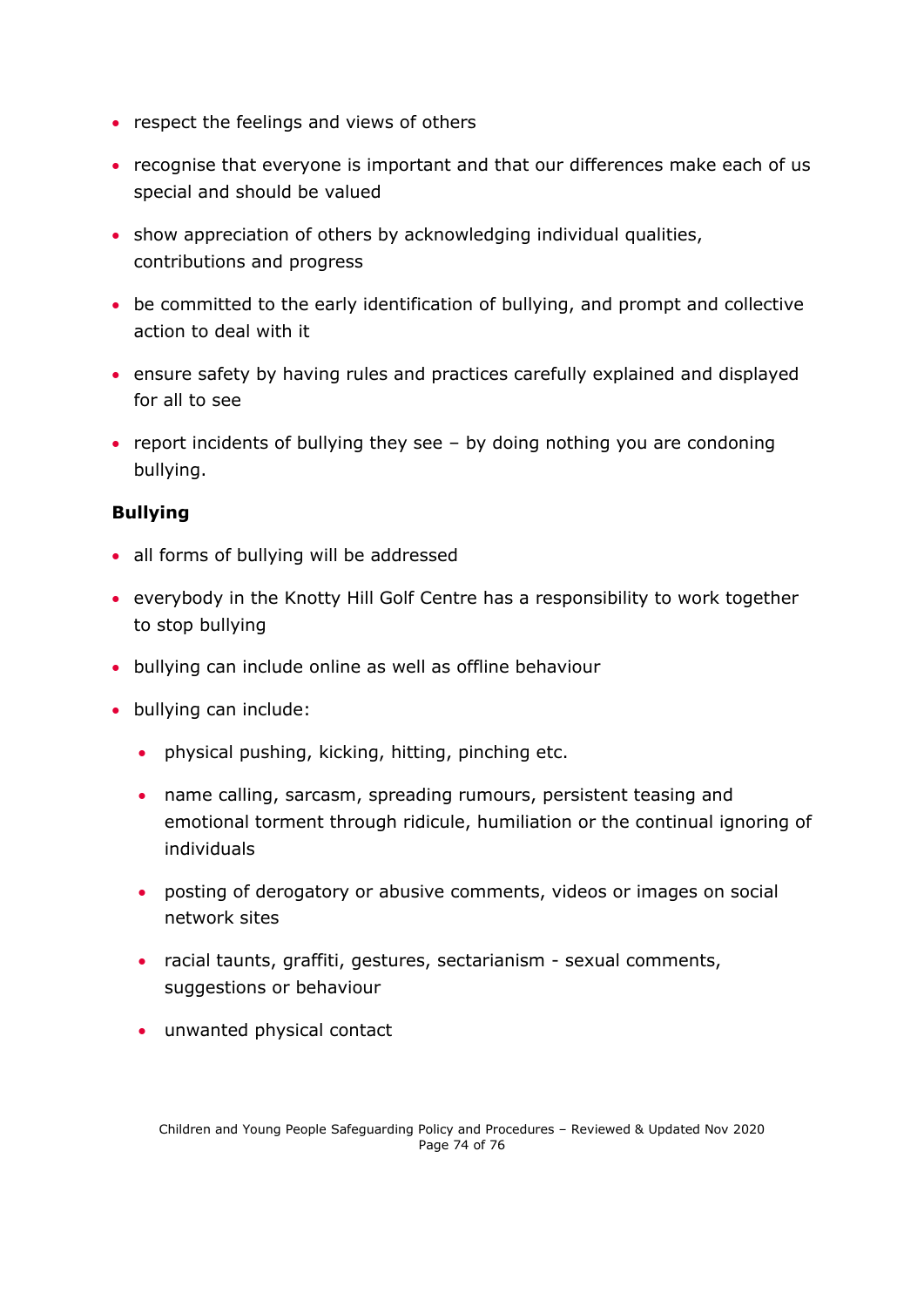- respect the feelings and views of others
- recognise that everyone is important and that our differences make each of us special and should be valued
- show appreciation of others by acknowledging individual qualities, contributions and progress
- be committed to the early identification of bullying, and prompt and collective action to deal with it
- ensure safety by having rules and practices carefully explained and displayed for all to see
- report incidents of bullying they see – by doing nothing you are condoning bullying.

**Bullying**

- all forms of bullying will be addressed
- everybody in the Knotty Hill Golf Centre has a responsibility to work together to stop bullying
- bullying can include online as well as offline behaviour
- bullying can include:
  - physical pushing, kicking, hitting, pinching etc.
  - name calling, sarcasm, spreading rumours, persistent teasing and emotional torment through ridicule, humiliation or the continual ignoring of individuals
  - posting of derogatory or abusive comments, videos or images on social network sites
  - racial taunts, graffiti, gestures, sectarianism - sexual comments, suggestions or behaviour
  - unwanted physical contact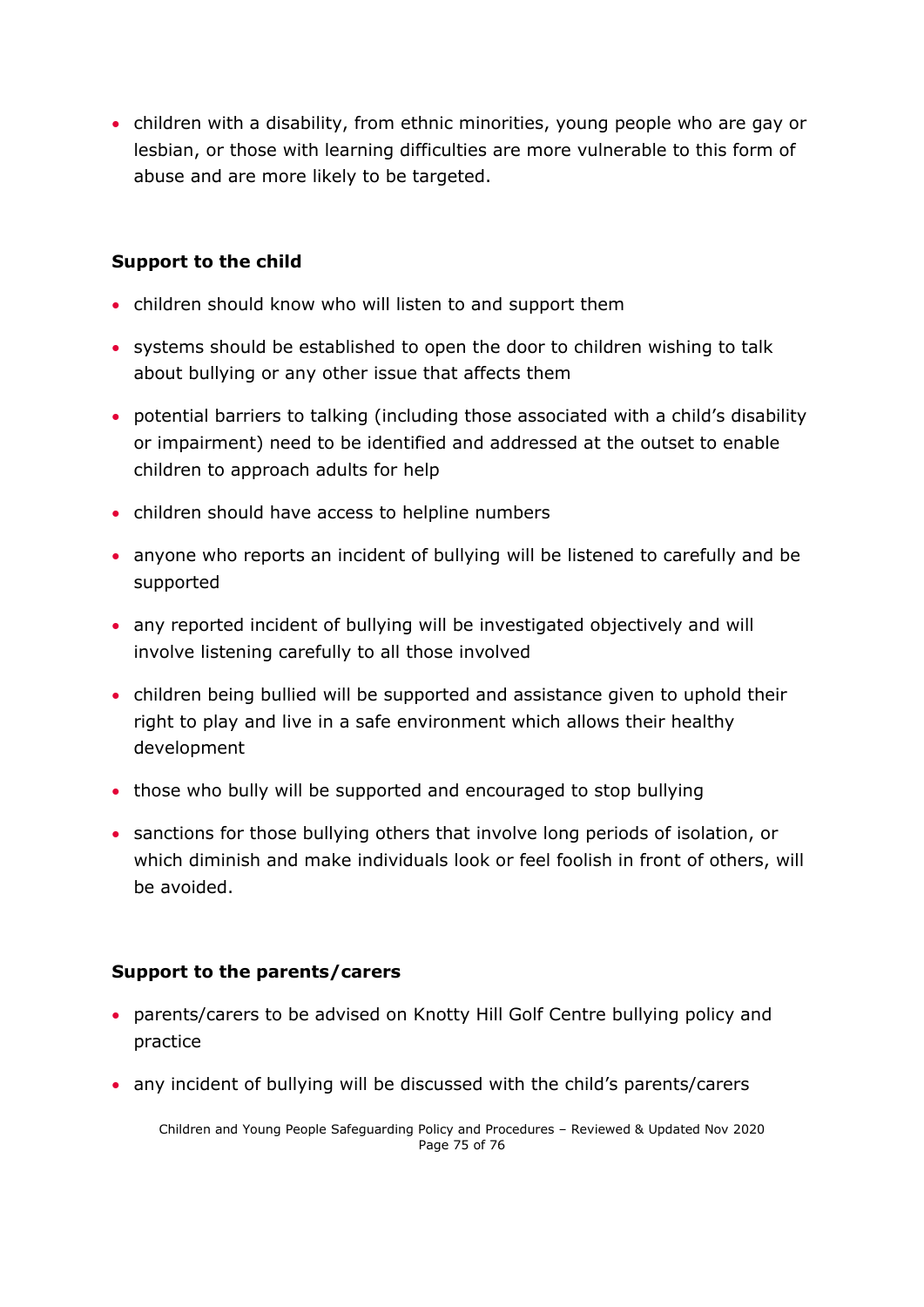- children with a disability, from ethnic minorities, young people who are gay or lesbian, or those with learning difficulties are more vulnerable to this form of abuse and are more likely to be targeted.

**Support to the child**

- children should know who will listen to and support them
- systems should be established to open the door to children wishing to talk about bullying or any other issue that affects them
- potential barriers to talking (including those associated with a child's disability or impairment) need to be identified and addressed at the outset to enable children to approach adults for help
- children should have access to helpline numbers
- anyone who reports an incident of bullying will be listened to carefully and be supported
- any reported incident of bullying will be investigated objectively and will involve listening carefully to all those involved
- children being bullied will be supported and assistance given to uphold their right to play and live in a safe environment which allows their healthy development
- those who bully will be supported and encouraged to stop bullying
- sanctions for those bullying others that involve long periods of isolation, or which diminish and make individuals look or feel foolish in front of others, will be avoided.

**Support to the parents/carers**

- parents/carers to be advised on Knotty Hill Golf Centre bullying policy and practice
- any incident of bullying will be discussed with the child's parents/carers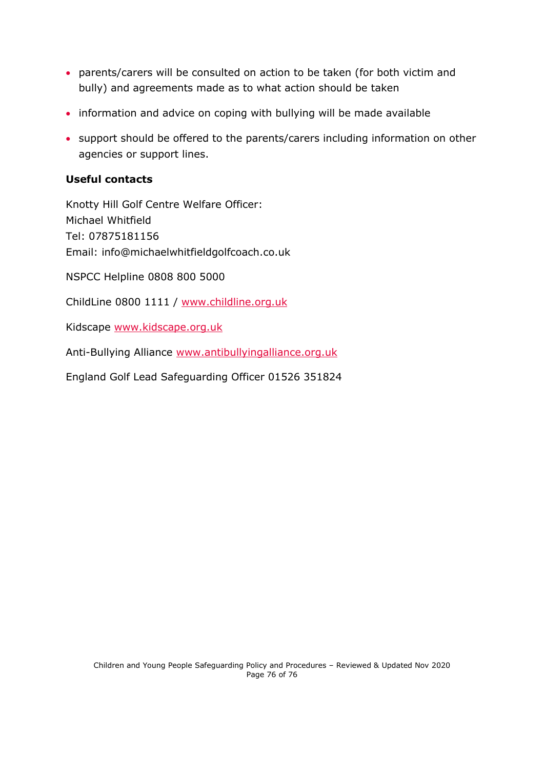- parents/carers will be consulted on action to be taken (for both victim and bully) and agreements made as to what action should be taken
- information and advice on coping with bullying will be made available
- support should be offered to the parents/carers including information on other agencies or support lines.

**Useful contacts**

Knotty Hill Golf Centre Welfare Officer:
Michael Whitfield
Tel: 07875181156
Email: info@michaelwhitfieldgolfcoach.co.uk

NSPCC Helpline 0808 800 5000

ChildLine 0800 1111 / www.childline.org.uk

Kidscape www.kidscape.org.uk

Anti-Bullying Alliance www.antibullyingalliance.org.uk

England Golf Lead Safeguarding Officer 01526 351824